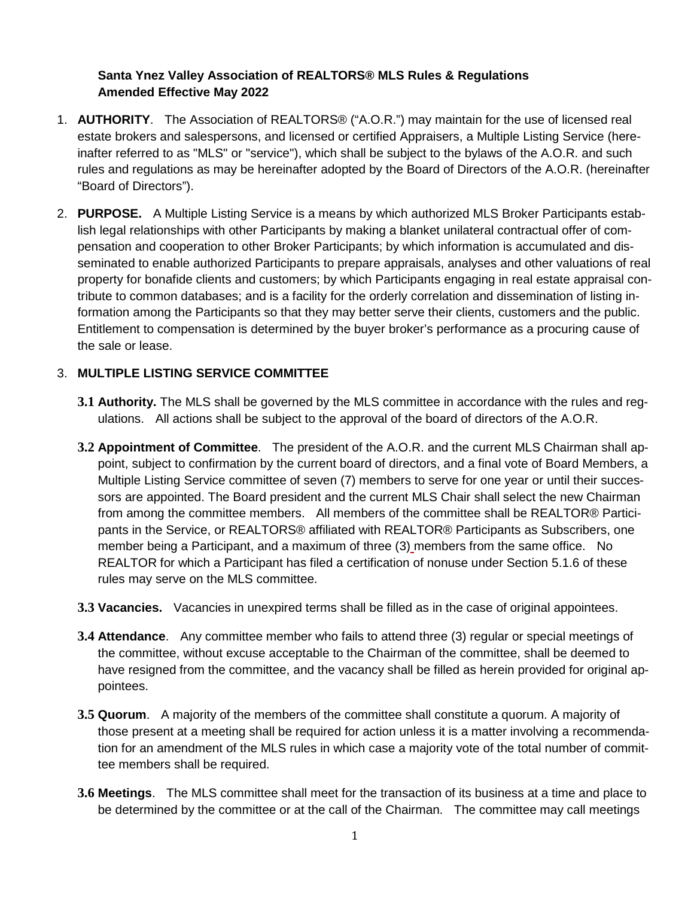**Santa Ynez Valley Association of REALTORS® MLS Rules & Regulations**
**Amended Effective May 2022**

1. **AUTHORITY**. The Association of REALTORS® ("A.O.R.") may maintain for the use of licensed real estate brokers and salespersons, and licensed or certified Appraisers, a Multiple Listing Service (hereinafter referred to as "MLS" or "service"), which shall be subject to the bylaws of the A.O.R. and such rules and regulations as may be hereinafter adopted by the Board of Directors of the A.O.R. (hereinafter "Board of Directors").

2. **PURPOSE.** A Multiple Listing Service is a means by which authorized MLS Broker Participants establish legal relationships with other Participants by making a blanket unilateral contractual offer of compensation and cooperation to other Broker Participants; by which information is accumulated and disseminated to enable authorized Participants to prepare appraisals, analyses and other valuations of real property for bonafide clients and customers; by which Participants engaging in real estate appraisal contribute to common databases; and is a facility for the orderly correlation and dissemination of listing information among the Participants so that they may better serve their clients, customers and the public. Entitlement to compensation is determined by the buyer broker's performance as a procuring cause of the sale or lease.

3. **MULTIPLE LISTING SERVICE COMMITTEE**

   **3.1 Authority.** The MLS shall be governed by the MLS committee in accordance with the rules and regulations. All actions shall be subject to the approval of the board of directors of the A.O.R.

   **3.2 Appointment of Committee**. The president of the A.O.R. and the current MLS Chairman shall appoint, subject to confirmation by the current board of directors, and a final vote of Board Members, a Multiple Listing Service committee of seven (7) members to serve for one year or until their successors are appointed. The Board president and the current MLS Chair shall select the new Chairman from among the committee members. All members of the committee shall be REALTOR® Participants in the Service, or REALTORS® affiliated with REALTOR® Participants as Subscribers, one member being a Participant, and a maximum of three (3) members from the same office. No REALTOR for which a Participant has filed a certification of nonuse under Section 5.1.6 of these rules may serve on the MLS committee.

   **3.3 Vacancies.** Vacancies in unexpired terms shall be filled as in the case of original appointees.

   **3.4 Attendance**. Any committee member who fails to attend three (3) regular or special meetings of the committee, without excuse acceptable to the Chairman of the committee, shall be deemed to have resigned from the committee, and the vacancy shall be filled as herein provided for original appointees.

   **3.5 Quorum**. A majority of the members of the committee shall constitute a quorum. A majority of those present at a meeting shall be required for action unless it is a matter involving a recommendation for an amendment of the MLS rules in which case a majority vote of the total number of committee members shall be required.

   **3.6 Meetings**. The MLS committee shall meet for the transaction of its business at a time and place to be determined by the committee or at the call of the Chairman. The committee may call meetings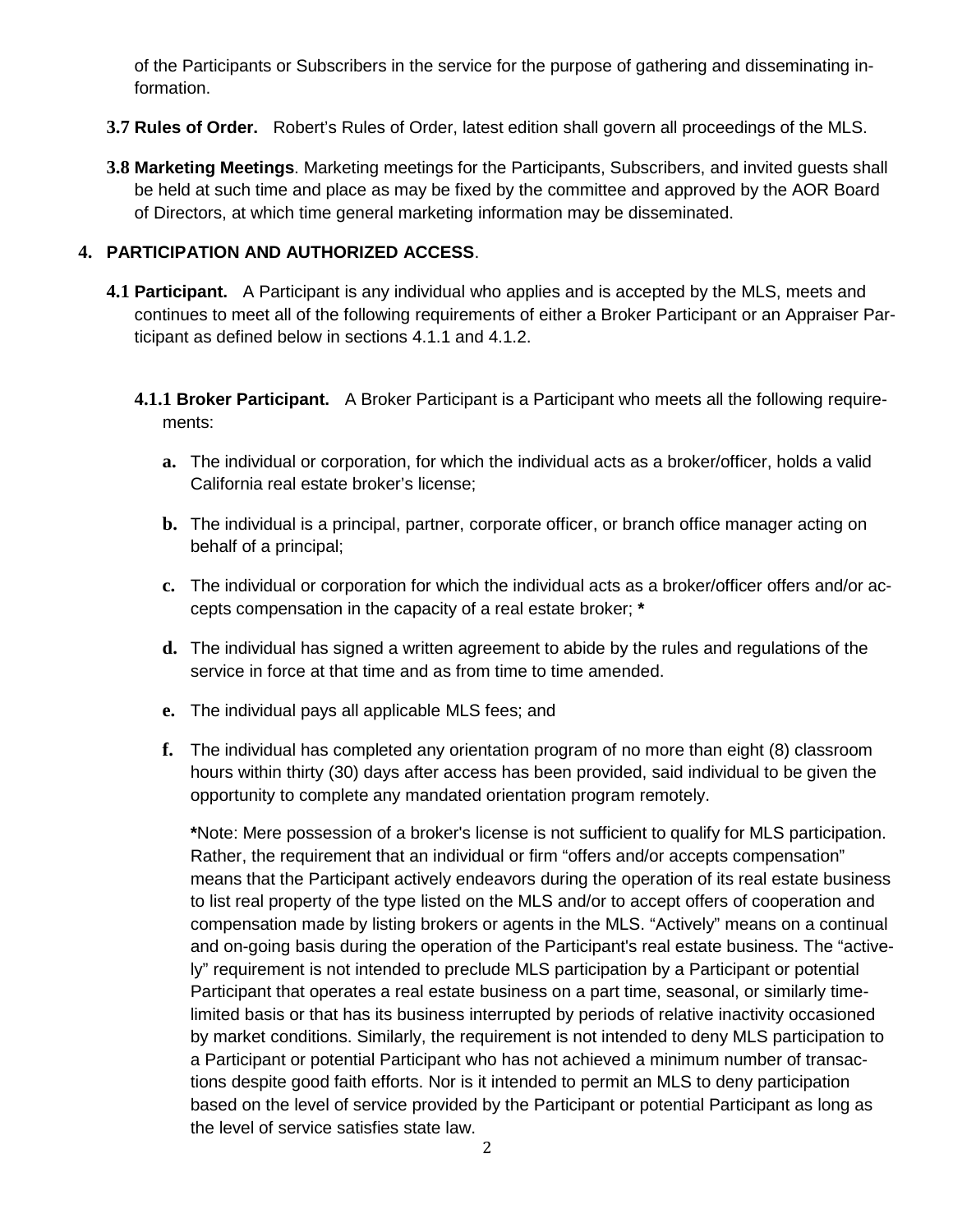of the Participants or Subscribers in the service for the purpose of gathering and disseminating information.

**3.7 Rules of Order.** Robert's Rules of Order, latest edition shall govern all proceedings of the MLS.

**3.8 Marketing Meetings**. Marketing meetings for the Participants, Subscribers, and invited guests shall be held at such time and place as may be fixed by the committee and approved by the AOR Board of Directors, at which time general marketing information may be disseminated.

## 4. PARTICIPATION AND AUTHORIZED ACCESS.

**4.1 Participant.** A Participant is any individual who applies and is accepted by the MLS, meets and continues to meet all of the following requirements of either a Broker Participant or an Appraiser Participant as defined below in sections 4.1.1 and 4.1.2.

**4.1.1 Broker Participant.** A Broker Participant is a Participant who meets all the following requirements:

**a.** The individual or corporation, for which the individual acts as a broker/officer, holds a valid California real estate broker's license;

**b.** The individual is a principal, partner, corporate officer, or branch office manager acting on behalf of a principal;

**c.** The individual or corporation for which the individual acts as a broker/officer offers and/or accepts compensation in the capacity of a real estate broker; *

**d.** The individual has signed a written agreement to abide by the rules and regulations of the service in force at that time and as from time to time amended.

**e.** The individual pays all applicable MLS fees; and

**f.** The individual has completed any orientation program of no more than eight (8) classroom hours within thirty (30) days after access has been provided, said individual to be given the opportunity to complete any mandated orientation program remotely.

*Note: Mere possession of a broker's license is not sufficient to qualify for MLS participation. Rather, the requirement that an individual or firm "offers and/or accepts compensation" means that the Participant actively endeavors during the operation of its real estate business to list real property of the type listed on the MLS and/or to accept offers of cooperation and compensation made by listing brokers or agents in the MLS. "Actively" means on a continual and on-going basis during the operation of the Participant's real estate business. The "actively" requirement is not intended to preclude MLS participation by a Participant or potential Participant that operates a real estate business on a part time, seasonal, or similarly time-limited basis or that has its business interrupted by periods of relative inactivity occasioned by market conditions. Similarly, the requirement is not intended to deny MLS participation to a Participant or potential Participant who has not achieved a minimum number of transactions despite good faith efforts. Nor is it intended to permit an MLS to deny participation based on the level of service provided by the Participant or potential Participant as long as the level of service satisfies state law.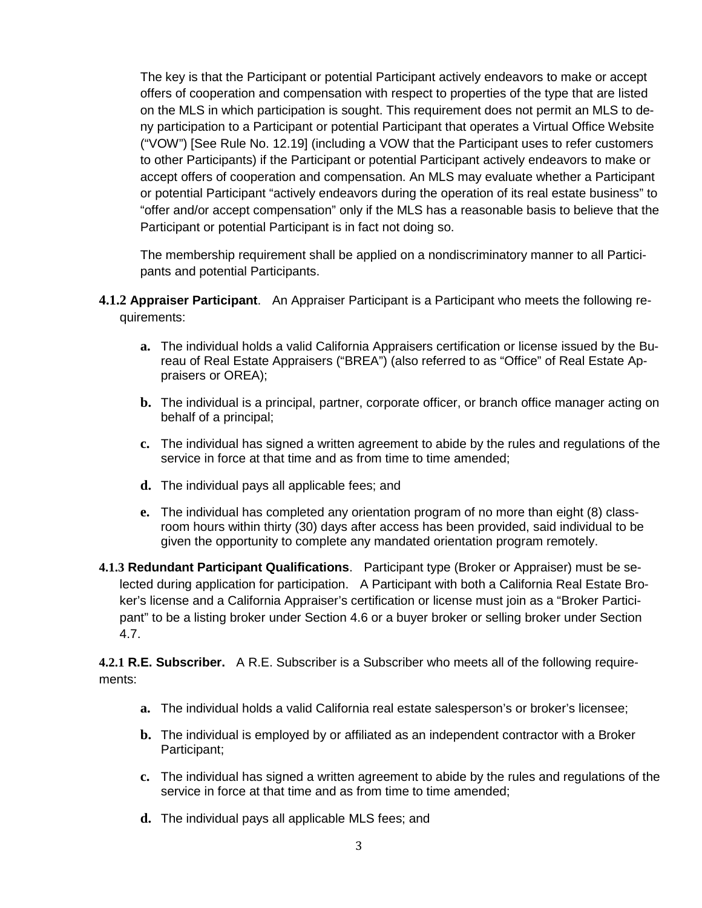The key is that the Participant or potential Participant actively endeavors to make or accept offers of cooperation and compensation with respect to properties of the type that are listed on the MLS in which participation is sought. This requirement does not permit an MLS to deny participation to a Participant or potential Participant that operates a Virtual Office Website ("VOW") [See Rule No. 12.19] (including a VOW that the Participant uses to refer customers to other Participants) if the Participant or potential Participant actively endeavors to make or accept offers of cooperation and compensation. An MLS may evaluate whether a Participant or potential Participant "actively endeavors during the operation of its real estate business" to "offer and/or accept compensation" only if the MLS has a reasonable basis to believe that the Participant or potential Participant is in fact not doing so.

The membership requirement shall be applied on a nondiscriminatory manner to all Participants and potential Participants.

**4.1.2 Appraiser Participant**. An Appraiser Participant is a Participant who meets the following requirements:

- **a.** The individual holds a valid California Appraisers certification or license issued by the Bureau of Real Estate Appraisers ("BREA") (also referred to as "Office" of Real Estate Appraisers or OREA);
- **b.** The individual is a principal, partner, corporate officer, or branch office manager acting on behalf of a principal;
- **c.** The individual has signed a written agreement to abide by the rules and regulations of the service in force at that time and as from time to time amended;
- **d.** The individual pays all applicable fees; and
- **e.** The individual has completed any orientation program of no more than eight (8) classroom hours within thirty (30) days after access has been provided, said individual to be given the opportunity to complete any mandated orientation program remotely.

**4.1.3 Redundant Participant Qualifications**. Participant type (Broker or Appraiser) must be selected during application for participation. A Participant with both a California Real Estate Broker's license and a California Appraiser's certification or license must join as a "Broker Participant" to be a listing broker under Section 4.6 or a buyer broker or selling broker under Section 4.7.

**4.2.1 R.E. Subscriber.** A R.E. Subscriber is a Subscriber who meets all of the following requirements:

- **a.** The individual holds a valid California real estate salesperson's or broker's licensee;
- **b.** The individual is employed by or affiliated as an independent contractor with a Broker Participant;
- **c.** The individual has signed a written agreement to abide by the rules and regulations of the service in force at that time and as from time to time amended;
- **d.** The individual pays all applicable MLS fees; and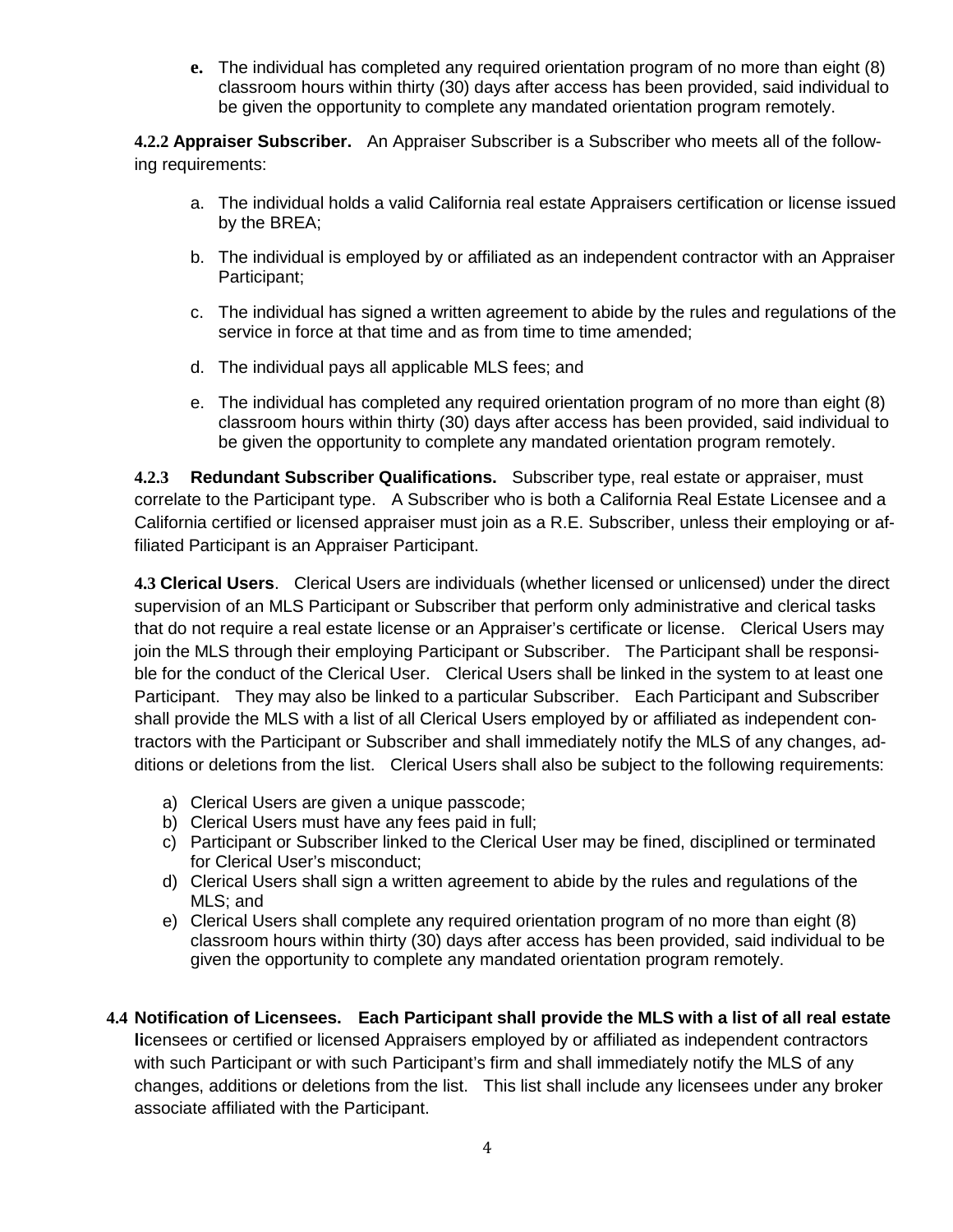**e.** The individual has completed any required orientation program of no more than eight (8) classroom hours within thirty (30) days after access has been provided, said individual to be given the opportunity to complete any mandated orientation program remotely.

**4.2.2 Appraiser Subscriber.** An Appraiser Subscriber is a Subscriber who meets all of the following requirements:

a. The individual holds a valid California real estate Appraisers certification or license issued by the BREA;

b. The individual is employed by or affiliated as an independent contractor with an Appraiser Participant;

c. The individual has signed a written agreement to abide by the rules and regulations of the service in force at that time and as from time to time amended;

d. The individual pays all applicable MLS fees; and

e. The individual has completed any required orientation program of no more than eight (8) classroom hours within thirty (30) days after access has been provided, said individual to be given the opportunity to complete any mandated orientation program remotely.

**4.2.3 Redundant Subscriber Qualifications.** Subscriber type, real estate or appraiser, must correlate to the Participant type. A Subscriber who is both a California Real Estate Licensee and a California certified or licensed appraiser must join as a R.E. Subscriber, unless their employing or affiliated Participant is an Appraiser Participant.

**4.3 Clerical Users**. Clerical Users are individuals (whether licensed or unlicensed) under the direct supervision of an MLS Participant or Subscriber that perform only administrative and clerical tasks that do not require a real estate license or an Appraiser's certificate or license. Clerical Users may join the MLS through their employing Participant or Subscriber. The Participant shall be responsible for the conduct of the Clerical User. Clerical Users shall be linked in the system to at least one Participant. They may also be linked to a particular Subscriber. Each Participant and Subscriber shall provide the MLS with a list of all Clerical Users employed by or affiliated as independent contractors with the Participant or Subscriber and shall immediately notify the MLS of any changes, additions or deletions from the list. Clerical Users shall also be subject to the following requirements:

a) Clerical Users are given a unique passcode;
b) Clerical Users must have any fees paid in full;
c) Participant or Subscriber linked to the Clerical User may be fined, disciplined or terminated for Clerical User's misconduct;
d) Clerical Users shall sign a written agreement to abide by the rules and regulations of the MLS; and
e) Clerical Users shall complete any required orientation program of no more than eight (8) classroom hours within thirty (30) days after access has been provided, said individual to be given the opportunity to complete any mandated orientation program remotely.

**4.4 Notification of Licensees. Each Participant shall provide the MLS with a list of all real estate li**censees or certified or licensed Appraisers employed by or affiliated as independent contractors with such Participant or with such Participant's firm and shall immediately notify the MLS of any changes, additions or deletions from the list. This list shall include any licensees under any broker associate affiliated with the Participant.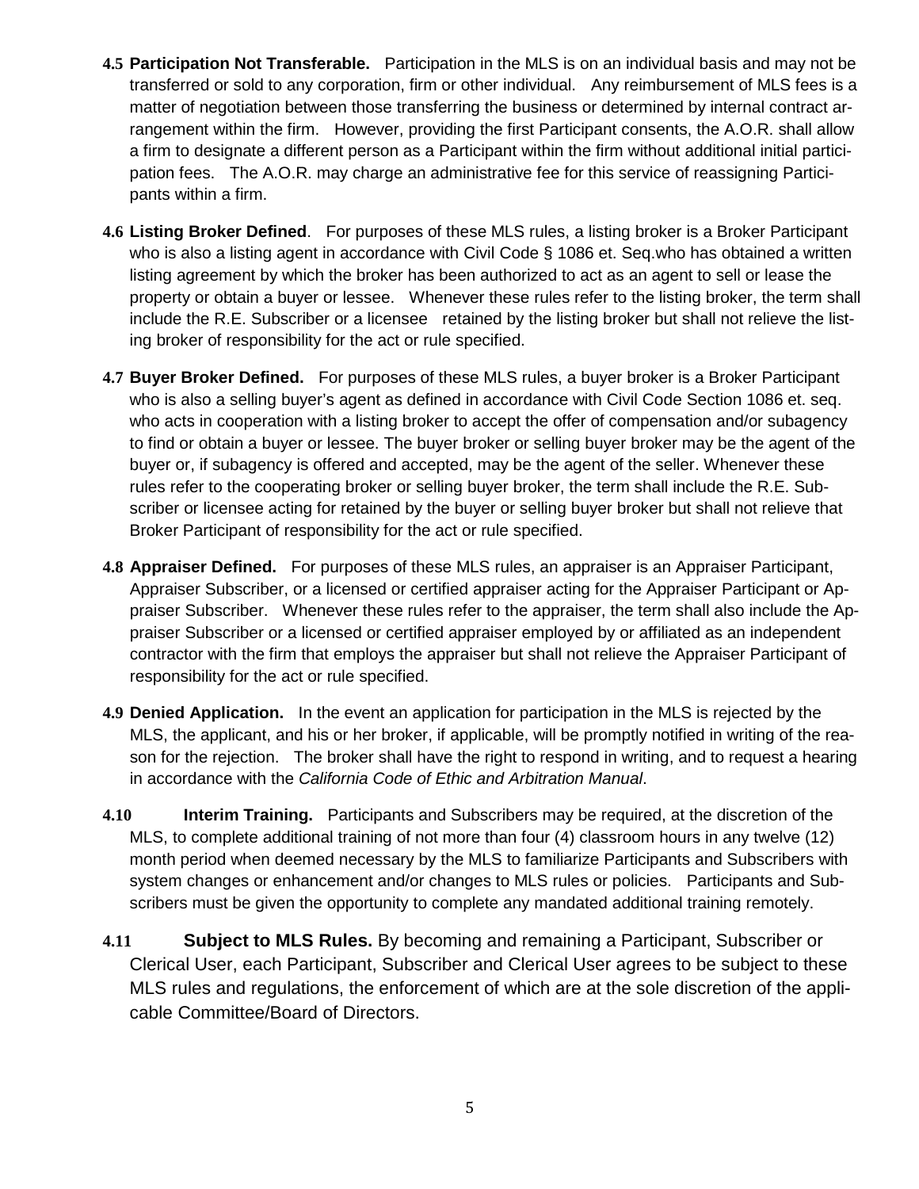**4.5 Participation Not Transferable.** Participation in the MLS is on an individual basis and may not be transferred or sold to any corporation, firm or other individual. Any reimbursement of MLS fees is a matter of negotiation between those transferring the business or determined by internal contract arrangement within the firm. However, providing the first Participant consents, the A.O.R. shall allow a firm to designate a different person as a Participant within the firm without additional initial participation fees. The A.O.R. may charge an administrative fee for this service of reassigning Participants within a firm.

**4.6 Listing Broker Defined**. For purposes of these MLS rules, a listing broker is a Broker Participant who is also a listing agent in accordance with Civil Code § 1086 et. Seq.who has obtained a written listing agreement by which the broker has been authorized to act as an agent to sell or lease the property or obtain a buyer or lessee. Whenever these rules refer to the listing broker, the term shall include the R.E. Subscriber or a licensee retained by the listing broker but shall not relieve the listing broker of responsibility for the act or rule specified.

**4.7 Buyer Broker Defined.** For purposes of these MLS rules, a buyer broker is a Broker Participant who is also a selling buyer's agent as defined in accordance with Civil Code Section 1086 et. seq. who acts in cooperation with a listing broker to accept the offer of compensation and/or subagency to find or obtain a buyer or lessee. The buyer broker or selling buyer broker may be the agent of the buyer or, if subagency is offered and accepted, may be the agent of the seller. Whenever these rules refer to the cooperating broker or selling buyer broker, the term shall include the R.E. Subscriber or licensee acting for retained by the buyer or selling buyer broker but shall not relieve that Broker Participant of responsibility for the act or rule specified.

**4.8 Appraiser Defined.** For purposes of these MLS rules, an appraiser is an Appraiser Participant, Appraiser Subscriber, or a licensed or certified appraiser acting for the Appraiser Participant or Appraiser Subscriber. Whenever these rules refer to the appraiser, the term shall also include the Appraiser Subscriber or a licensed or certified appraiser employed by or affiliated as an independent contractor with the firm that employs the appraiser but shall not relieve the Appraiser Participant of responsibility for the act or rule specified.

**4.9 Denied Application.** In the event an application for participation in the MLS is rejected by the MLS, the applicant, and his or her broker, if applicable, will be promptly notified in writing of the reason for the rejection. The broker shall have the right to respond in writing, and to request a hearing in accordance with the *California Code of Ethic and Arbitration Manual*.

**4.10 Interim Training.** Participants and Subscribers may be required, at the discretion of the MLS, to complete additional training of not more than four (4) classroom hours in any twelve (12) month period when deemed necessary by the MLS to familiarize Participants and Subscribers with system changes or enhancement and/or changes to MLS rules or policies. Participants and Subscribers must be given the opportunity to complete any mandated additional training remotely.

**4.11 Subject to MLS Rules.** By becoming and remaining a Participant, Subscriber or Clerical User, each Participant, Subscriber and Clerical User agrees to be subject to these MLS rules and regulations, the enforcement of which are at the sole discretion of the applicable Committee/Board of Directors.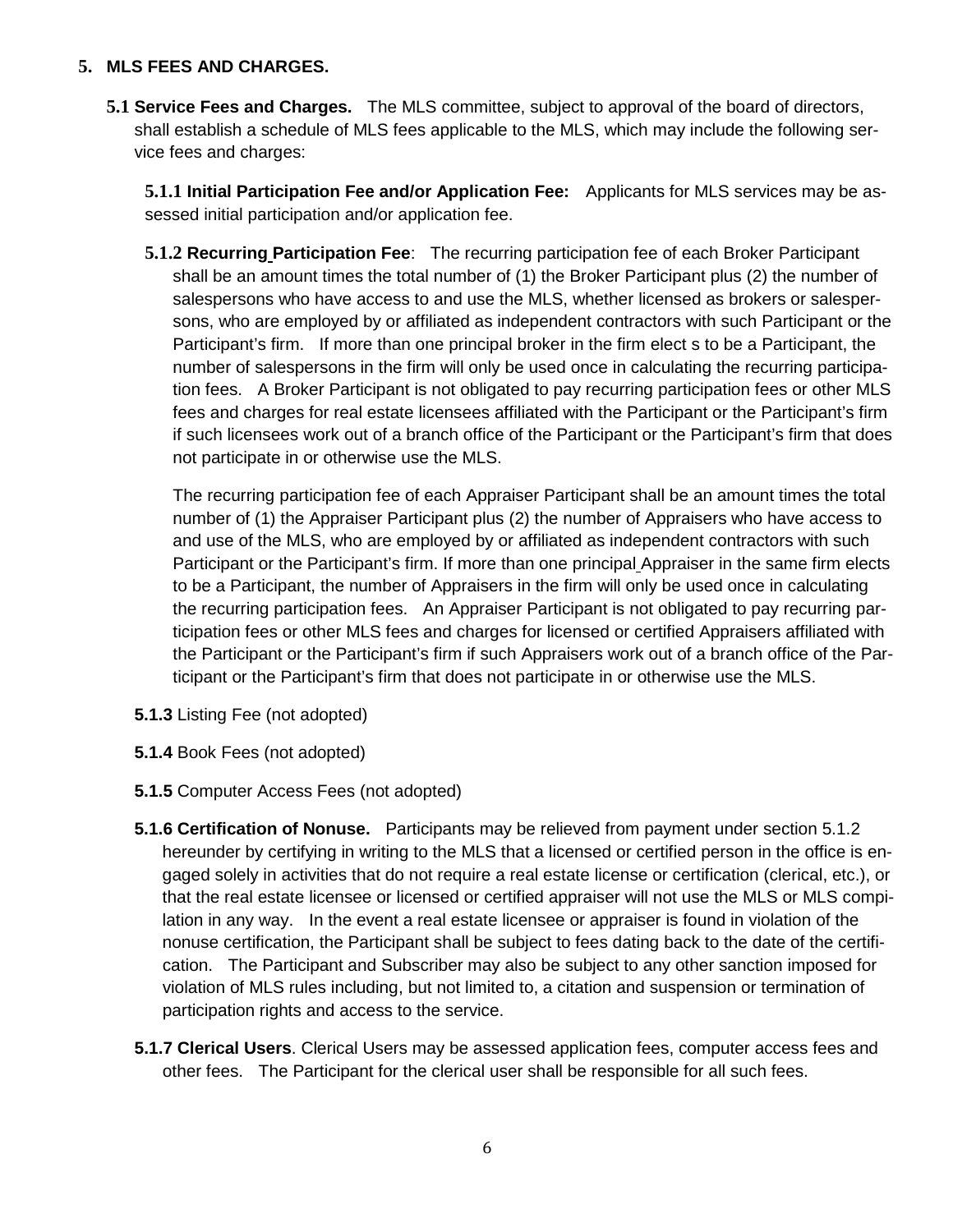## 5. MLS FEES AND CHARGES.

**5.1 Service Fees and Charges.** The MLS committee, subject to approval of the board of directors, shall establish a schedule of MLS fees applicable to the MLS, which may include the following service fees and charges:

**5.1.1 Initial Participation Fee and/or Application Fee:** Applicants for MLS services may be assessed initial participation and/or application fee.

**5.1.2 Recurring Participation Fee**: The recurring participation fee of each Broker Participant shall be an amount times the total number of (1) the Broker Participant plus (2) the number of salespersons who have access to and use the MLS, whether licensed as brokers or salespersons, who are employed by or affiliated as independent contractors with such Participant or the Participant's firm. If more than one principal broker in the firm elect s to be a Participant, the number of salespersons in the firm will only be used once in calculating the recurring participation fees. A Broker Participant is not obligated to pay recurring participation fees or other MLS fees and charges for real estate licensees affiliated with the Participant or the Participant's firm if such licensees work out of a branch office of the Participant or the Participant's firm that does not participate in or otherwise use the MLS.

The recurring participation fee of each Appraiser Participant shall be an amount times the total number of (1) the Appraiser Participant plus (2) the number of Appraisers who have access to and use of the MLS, who are employed by or affiliated as independent contractors with such Participant or the Participant's firm. If more than one principal Appraiser in the same firm elects to be a Participant, the number of Appraisers in the firm will only be used once in calculating the recurring participation fees. An Appraiser Participant is not obligated to pay recurring participation fees or other MLS fees and charges for licensed or certified Appraisers affiliated with the Participant or the Participant's firm if such Appraisers work out of a branch office of the Participant or the Participant's firm that does not participate in or otherwise use the MLS.

**5.1.3** Listing Fee (not adopted)

**5.1.4** Book Fees (not adopted)

**5.1.5** Computer Access Fees (not adopted)

**5.1.6 Certification of Nonuse.** Participants may be relieved from payment under section 5.1.2 hereunder by certifying in writing to the MLS that a licensed or certified person in the office is engaged solely in activities that do not require a real estate license or certification (clerical, etc.), or that the real estate licensee or licensed or certified appraiser will not use the MLS or MLS compilation in any way. In the event a real estate licensee or appraiser is found in violation of the nonuse certification, the Participant shall be subject to fees dating back to the date of the certification. The Participant and Subscriber may also be subject to any other sanction imposed for violation of MLS rules including, but not limited to, a citation and suspension or termination of participation rights and access to the service.

**5.1.7 Clerical Users**. Clerical Users may be assessed application fees, computer access fees and other fees. The Participant for the clerical user shall be responsible for all such fees.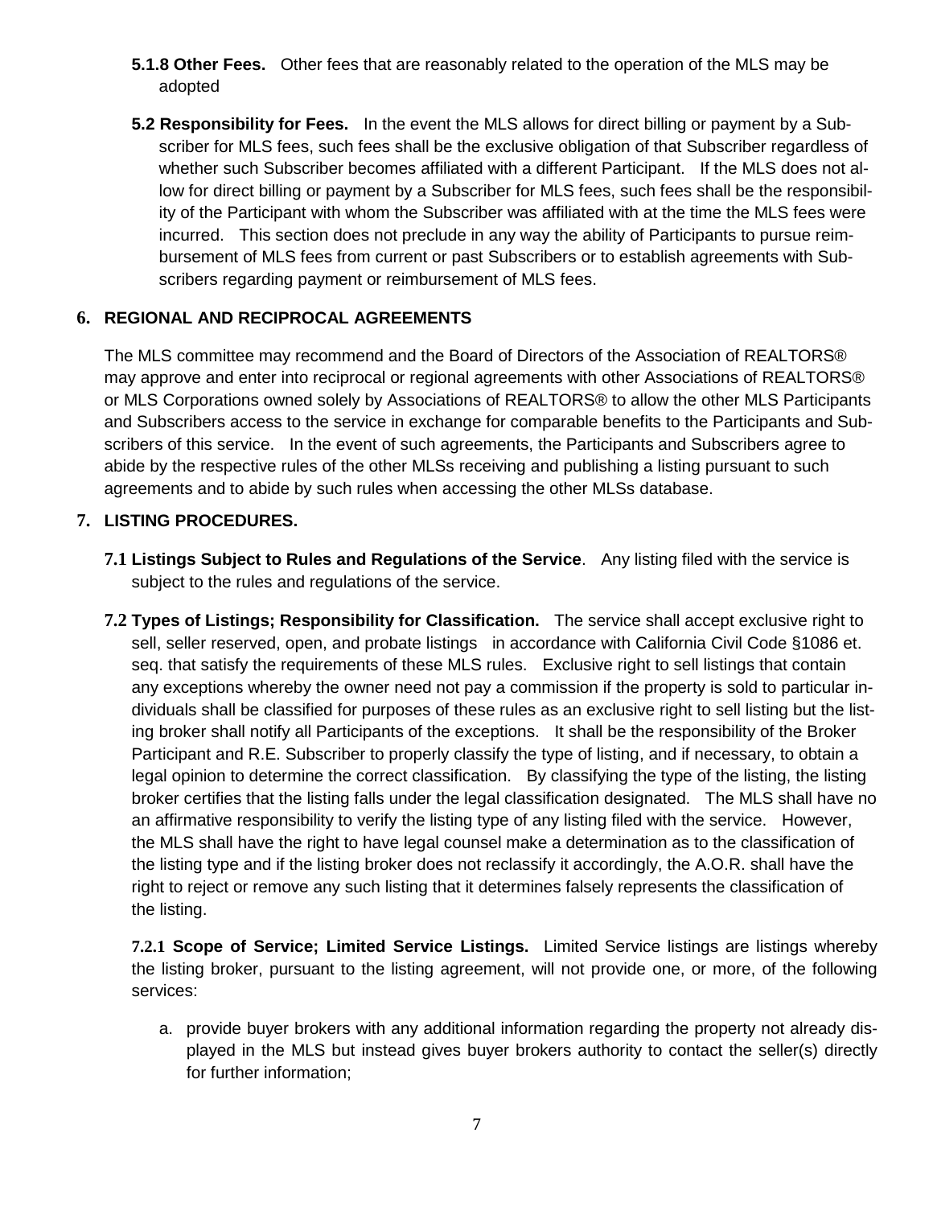**5.1.8 Other Fees.** Other fees that are reasonably related to the operation of the MLS may be adopted

**5.2 Responsibility for Fees.** In the event the MLS allows for direct billing or payment by a Subscriber for MLS fees, such fees shall be the exclusive obligation of that Subscriber regardless of whether such Subscriber becomes affiliated with a different Participant. If the MLS does not allow for direct billing or payment by a Subscriber for MLS fees, such fees shall be the responsibility of the Participant with whom the Subscriber was affiliated with at the time the MLS fees were incurred. This section does not preclude in any way the ability of Participants to pursue reimbursement of MLS fees from current or past Subscribers or to establish agreements with Subscribers regarding payment or reimbursement of MLS fees.

## 6. REGIONAL AND RECIPROCAL AGREEMENTS

The MLS committee may recommend and the Board of Directors of the Association of REALTORS® may approve and enter into reciprocal or regional agreements with other Associations of REALTORS® or MLS Corporations owned solely by Associations of REALTORS® to allow the other MLS Participants and Subscribers access to the service in exchange for comparable benefits to the Participants and Subscribers of this service. In the event of such agreements, the Participants and Subscribers agree to abide by the respective rules of the other MLSs receiving and publishing a listing pursuant to such agreements and to abide by such rules when accessing the other MLSs database.

## 7. LISTING PROCEDURES.

**7.1 Listings Subject to Rules and Regulations of the Service**. Any listing filed with the service is subject to the rules and regulations of the service.

**7.2 Types of Listings; Responsibility for Classification.** The service shall accept exclusive right to sell, seller reserved, open, and probate listings in accordance with California Civil Code §1086 et. seq. that satisfy the requirements of these MLS rules. Exclusive right to sell listings that contain any exceptions whereby the owner need not pay a commission if the property is sold to particular individuals shall be classified for purposes of these rules as an exclusive right to sell listing but the listing broker shall notify all Participants of the exceptions. It shall be the responsibility of the Broker Participant and R.E. Subscriber to properly classify the type of listing, and if necessary, to obtain a legal opinion to determine the correct classification. By classifying the type of the listing, the listing broker certifies that the listing falls under the legal classification designated. The MLS shall have no an affirmative responsibility to verify the listing type of any listing filed with the service. However, the MLS shall have the right to have legal counsel make a determination as to the classification of the listing type and if the listing broker does not reclassify it accordingly, the A.O.R. shall have the right to reject or remove any such listing that it determines falsely represents the classification of the listing.

**7.2.1 Scope of Service; Limited Service Listings.** Limited Service listings are listings whereby the listing broker, pursuant to the listing agreement, will not provide one, or more, of the following services:

a. provide buyer brokers with any additional information regarding the property not already displayed in the MLS but instead gives buyer brokers authority to contact the seller(s) directly for further information;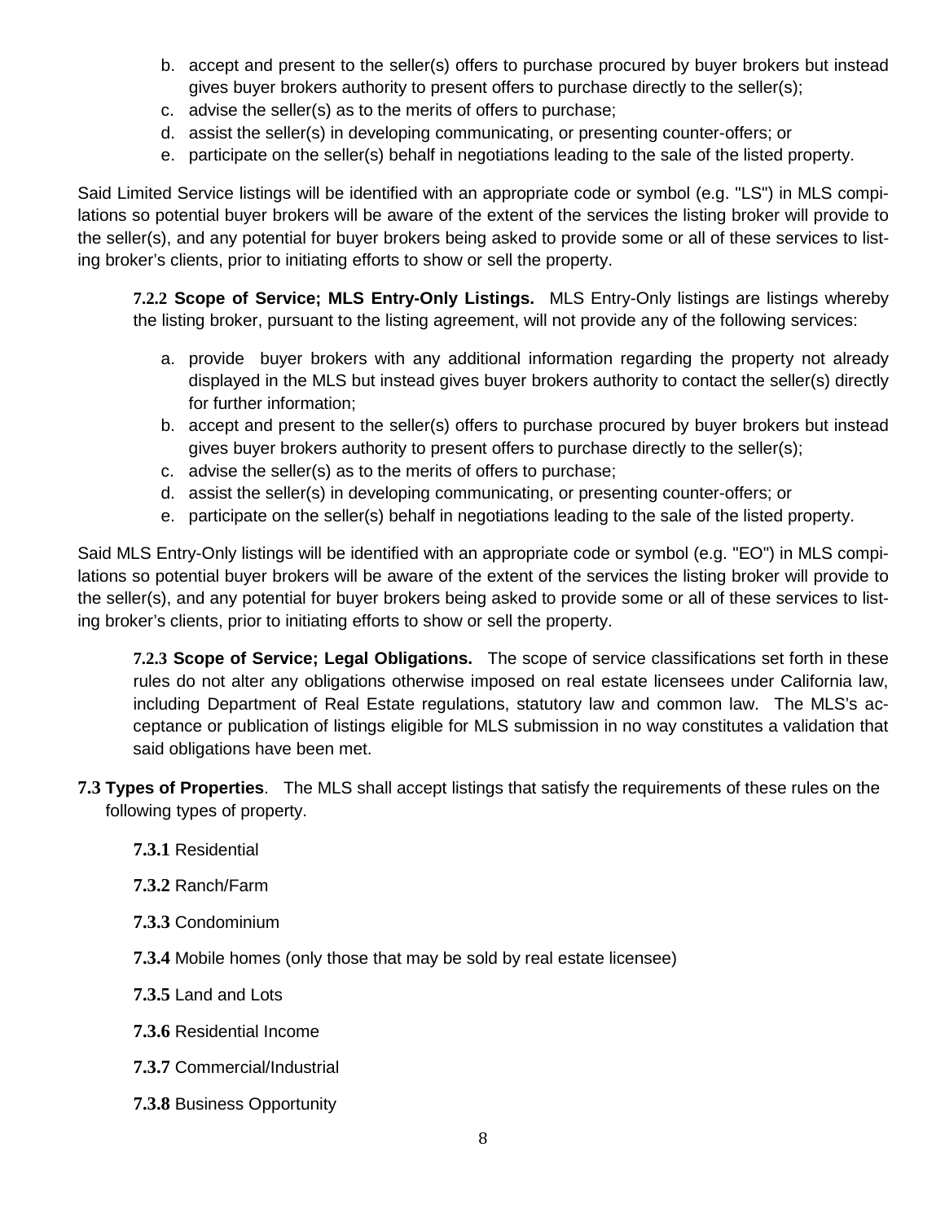b. accept and present to the seller(s) offers to purchase procured by buyer brokers but instead gives buyer brokers authority to present offers to purchase directly to the seller(s);
c. advise the seller(s) as to the merits of offers to purchase;
d. assist the seller(s) in developing communicating, or presenting counter-offers; or
e. participate on the seller(s) behalf in negotiations leading to the sale of the listed property.

Said Limited Service listings will be identified with an appropriate code or symbol (e.g. "LS") in MLS compilations so potential buyer brokers will be aware of the extent of the services the listing broker will provide to the seller(s), and any potential for buyer brokers being asked to provide some or all of these services to listing broker's clients, prior to initiating efforts to show or sell the property.

**7.2.2 Scope of Service; MLS Entry-Only Listings.** MLS Entry-Only listings are listings whereby the listing broker, pursuant to the listing agreement, will not provide any of the following services:

a. provide buyer brokers with any additional information regarding the property not already displayed in the MLS but instead gives buyer brokers authority to contact the seller(s) directly for further information;
b. accept and present to the seller(s) offers to purchase procured by buyer brokers but instead gives buyer brokers authority to present offers to purchase directly to the seller(s);
c. advise the seller(s) as to the merits of offers to purchase;
d. assist the seller(s) in developing communicating, or presenting counter-offers; or
e. participate on the seller(s) behalf in negotiations leading to the sale of the listed property.

Said MLS Entry-Only listings will be identified with an appropriate code or symbol (e.g. "EO") in MLS compilations so potential buyer brokers will be aware of the extent of the services the listing broker will provide to the seller(s), and any potential for buyer brokers being asked to provide some or all of these services to listing broker's clients, prior to initiating efforts to show or sell the property.

**7.2.3 Scope of Service; Legal Obligations.** The scope of service classifications set forth in these rules do not alter any obligations otherwise imposed on real estate licensees under California law, including Department of Real Estate regulations, statutory law and common law. The MLS's acceptance or publication of listings eligible for MLS submission in no way constitutes a validation that said obligations have been met.

**7.3 Types of Properties**. The MLS shall accept listings that satisfy the requirements of these rules on the following types of property.

**7.3.1** Residential

**7.3.2** Ranch/Farm

**7.3.3** Condominium

**7.3.4** Mobile homes (only those that may be sold by real estate licensee)

**7.3.5** Land and Lots

**7.3.6** Residential Income

**7.3.7** Commercial/Industrial

**7.3.8** Business Opportunity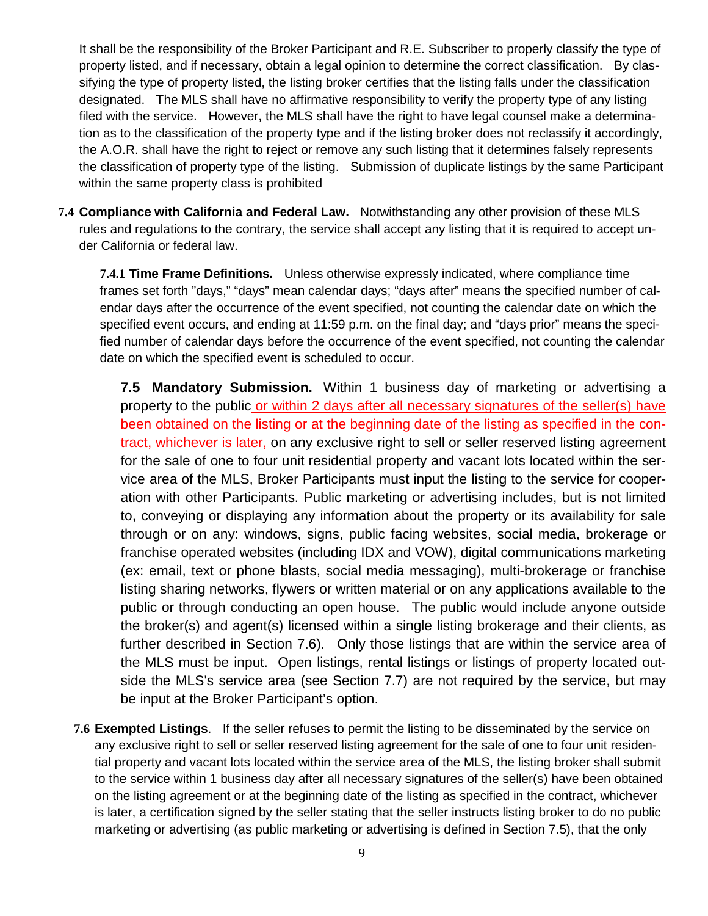It shall be the responsibility of the Broker Participant and R.E. Subscriber to properly classify the type of property listed, and if necessary, obtain a legal opinion to determine the correct classification. By classifying the type of property listed, the listing broker certifies that the listing falls under the classification designated. The MLS shall have no affirmative responsibility to verify the property type of any listing filed with the service. However, the MLS shall have the right to have legal counsel make a determination as to the classification of the property type and if the listing broker does not reclassify it accordingly, the A.O.R. shall have the right to reject or remove any such listing that it determines falsely represents the classification of property type of the listing. Submission of duplicate listings by the same Participant within the same property class is prohibited

**7.4 Compliance with California and Federal Law.** Notwithstanding any other provision of these MLS rules and regulations to the contrary, the service shall accept any listing that it is required to accept under California or federal law.

**7.4.1 Time Frame Definitions.** Unless otherwise expressly indicated, where compliance time frames set forth "days," "days" mean calendar days; "days after" means the specified number of calendar days after the occurrence of the event specified, not counting the calendar date on which the specified event occurs, and ending at 11:59 p.m. on the final day; and "days prior" means the specified number of calendar days before the occurrence of the event specified, not counting the calendar date on which the specified event is scheduled to occur.

**7.5 Mandatory Submission.** Within 1 business day of marketing or advertising a property to the public or within 2 days after all necessary signatures of the seller(s) have been obtained on the listing or at the beginning date of the listing as specified in the contract, whichever is later, on any exclusive right to sell or seller reserved listing agreement for the sale of one to four unit residential property and vacant lots located within the service area of the MLS, Broker Participants must input the listing to the service for cooperation with other Participants. Public marketing or advertising includes, but is not limited to, conveying or displaying any information about the property or its availability for sale through or on any: windows, signs, public facing websites, social media, brokerage or franchise operated websites (including IDX and VOW), digital communications marketing (ex: email, text or phone blasts, social media messaging), multi-brokerage or franchise listing sharing networks, flywers or written material or on any applications available to the public or through conducting an open house. The public would include anyone outside the broker(s) and agent(s) licensed within a single listing brokerage and their clients, as further described in Section 7.6). Only those listings that are within the service area of the MLS must be input. Open listings, rental listings or listings of property located outside the MLS's service area (see Section 7.7) are not required by the service, but may be input at the Broker Participant's option.

**7.6 Exempted Listings**. If the seller refuses to permit the listing to be disseminated by the service on any exclusive right to sell or seller reserved listing agreement for the sale of one to four unit residential property and vacant lots located within the service area of the MLS, the listing broker shall submit to the service within 1 business day after all necessary signatures of the seller(s) have been obtained on the listing agreement or at the beginning date of the listing as specified in the contract, whichever is later, a certification signed by the seller stating that the seller instructs listing broker to do no public marketing or advertising (as public marketing or advertising is defined in Section 7.5), that the only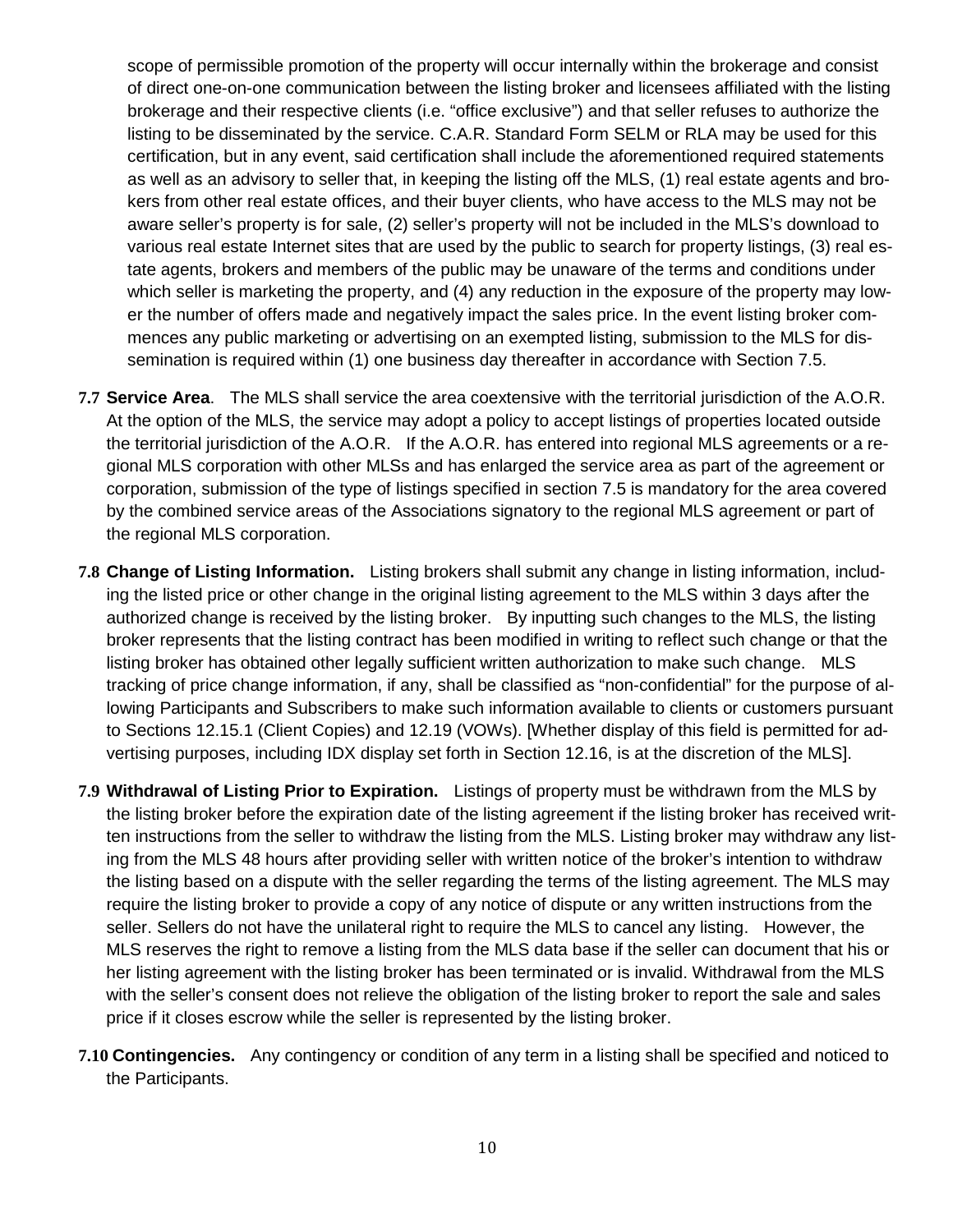scope of permissible promotion of the property will occur internally within the brokerage and consist of direct one-on-one communication between the listing broker and licensees affiliated with the listing brokerage and their respective clients (i.e. "office exclusive") and that seller refuses to authorize the listing to be disseminated by the service. C.A.R. Standard Form SELM or RLA may be used for this certification, but in any event, said certification shall include the aforementioned required statements as well as an advisory to seller that, in keeping the listing off the MLS, (1) real estate agents and brokers from other real estate offices, and their buyer clients, who have access to the MLS may not be aware seller's property is for sale, (2) seller's property will not be included in the MLS's download to various real estate Internet sites that are used by the public to search for property listings, (3) real estate agents, brokers and members of the public may be unaware of the terms and conditions under which seller is marketing the property, and (4) any reduction in the exposure of the property may lower the number of offers made and negatively impact the sales price. In the event listing broker commences any public marketing or advertising on an exempted listing, submission to the MLS for dissemination is required within (1) one business day thereafter in accordance with Section 7.5.

**7.7 Service Area**. The MLS shall service the area coextensive with the territorial jurisdiction of the A.O.R. At the option of the MLS, the service may adopt a policy to accept listings of properties located outside the territorial jurisdiction of the A.O.R. If the A.O.R. has entered into regional MLS agreements or a regional MLS corporation with other MLSs and has enlarged the service area as part of the agreement or corporation, submission of the type of listings specified in section 7.5 is mandatory for the area covered by the combined service areas of the Associations signatory to the regional MLS agreement or part of the regional MLS corporation.

**7.8 Change of Listing Information.** Listing brokers shall submit any change in listing information, including the listed price or other change in the original listing agreement to the MLS within 3 days after the authorized change is received by the listing broker. By inputting such changes to the MLS, the listing broker represents that the listing contract has been modified in writing to reflect such change or that the listing broker has obtained other legally sufficient written authorization to make such change. MLS tracking of price change information, if any, shall be classified as "non-confidential" for the purpose of allowing Participants and Subscribers to make such information available to clients or customers pursuant to Sections 12.15.1 (Client Copies) and 12.19 (VOWs). [Whether display of this field is permitted for advertising purposes, including IDX display set forth in Section 12.16, is at the discretion of the MLS].

**7.9 Withdrawal of Listing Prior to Expiration.** Listings of property must be withdrawn from the MLS by the listing broker before the expiration date of the listing agreement if the listing broker has received written instructions from the seller to withdraw the listing from the MLS. Listing broker may withdraw any listing from the MLS 48 hours after providing seller with written notice of the broker's intention to withdraw the listing based on a dispute with the seller regarding the terms of the listing agreement. The MLS may require the listing broker to provide a copy of any notice of dispute or any written instructions from the seller. Sellers do not have the unilateral right to require the MLS to cancel any listing. However, the MLS reserves the right to remove a listing from the MLS data base if the seller can document that his or her listing agreement with the listing broker has been terminated or is invalid. Withdrawal from the MLS with the seller's consent does not relieve the obligation of the listing broker to report the sale and sales price if it closes escrow while the seller is represented by the listing broker.

**7.10 Contingencies.** Any contingency or condition of any term in a listing shall be specified and noticed to the Participants.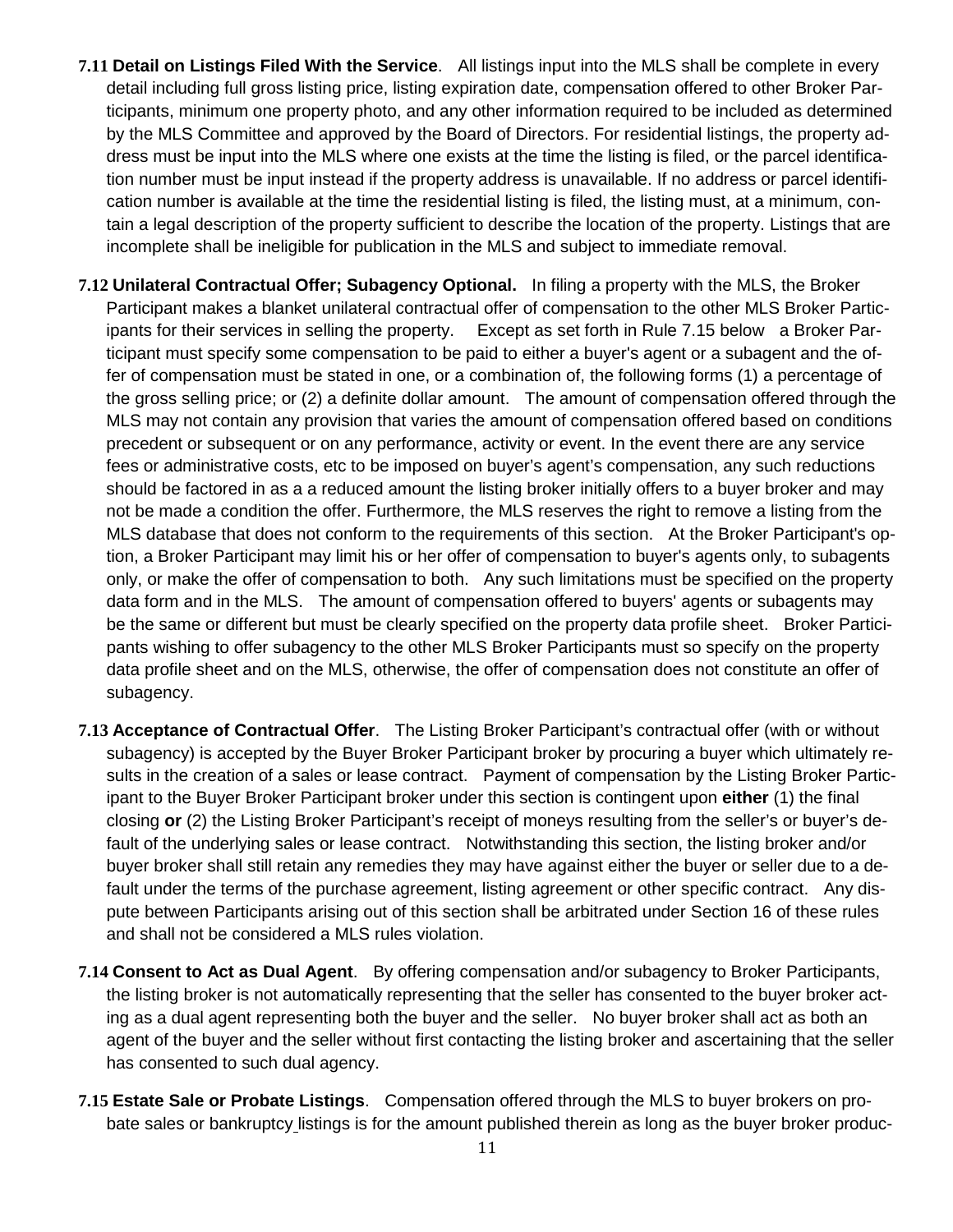**7.11 Detail on Listings Filed With the Service**. All listings input into the MLS shall be complete in every detail including full gross listing price, listing expiration date, compensation offered to other Broker Participants, minimum one property photo, and any other information required to be included as determined by the MLS Committee and approved by the Board of Directors. For residential listings, the property address must be input into the MLS where one exists at the time the listing is filed, or the parcel identification number must be input instead if the property address is unavailable. If no address or parcel identification number is available at the time the residential listing is filed, the listing must, at a minimum, contain a legal description of the property sufficient to describe the location of the property. Listings that are incomplete shall be ineligible for publication in the MLS and subject to immediate removal.

**7.12 Unilateral Contractual Offer; Subagency Optional.** In filing a property with the MLS, the Broker Participant makes a blanket unilateral contractual offer of compensation to the other MLS Broker Participants for their services in selling the property. Except as set forth in Rule 7.15 below a Broker Participant must specify some compensation to be paid to either a buyer's agent or a subagent and the offer of compensation must be stated in one, or a combination of, the following forms (1) a percentage of the gross selling price; or (2) a definite dollar amount. The amount of compensation offered through the MLS may not contain any provision that varies the amount of compensation offered based on conditions precedent or subsequent or on any performance, activity or event. In the event there are any service fees or administrative costs, etc to be imposed on buyer's agent's compensation, any such reductions should be factored in as a a reduced amount the listing broker initially offers to a buyer broker and may not be made a condition the offer. Furthermore, the MLS reserves the right to remove a listing from the MLS database that does not conform to the requirements of this section. At the Broker Participant's option, a Broker Participant may limit his or her offer of compensation to buyer's agents only, to subagents only, or make the offer of compensation to both. Any such limitations must be specified on the property data form and in the MLS. The amount of compensation offered to buyers' agents or subagents may be the same or different but must be clearly specified on the property data profile sheet. Broker Participants wishing to offer subagency to the other MLS Broker Participants must so specify on the property data profile sheet and on the MLS, otherwise, the offer of compensation does not constitute an offer of subagency.

**7.13 Acceptance of Contractual Offer**. The Listing Broker Participant's contractual offer (with or without subagency) is accepted by the Buyer Broker Participant broker by procuring a buyer which ultimately results in the creation of a sales or lease contract. Payment of compensation by the Listing Broker Participant to the Buyer Broker Participant broker under this section is contingent upon **either** (1) the final closing **or** (2) the Listing Broker Participant's receipt of moneys resulting from the seller's or buyer's default of the underlying sales or lease contract. Notwithstanding this section, the listing broker and/or buyer broker shall still retain any remedies they may have against either the buyer or seller due to a default under the terms of the purchase agreement, listing agreement or other specific contract. Any dispute between Participants arising out of this section shall be arbitrated under Section 16 of these rules and shall not be considered a MLS rules violation.

**7.14 Consent to Act as Dual Agent**. By offering compensation and/or subagency to Broker Participants, the listing broker is not automatically representing that the seller has consented to the buyer broker acting as a dual agent representing both the buyer and the seller. No buyer broker shall act as both an agent of the buyer and the seller without first contacting the listing broker and ascertaining that the seller has consented to such dual agency.

**7.15 Estate Sale or Probate Listings**. Compensation offered through the MLS to buyer brokers on probate sales or bankruptcy listings is for the amount published therein as long as the buyer broker produc-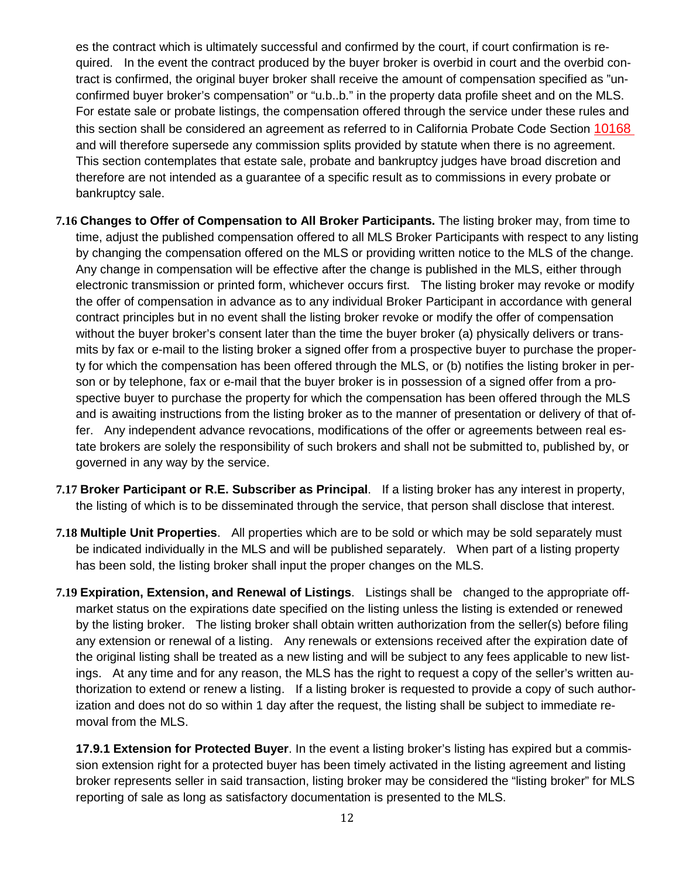es the contract which is ultimately successful and confirmed by the court, if court confirmation is required. In the event the contract produced by the buyer broker is overbid in court and the overbid contract is confirmed, the original buyer broker shall receive the amount of compensation specified as "unconfirmed buyer broker's compensation" or "u.b..b." in the property data profile sheet and on the MLS. For estate sale or probate listings, the compensation offered through the service under these rules and this section shall be considered an agreement as referred to in California Probate Code Section 10168 and will therefore supersede any commission splits provided by statute when there is no agreement. This section contemplates that estate sale, probate and bankruptcy judges have broad discretion and therefore are not intended as a guarantee of a specific result as to commissions in every probate or bankruptcy sale.

**7.16 Changes to Offer of Compensation to All Broker Participants.** The listing broker may, from time to time, adjust the published compensation offered to all MLS Broker Participants with respect to any listing by changing the compensation offered on the MLS or providing written notice to the MLS of the change. Any change in compensation will be effective after the change is published in the MLS, either through electronic transmission or printed form, whichever occurs first. The listing broker may revoke or modify the offer of compensation in advance as to any individual Broker Participant in accordance with general contract principles but in no event shall the listing broker revoke or modify the offer of compensation without the buyer broker's consent later than the time the buyer broker (a) physically delivers or transmits by fax or e-mail to the listing broker a signed offer from a prospective buyer to purchase the property for which the compensation has been offered through the MLS, or (b) notifies the listing broker in person or by telephone, fax or e-mail that the buyer broker is in possession of a signed offer from a prospective buyer to purchase the property for which the compensation has been offered through the MLS and is awaiting instructions from the listing broker as to the manner of presentation or delivery of that offer. Any independent advance revocations, modifications of the offer or agreements between real estate brokers are solely the responsibility of such brokers and shall not be submitted to, published by, or governed in any way by the service.

**7.17 Broker Participant or R.E. Subscriber as Principal**. If a listing broker has any interest in property, the listing of which is to be disseminated through the service, that person shall disclose that interest.

**7.18 Multiple Unit Properties**. All properties which are to be sold or which may be sold separately must be indicated individually in the MLS and will be published separately. When part of a listing property has been sold, the listing broker shall input the proper changes on the MLS.

**7.19 Expiration, Extension, and Renewal of Listings**. Listings shall be changed to the appropriate off-market status on the expirations date specified on the listing unless the listing is extended or renewed by the listing broker. The listing broker shall obtain written authorization from the seller(s) before filing any extension or renewal of a listing. Any renewals or extensions received after the expiration date of the original listing shall be treated as a new listing and will be subject to any fees applicable to new listings. At any time and for any reason, the MLS has the right to request a copy of the seller's written authorization to extend or renew a listing. If a listing broker is requested to provide a copy of such authorization and does not do so within 1 day after the request, the listing shall be subject to immediate removal from the MLS.

**17.9.1 Extension for Protected Buyer**. In the event a listing broker's listing has expired but a commission extension right for a protected buyer has been timely activated in the listing agreement and listing broker represents seller in said transaction, listing broker may be considered the "listing broker" for MLS reporting of sale as long as satisfactory documentation is presented to the MLS.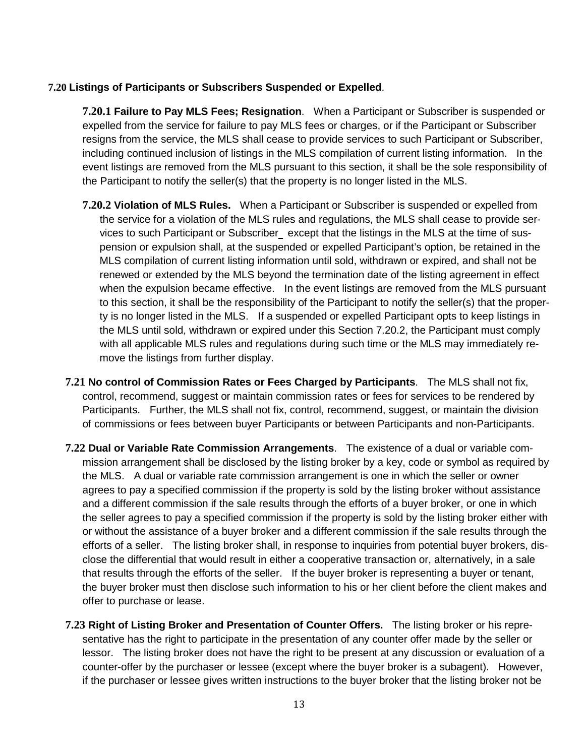**7.20 Listings of Participants or Subscribers Suspended or Expelled**.

**7.20.1 Failure to Pay MLS Fees; Resignation**. When a Participant or Subscriber is suspended or expelled from the service for failure to pay MLS fees or charges, or if the Participant or Subscriber resigns from the service, the MLS shall cease to provide services to such Participant or Subscriber, including continued inclusion of listings in the MLS compilation of current listing information. In the event listings are removed from the MLS pursuant to this section, it shall be the sole responsibility of the Participant to notify the seller(s) that the property is no longer listed in the MLS.

**7.20.2 Violation of MLS Rules.** When a Participant or Subscriber is suspended or expelled from the service for a violation of the MLS rules and regulations, the MLS shall cease to provide services to such Participant or Subscriber_ except that the listings in the MLS at the time of suspension or expulsion shall, at the suspended or expelled Participant's option, be retained in the MLS compilation of current listing information until sold, withdrawn or expired, and shall not be renewed or extended by the MLS beyond the termination date of the listing agreement in effect when the expulsion became effective. In the event listings are removed from the MLS pursuant to this section, it shall be the responsibility of the Participant to notify the seller(s) that the property is no longer listed in the MLS. If a suspended or expelled Participant opts to keep listings in the MLS until sold, withdrawn or expired under this Section 7.20.2, the Participant must comply with all applicable MLS rules and regulations during such time or the MLS may immediately remove the listings from further display.

**7.21 No control of Commission Rates or Fees Charged by Participants**. The MLS shall not fix, control, recommend, suggest or maintain commission rates or fees for services to be rendered by Participants. Further, the MLS shall not fix, control, recommend, suggest, or maintain the division of commissions or fees between buyer Participants or between Participants and non-Participants.

**7.22 Dual or Variable Rate Commission Arrangements**. The existence of a dual or variable commission arrangement shall be disclosed by the listing broker by a key, code or symbol as required by the MLS. A dual or variable rate commission arrangement is one in which the seller or owner agrees to pay a specified commission if the property is sold by the listing broker without assistance and a different commission if the sale results through the efforts of a buyer broker, or one in which the seller agrees to pay a specified commission if the property is sold by the listing broker either with or without the assistance of a buyer broker and a different commission if the sale results through the efforts of a seller. The listing broker shall, in response to inquiries from potential buyer brokers, disclose the differential that would result in either a cooperative transaction or, alternatively, in a sale that results through the efforts of the seller. If the buyer broker is representing a buyer or tenant, the buyer broker must then disclose such information to his or her client before the client makes and offer to purchase or lease.

**7.23 Right of Listing Broker and Presentation of Counter Offers.** The listing broker or his representative has the right to participate in the presentation of any counter offer made by the seller or lessor. The listing broker does not have the right to be present at any discussion or evaluation of a counter-offer by the purchaser or lessee (except where the buyer broker is a subagent). However, if the purchaser or lessee gives written instructions to the buyer broker that the listing broker not be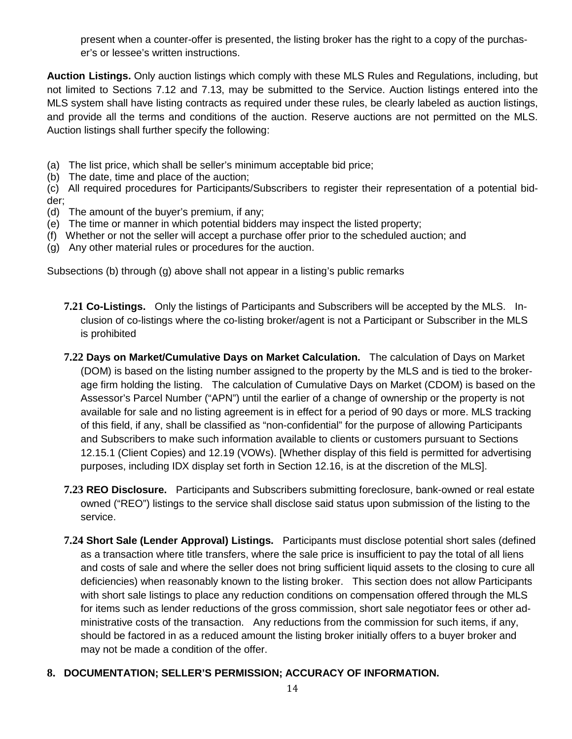present when a counter-offer is presented, the listing broker has the right to a copy of the purchaser's or lessee's written instructions.

**Auction Listings.** Only auction listings which comply with these MLS Rules and Regulations, including, but not limited to Sections 7.12 and 7.13, may be submitted to the Service. Auction listings entered into the MLS system shall have listing contracts as required under these rules, be clearly labeled as auction listings, and provide all the terms and conditions of the auction. Reserve auctions are not permitted on the MLS. Auction listings shall further specify the following:

(a) The list price, which shall be seller's minimum acceptable bid price;
(b) The date, time and place of the auction;
(c) All required procedures for Participants/Subscribers to register their representation of a potential bidder;
(d) The amount of the buyer's premium, if any;
(e) The time or manner in which potential bidders may inspect the listed property;
(f) Whether or not the seller will accept a purchase offer prior to the scheduled auction; and
(g) Any other material rules or procedures for the auction.

Subsections (b) through (g) above shall not appear in a listing's public remarks

**7.21 Co-Listings.** Only the listings of Participants and Subscribers will be accepted by the MLS. Inclusion of co-listings where the co-listing broker/agent is not a Participant or Subscriber in the MLS is prohibited

**7.22 Days on Market/Cumulative Days on Market Calculation.** The calculation of Days on Market (DOM) is based on the listing number assigned to the property by the MLS and is tied to the brokerage firm holding the listing. The calculation of Cumulative Days on Market (CDOM) is based on the Assessor's Parcel Number ("APN") until the earlier of a change of ownership or the property is not available for sale and no listing agreement is in effect for a period of 90 days or more. MLS tracking of this field, if any, shall be classified as "non-confidential" for the purpose of allowing Participants and Subscribers to make such information available to clients or customers pursuant to Sections 12.15.1 (Client Copies) and 12.19 (VOWs). [Whether display of this field is permitted for advertising purposes, including IDX display set forth in Section 12.16, is at the discretion of the MLS].

**7.23 REO Disclosure.** Participants and Subscribers submitting foreclosure, bank-owned or real estate owned ("REO") listings to the service shall disclose said status upon submission of the listing to the service.

**7.24 Short Sale (Lender Approval) Listings.** Participants must disclose potential short sales (defined as a transaction where title transfers, where the sale price is insufficient to pay the total of all liens and costs of sale and where the seller does not bring sufficient liquid assets to the closing to cure all deficiencies) when reasonably known to the listing broker. This section does not allow Participants with short sale listings to place any reduction conditions on compensation offered through the MLS for items such as lender reductions of the gross commission, short sale negotiator fees or other administrative costs of the transaction. Any reductions from the commission for such items, if any, should be factored in as a reduced amount the listing broker initially offers to a buyer broker and may not be made a condition of the offer.

## 8. DOCUMENTATION; SELLER'S PERMISSION; ACCURACY OF INFORMATION.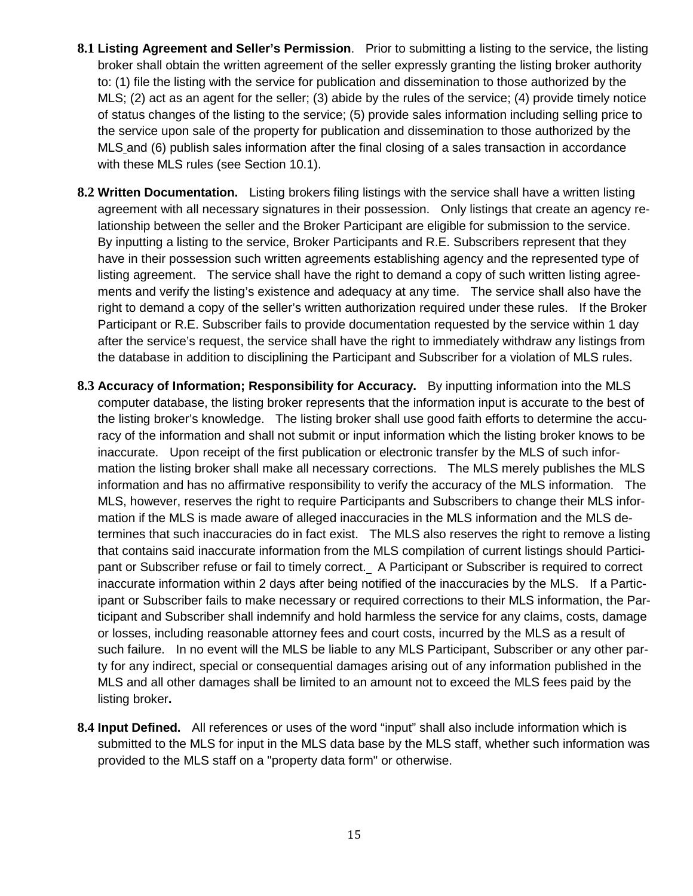**8.1 Listing Agreement and Seller's Permission**. Prior to submitting a listing to the service, the listing broker shall obtain the written agreement of the seller expressly granting the listing broker authority to: (1) file the listing with the service for publication and dissemination to those authorized by the MLS; (2) act as an agent for the seller; (3) abide by the rules of the service; (4) provide timely notice of status changes of the listing to the service; (5) provide sales information including selling price to the service upon sale of the property for publication and dissemination to those authorized by the MLS and (6) publish sales information after the final closing of a sales transaction in accordance with these MLS rules (see Section 10.1).

**8.2 Written Documentation.** Listing brokers filing listings with the service shall have a written listing agreement with all necessary signatures in their possession. Only listings that create an agency relationship between the seller and the Broker Participant are eligible for submission to the service. By inputting a listing to the service, Broker Participants and R.E. Subscribers represent that they have in their possession such written agreements establishing agency and the represented type of listing agreement. The service shall have the right to demand a copy of such written listing agreements and verify the listing's existence and adequacy at any time. The service shall also have the right to demand a copy of the seller's written authorization required under these rules. If the Broker Participant or R.E. Subscriber fails to provide documentation requested by the service within 1 day after the service's request, the service shall have the right to immediately withdraw any listings from the database in addition to disciplining the Participant and Subscriber for a violation of MLS rules.

**8.3 Accuracy of Information; Responsibility for Accuracy.** By inputting information into the MLS computer database, the listing broker represents that the information input is accurate to the best of the listing broker's knowledge. The listing broker shall use good faith efforts to determine the accuracy of the information and shall not submit or input information which the listing broker knows to be inaccurate. Upon receipt of the first publication or electronic transfer by the MLS of such information the listing broker shall make all necessary corrections. The MLS merely publishes the MLS information and has no affirmative responsibility to verify the accuracy of the MLS information. The MLS, however, reserves the right to require Participants and Subscribers to change their MLS information if the MLS is made aware of alleged inaccuracies in the MLS information and the MLS determines that such inaccuracies do in fact exist. The MLS also reserves the right to remove a listing that contains said inaccurate information from the MLS compilation of current listings should Participant or Subscriber refuse or fail to timely correct. A Participant or Subscriber is required to correct inaccurate information within 2 days after being notified of the inaccuracies by the MLS. If a Participant or Subscriber fails to make necessary or required corrections to their MLS information, the Participant and Subscriber shall indemnify and hold harmless the service for any claims, costs, damage or losses, including reasonable attorney fees and court costs, incurred by the MLS as a result of such failure. In no event will the MLS be liable to any MLS Participant, Subscriber or any other party for any indirect, special or consequential damages arising out of any information published in the MLS and all other damages shall be limited to an amount not to exceed the MLS fees paid by the listing broker**.**

**8.4 Input Defined.** All references or uses of the word "input" shall also include information which is submitted to the MLS for input in the MLS data base by the MLS staff, whether such information was provided to the MLS staff on a "property data form" or otherwise.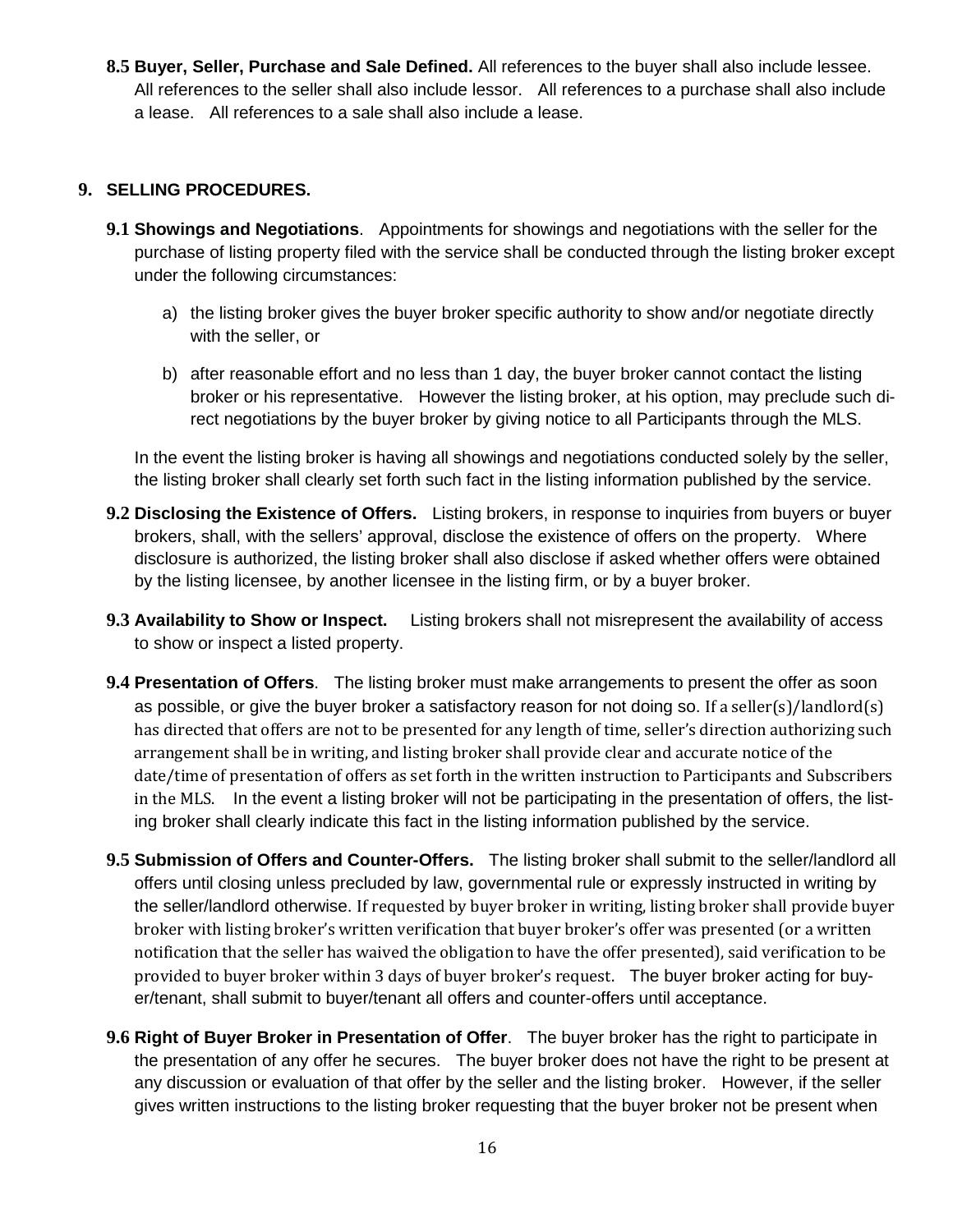**8.5 Buyer, Seller, Purchase and Sale Defined.** All references to the buyer shall also include lessee. All references to the seller shall also include lessor. All references to a purchase shall also include a lease. All references to a sale shall also include a lease.

## 9. SELLING PROCEDURES.

**9.1 Showings and Negotiations**. Appointments for showings and negotiations with the seller for the purchase of listing property filed with the service shall be conducted through the listing broker except under the following circumstances:

a) the listing broker gives the buyer broker specific authority to show and/or negotiate directly with the seller, or

b) after reasonable effort and no less than 1 day, the buyer broker cannot contact the listing broker or his representative. However the listing broker, at his option, may preclude such direct negotiations by the buyer broker by giving notice to all Participants through the MLS.

In the event the listing broker is having all showings and negotiations conducted solely by the seller, the listing broker shall clearly set forth such fact in the listing information published by the service.

**9.2 Disclosing the Existence of Offers.** Listing brokers, in response to inquiries from buyers or buyer brokers, shall, with the sellers' approval, disclose the existence of offers on the property. Where disclosure is authorized, the listing broker shall also disclose if asked whether offers were obtained by the listing licensee, by another licensee in the listing firm, or by a buyer broker.

**9.3 Availability to Show or Inspect.** Listing brokers shall not misrepresent the availability of access to show or inspect a listed property.

**9.4 Presentation of Offers**. The listing broker must make arrangements to present the offer as soon as possible, or give the buyer broker a satisfactory reason for not doing so. If a seller(s)/landlord(s) has directed that offers are not to be presented for any length of time, seller's direction authorizing such arrangement shall be in writing, and listing broker shall provide clear and accurate notice of the date/time of presentation of offers as set forth in the written instruction to Participants and Subscribers in the MLS. In the event a listing broker will not be participating in the presentation of offers, the listing broker shall clearly indicate this fact in the listing information published by the service.

**9.5 Submission of Offers and Counter-Offers.** The listing broker shall submit to the seller/landlord all offers until closing unless precluded by law, governmental rule or expressly instructed in writing by the seller/landlord otherwise. If requested by buyer broker in writing, listing broker shall provide buyer broker with listing broker's written verification that buyer broker's offer was presented (or a written notification that the seller has waived the obligation to have the offer presented), said verification to be provided to buyer broker within 3 days of buyer broker's request. The buyer broker acting for buyer/tenant, shall submit to buyer/tenant all offers and counter-offers until acceptance.

**9.6 Right of Buyer Broker in Presentation of Offer**. The buyer broker has the right to participate in the presentation of any offer he secures. The buyer broker does not have the right to be present at any discussion or evaluation of that offer by the seller and the listing broker. However, if the seller gives written instructions to the listing broker requesting that the buyer broker not be present when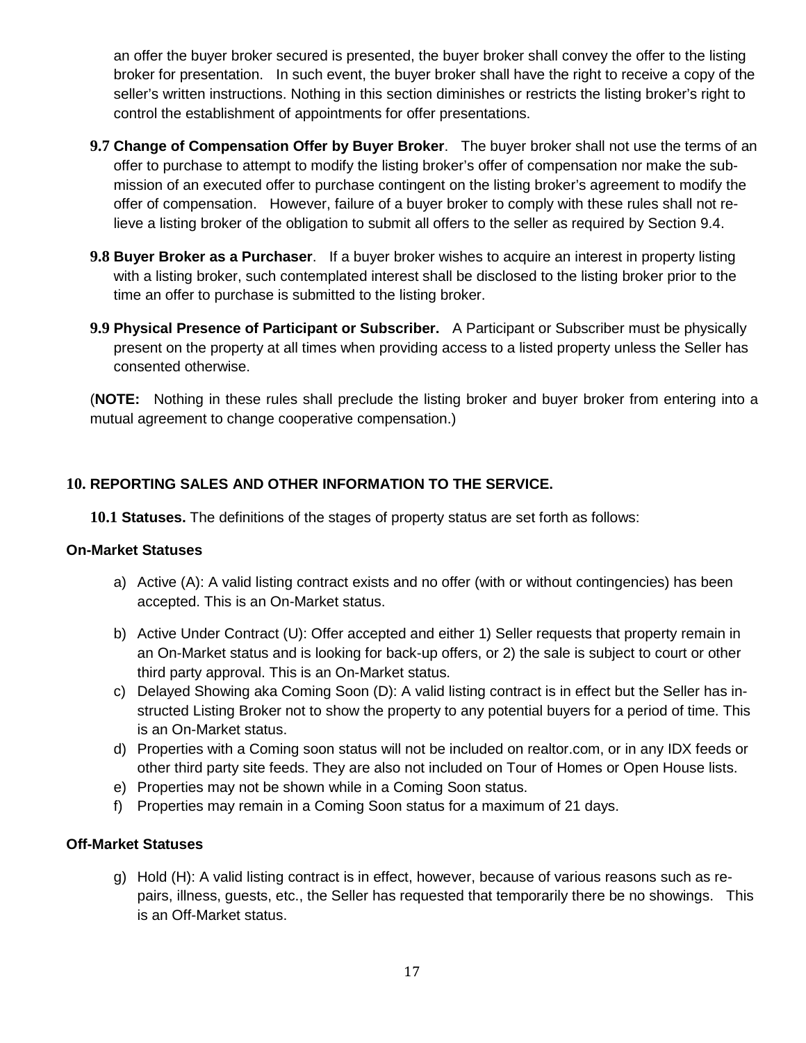an offer the buyer broker secured is presented, the buyer broker shall convey the offer to the listing broker for presentation. In such event, the buyer broker shall have the right to receive a copy of the seller's written instructions. Nothing in this section diminishes or restricts the listing broker's right to control the establishment of appointments for offer presentations.

**9.7 Change of Compensation Offer by Buyer Broker**. The buyer broker shall not use the terms of an offer to purchase to attempt to modify the listing broker's offer of compensation nor make the submission of an executed offer to purchase contingent on the listing broker's agreement to modify the offer of compensation. However, failure of a buyer broker to comply with these rules shall not relieve a listing broker of the obligation to submit all offers to the seller as required by Section 9.4.

**9.8 Buyer Broker as a Purchaser**. If a buyer broker wishes to acquire an interest in property listing with a listing broker, such contemplated interest shall be disclosed to the listing broker prior to the time an offer to purchase is submitted to the listing broker.

**9.9 Physical Presence of Participant or Subscriber.** A Participant or Subscriber must be physically present on the property at all times when providing access to a listed property unless the Seller has consented otherwise.

(**NOTE:** Nothing in these rules shall preclude the listing broker and buyer broker from entering into a mutual agreement to change cooperative compensation.)

## 10. REPORTING SALES AND OTHER INFORMATION TO THE SERVICE.

**10.1 Statuses.** The definitions of the stages of property status are set forth as follows:

### On-Market Statuses

a) Active (A): A valid listing contract exists and no offer (with or without contingencies) has been accepted. This is an On-Market status.

b) Active Under Contract (U): Offer accepted and either 1) Seller requests that property remain in an On-Market status and is looking for back-up offers, or 2) the sale is subject to court or other third party approval. This is an On-Market status.

c) Delayed Showing aka Coming Soon (D): A valid listing contract is in effect but the Seller has instructed Listing Broker not to show the property to any potential buyers for a period of time. This is an On-Market status.

d) Properties with a Coming soon status will not be included on realtor.com, or in any IDX feeds or other third party site feeds. They are also not included on Tour of Homes or Open House lists.

e) Properties may not be shown while in a Coming Soon status.

f) Properties may remain in a Coming Soon status for a maximum of 21 days.

### Off-Market Statuses

g) Hold (H): A valid listing contract is in effect, however, because of various reasons such as repairs, illness, guests, etc., the Seller has requested that temporarily there be no showings. This is an Off-Market status.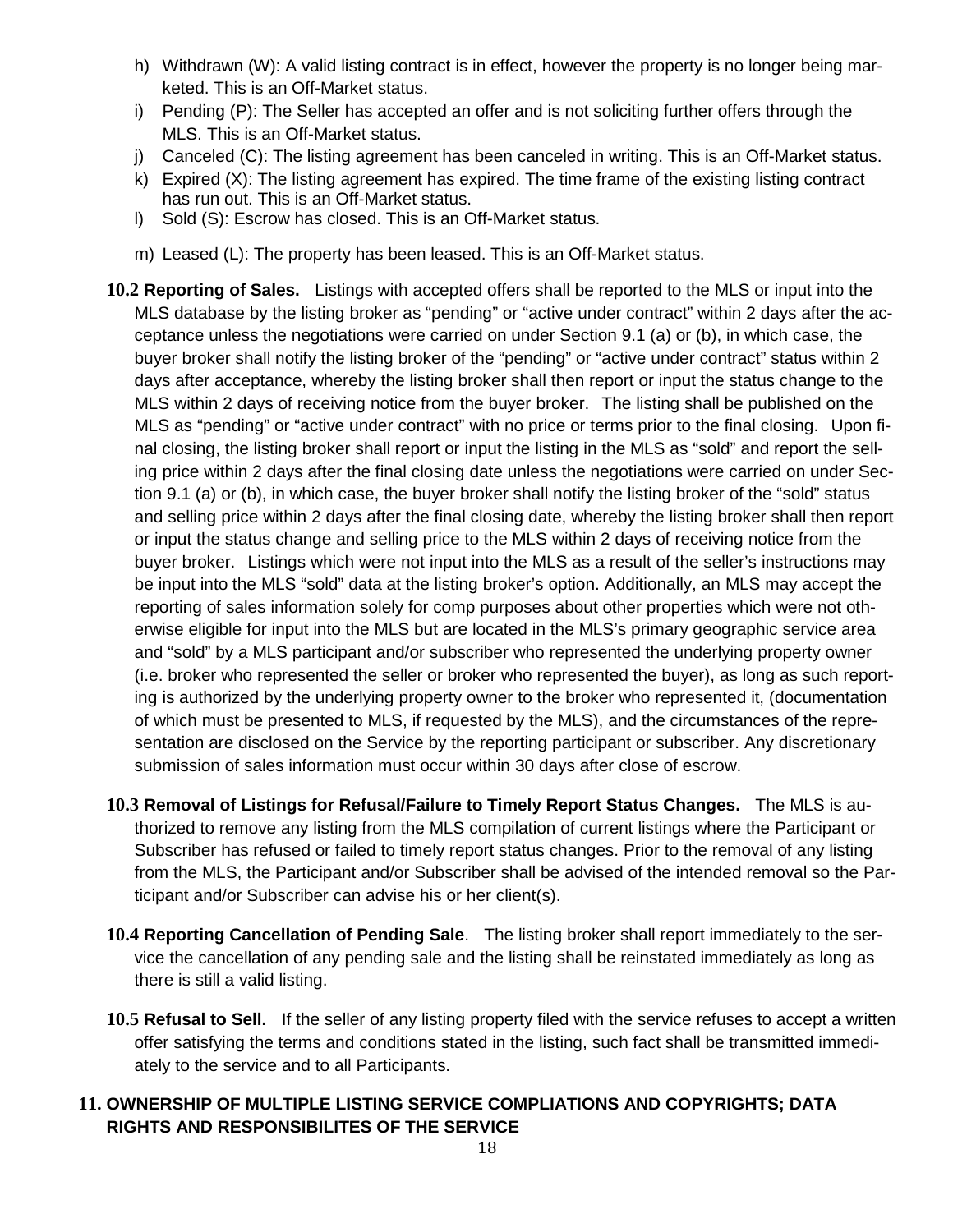h) Withdrawn (W): A valid listing contract is in effect, however the property is no longer being marketed. This is an Off-Market status.
i) Pending (P): The Seller has accepted an offer and is not soliciting further offers through the MLS. This is an Off-Market status.
j) Canceled (C): The listing agreement has been canceled in writing. This is an Off-Market status.
k) Expired (X): The listing agreement has expired. The time frame of the existing listing contract has run out. This is an Off-Market status.
l) Sold (S): Escrow has closed. This is an Off-Market status.
m) Leased (L): The property has been leased. This is an Off-Market status.

**10.2 Reporting of Sales.** Listings with accepted offers shall be reported to the MLS or input into the MLS database by the listing broker as "pending" or "active under contract" within 2 days after the acceptance unless the negotiations were carried on under Section 9.1 (a) or (b), in which case, the buyer broker shall notify the listing broker of the "pending" or "active under contract" status within 2 days after acceptance, whereby the listing broker shall then report or input the status change to the MLS within 2 days of receiving notice from the buyer broker. The listing shall be published on the MLS as "pending" or "active under contract" with no price or terms prior to the final closing. Upon final closing, the listing broker shall report or input the listing in the MLS as "sold" and report the selling price within 2 days after the final closing date unless the negotiations were carried on under Section 9.1 (a) or (b), in which case, the buyer broker shall notify the listing broker of the "sold" status and selling price within 2 days after the final closing date, whereby the listing broker shall then report or input the status change and selling price to the MLS within 2 days of receiving notice from the buyer broker. Listings which were not input into the MLS as a result of the seller's instructions may be input into the MLS "sold" data at the listing broker's option. Additionally, an MLS may accept the reporting of sales information solely for comp purposes about other properties which were not otherwise eligible for input into the MLS but are located in the MLS's primary geographic service area and "sold" by a MLS participant and/or subscriber who represented the underlying property owner (i.e. broker who represented the seller or broker who represented the buyer), as long as such reporting is authorized by the underlying property owner to the broker who represented it, (documentation of which must be presented to MLS, if requested by the MLS), and the circumstances of the representation are disclosed on the Service by the reporting participant or subscriber. Any discretionary submission of sales information must occur within 30 days after close of escrow.

**10.3 Removal of Listings for Refusal/Failure to Timely Report Status Changes.** The MLS is authorized to remove any listing from the MLS compilation of current listings where the Participant or Subscriber has refused or failed to timely report status changes. Prior to the removal of any listing from the MLS, the Participant and/or Subscriber shall be advised of the intended removal so the Participant and/or Subscriber can advise his or her client(s).

**10.4 Reporting Cancellation of Pending Sale**. The listing broker shall report immediately to the service the cancellation of any pending sale and the listing shall be reinstated immediately as long as there is still a valid listing.

**10.5 Refusal to Sell.** If the seller of any listing property filed with the service refuses to accept a written offer satisfying the terms and conditions stated in the listing, such fact shall be transmitted immediately to the service and to all Participants.

## 11. OWNERSHIP OF MULTIPLE LISTING SERVICE COMPLIATIONS AND COPYRIGHTS; DATA RIGHTS AND RESPONSIBILITES OF THE SERVICE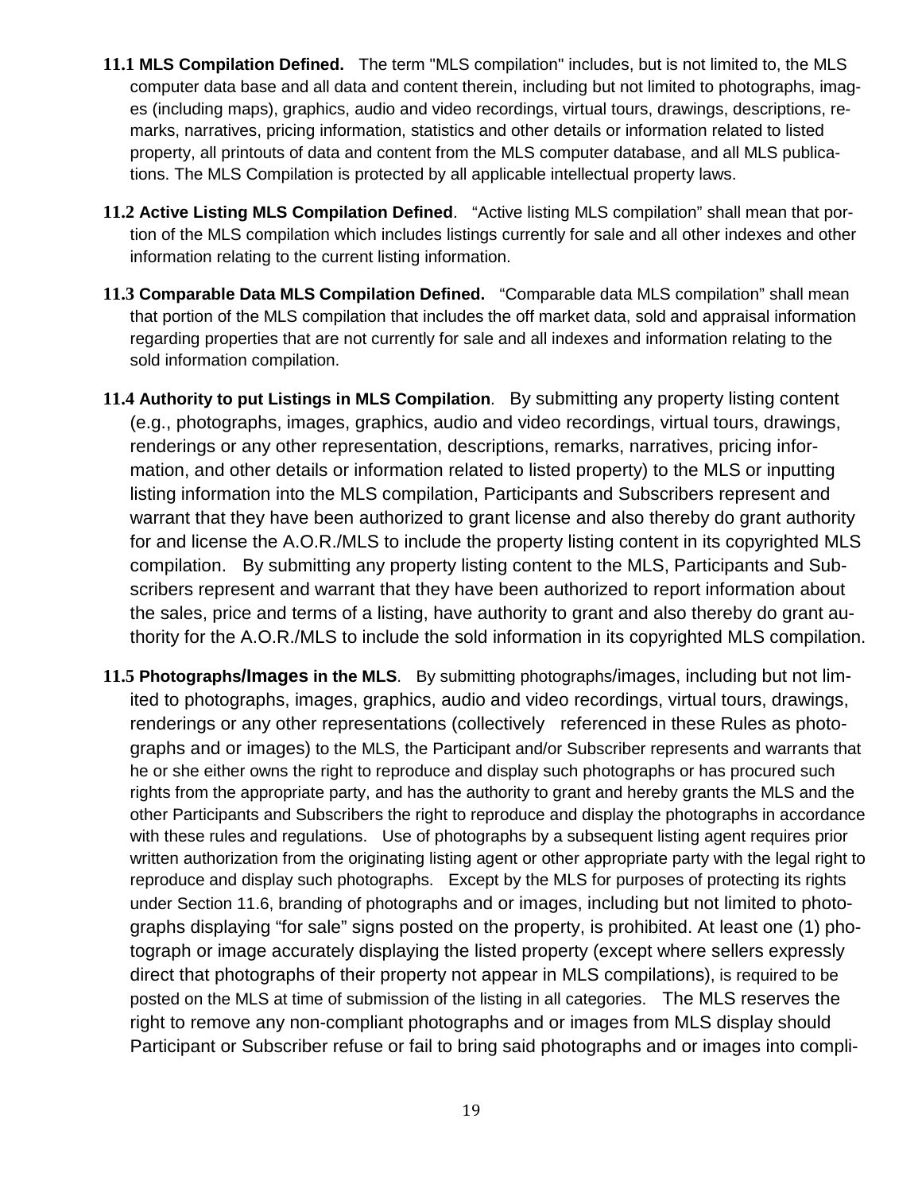**11.1 MLS Compilation Defined.** The term "MLS compilation" includes, but is not limited to, the MLS computer data base and all data and content therein, including but not limited to photographs, images (including maps), graphics, audio and video recordings, virtual tours, drawings, descriptions, remarks, narratives, pricing information, statistics and other details or information related to listed property, all printouts of data and content from the MLS computer database, and all MLS publications. The MLS Compilation is protected by all applicable intellectual property laws.

**11.2 Active Listing MLS Compilation Defined**. "Active listing MLS compilation" shall mean that portion of the MLS compilation which includes listings currently for sale and all other indexes and other information relating to the current listing information.

**11.3 Comparable Data MLS Compilation Defined.** "Comparable data MLS compilation" shall mean that portion of the MLS compilation that includes the off market data, sold and appraisal information regarding properties that are not currently for sale and all indexes and information relating to the sold information compilation.

**11.4 Authority to put Listings in MLS Compilation**. By submitting any property listing content (e.g., photographs, images, graphics, audio and video recordings, virtual tours, drawings, renderings or any other representation, descriptions, remarks, narratives, pricing information, and other details or information related to listed property) to the MLS or inputting listing information into the MLS compilation, Participants and Subscribers represent and warrant that they have been authorized to grant license and also thereby do grant authority for and license the A.O.R./MLS to include the property listing content in its copyrighted MLS compilation. By submitting any property listing content to the MLS, Participants and Subscribers represent and warrant that they have been authorized to report information about the sales, price and terms of a listing, have authority to grant and also thereby do grant authority for the A.O.R./MLS to include the sold information in its copyrighted MLS compilation.

**11.5 Photographs/Images in the MLS**. By submitting photographs/images, including but not limited to photographs, images, graphics, audio and video recordings, virtual tours, drawings, renderings or any other representations (collectively referenced in these Rules as photographs and or images) to the MLS, the Participant and/or Subscriber represents and warrants that he or she either owns the right to reproduce and display such photographs or has procured such rights from the appropriate party, and has the authority to grant and hereby grants the MLS and the other Participants and Subscribers the right to reproduce and display the photographs in accordance with these rules and regulations. Use of photographs by a subsequent listing agent requires prior written authorization from the originating listing agent or other appropriate party with the legal right to reproduce and display such photographs. Except by the MLS for purposes of protecting its rights under Section 11.6, branding of photographs and or images, including but not limited to photographs displaying "for sale" signs posted on the property, is prohibited. At least one (1) photograph or image accurately displaying the listed property (except where sellers expressly direct that photographs of their property not appear in MLS compilations), is required to be posted on the MLS at time of submission of the listing in all categories. The MLS reserves the right to remove any non-compliant photographs and or images from MLS display should Participant or Subscriber refuse or fail to bring said photographs and or images into compli-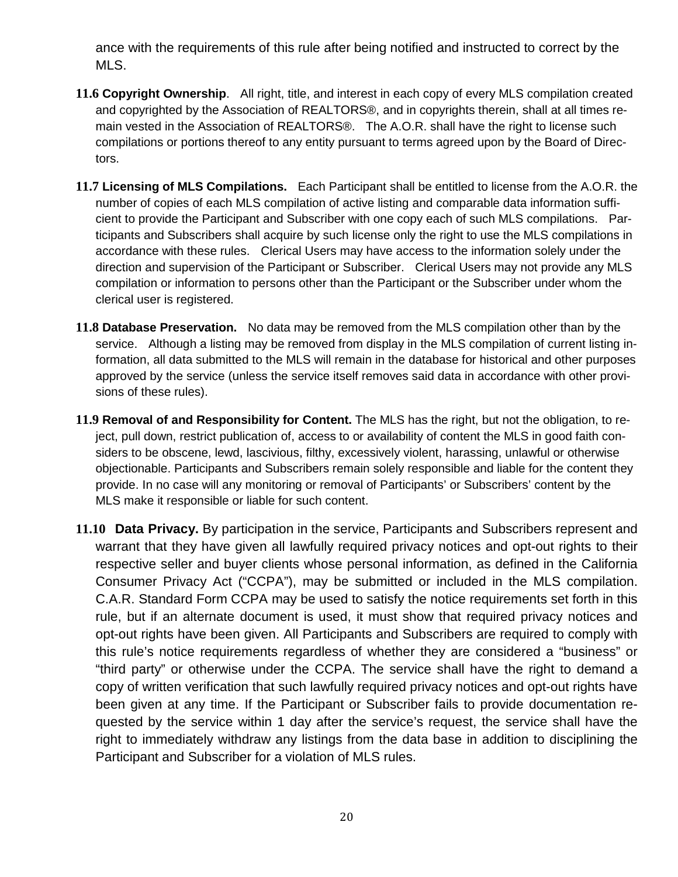ance with the requirements of this rule after being notified and instructed to correct by the MLS.

**11.6 Copyright Ownership**. All right, title, and interest in each copy of every MLS compilation created and copyrighted by the Association of REALTORS®, and in copyrights therein, shall at all times remain vested in the Association of REALTORS®. The A.O.R. shall have the right to license such compilations or portions thereof to any entity pursuant to terms agreed upon by the Board of Directors.

**11.7 Licensing of MLS Compilations.** Each Participant shall be entitled to license from the A.O.R. the number of copies of each MLS compilation of active listing and comparable data information sufficient to provide the Participant and Subscriber with one copy each of such MLS compilations. Participants and Subscribers shall acquire by such license only the right to use the MLS compilations in accordance with these rules. Clerical Users may have access to the information solely under the direction and supervision of the Participant or Subscriber. Clerical Users may not provide any MLS compilation or information to persons other than the Participant or the Subscriber under whom the clerical user is registered.

**11.8 Database Preservation.** No data may be removed from the MLS compilation other than by the service. Although a listing may be removed from display in the MLS compilation of current listing information, all data submitted to the MLS will remain in the database for historical and other purposes approved by the service (unless the service itself removes said data in accordance with other provisions of these rules).

**11.9 Removal of and Responsibility for Content.** The MLS has the right, but not the obligation, to reject, pull down, restrict publication of, access to or availability of content the MLS in good faith considers to be obscene, lewd, lascivious, filthy, excessively violent, harassing, unlawful or otherwise objectionable. Participants and Subscribers remain solely responsible and liable for the content they provide. In no case will any monitoring or removal of Participants' or Subscribers' content by the MLS make it responsible or liable for such content.

**11.10 Data Privacy.** By participation in the service, Participants and Subscribers represent and warrant that they have given all lawfully required privacy notices and opt-out rights to their respective seller and buyer clients whose personal information, as defined in the California Consumer Privacy Act ("CCPA"), may be submitted or included in the MLS compilation. C.A.R. Standard Form CCPA may be used to satisfy the notice requirements set forth in this rule, but if an alternate document is used, it must show that required privacy notices and opt-out rights have been given. All Participants and Subscribers are required to comply with this rule's notice requirements regardless of whether they are considered a "business" or "third party" or otherwise under the CCPA. The service shall have the right to demand a copy of written verification that such lawfully required privacy notices and opt-out rights have been given at any time. If the Participant or Subscriber fails to provide documentation requested by the service within 1 day after the service's request, the service shall have the right to immediately withdraw any listings from the data base in addition to disciplining the Participant and Subscriber for a violation of MLS rules.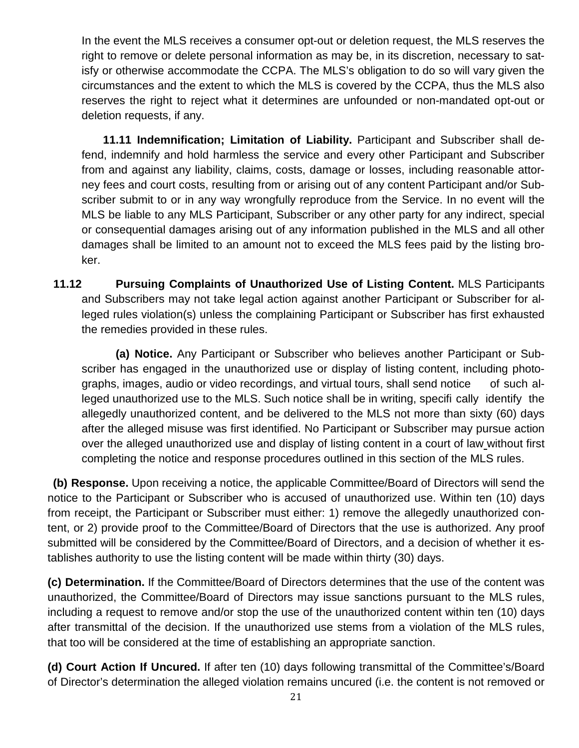In the event the MLS receives a consumer opt-out or deletion request, the MLS reserves the right to remove or delete personal information as may be, in its discretion, necessary to satisfy or otherwise accommodate the CCPA. The MLS's obligation to do so will vary given the circumstances and the extent to which the MLS is covered by the CCPA, thus the MLS also reserves the right to reject what it determines are unfounded or non-mandated opt-out or deletion requests, if any.

**11.11 Indemnification; Limitation of Liability.** Participant and Subscriber shall defend, indemnify and hold harmless the service and every other Participant and Subscriber from and against any liability, claims, costs, damage or losses, including reasonable attorney fees and court costs, resulting from or arising out of any content Participant and/or Subscriber submit to or in any way wrongfully reproduce from the Service. In no event will the MLS be liable to any MLS Participant, Subscriber or any other party for any indirect, special or consequential damages arising out of any information published in the MLS and all other damages shall be limited to an amount not to exceed the MLS fees paid by the listing broker.

**11.12 Pursuing Complaints of Unauthorized Use of Listing Content.** MLS Participants and Subscribers may not take legal action against another Participant or Subscriber for alleged rules violation(s) unless the complaining Participant or Subscriber has first exhausted the remedies provided in these rules.

**(a) Notice.** Any Participant or Subscriber who believes another Participant or Subscriber has engaged in the unauthorized use or display of listing content, including photographs, images, audio or video recordings, and virtual tours, shall send notice of such alleged unauthorized use to the MLS. Such notice shall be in writing, specifically identify the allegedly unauthorized content, and be delivered to the MLS not more than sixty (60) days after the alleged misuse was first identified. No Participant or Subscriber may pursue action over the alleged unauthorized use and display of listing content in a court of law without first completing the notice and response procedures outlined in this section of the MLS rules.

**(b) Response.** Upon receiving a notice, the applicable Committee/Board of Directors will send the notice to the Participant or Subscriber who is accused of unauthorized use. Within ten (10) days from receipt, the Participant or Subscriber must either: 1) remove the allegedly unauthorized content, or 2) provide proof to the Committee/Board of Directors that the use is authorized. Any proof submitted will be considered by the Committee/Board of Directors, and a decision of whether it establishes authority to use the listing content will be made within thirty (30) days.

**(c) Determination.** If the Committee/Board of Directors determines that the use of the content was unauthorized, the Committee/Board of Directors may issue sanctions pursuant to the MLS rules, including a request to remove and/or stop the use of the unauthorized content within ten (10) days after transmittal of the decision. If the unauthorized use stems from a violation of the MLS rules, that too will be considered at the time of establishing an appropriate sanction.

**(d) Court Action If Uncured.** If after ten (10) days following transmittal of the Committee's/Board of Director's determination the alleged violation remains uncured (i.e. the content is not removed or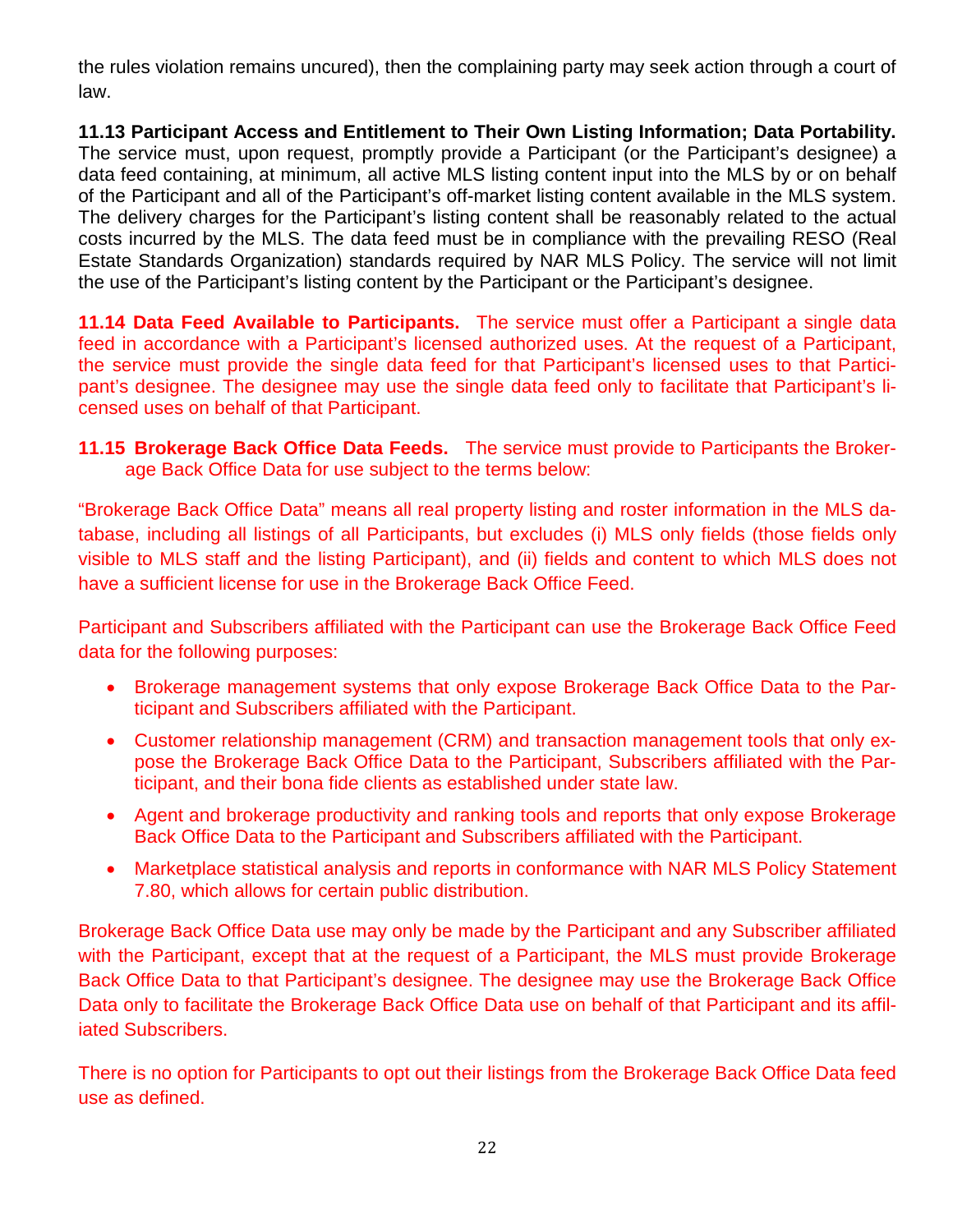the rules violation remains uncured), then the complaining party may seek action through a court of law.

**11.13 Participant Access and Entitlement to Their Own Listing Information; Data Portability.** The service must, upon request, promptly provide a Participant (or the Participant's designee) a data feed containing, at minimum, all active MLS listing content input into the MLS by or on behalf of the Participant and all of the Participant's off-market listing content available in the MLS system. The delivery charges for the Participant's listing content shall be reasonably related to the actual costs incurred by the MLS. The data feed must be in compliance with the prevailing RESO (Real Estate Standards Organization) standards required by NAR MLS Policy. The service will not limit the use of the Participant's listing content by the Participant or the Participant's designee.

**11.14 Data Feed Available to Participants.** The service must offer a Participant a single data feed in accordance with a Participant's licensed authorized uses. At the request of a Participant, the service must provide the single data feed for that Participant's licensed uses to that Participant's designee. The designee may use the single data feed only to facilitate that Participant's licensed uses on behalf of that Participant.

**11.15 Brokerage Back Office Data Feeds.** The service must provide to Participants the Brokerage Back Office Data for use subject to the terms below:

"Brokerage Back Office Data" means all real property listing and roster information in the MLS database, including all listings of all Participants, but excludes (i) MLS only fields (those fields only visible to MLS staff and the listing Participant), and (ii) fields and content to which MLS does not have a sufficient license for use in the Brokerage Back Office Feed.

Participant and Subscribers affiliated with the Participant can use the Brokerage Back Office Feed data for the following purposes:

- Brokerage management systems that only expose Brokerage Back Office Data to the Participant and Subscribers affiliated with the Participant.
- Customer relationship management (CRM) and transaction management tools that only expose the Brokerage Back Office Data to the Participant, Subscribers affiliated with the Participant, and their bona fide clients as established under state law.
- Agent and brokerage productivity and ranking tools and reports that only expose Brokerage Back Office Data to the Participant and Subscribers affiliated with the Participant.
- Marketplace statistical analysis and reports in conformance with NAR MLS Policy Statement 7.80, which allows for certain public distribution.

Brokerage Back Office Data use may only be made by the Participant and any Subscriber affiliated with the Participant, except that at the request of a Participant, the MLS must provide Brokerage Back Office Data to that Participant's designee. The designee may use the Brokerage Back Office Data only to facilitate the Brokerage Back Office Data use on behalf of that Participant and its affiliated Subscribers.

There is no option for Participants to opt out their listings from the Brokerage Back Office Data feed use as defined.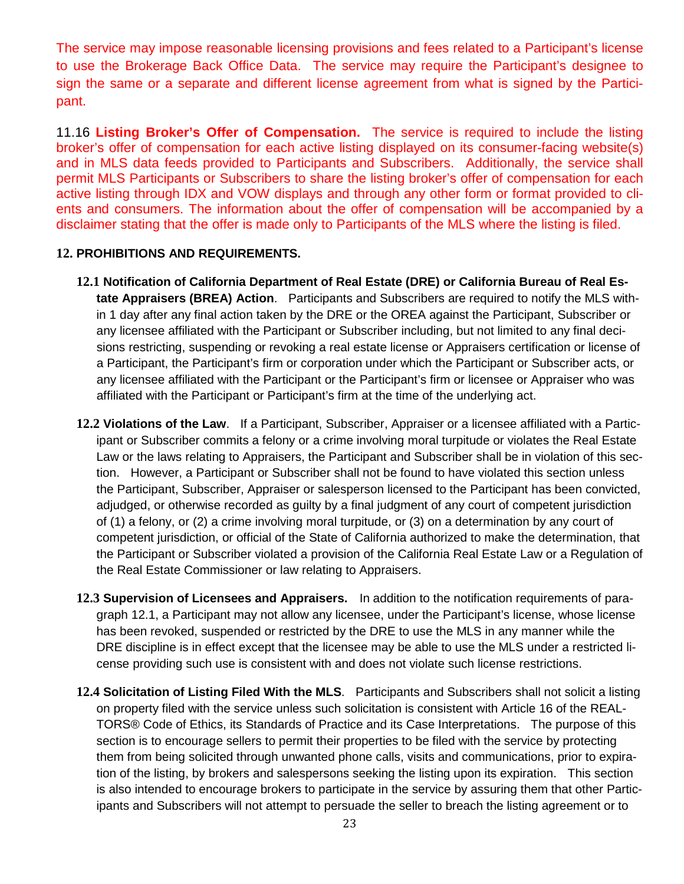The service may impose reasonable licensing provisions and fees related to a Participant's license to use the Brokerage Back Office Data. The service may require the Participant's designee to sign the same or a separate and different license agreement from what is signed by the Participant.

11.16 **Listing Broker's Offer of Compensation.** The service is required to include the listing broker's offer of compensation for each active listing displayed on its consumer-facing website(s) and in MLS data feeds provided to Participants and Subscribers. Additionally, the service shall permit MLS Participants or Subscribers to share the listing broker's offer of compensation for each active listing through IDX and VOW displays and through any other form or format provided to clients and consumers. The information about the offer of compensation will be accompanied by a disclaimer stating that the offer is made only to Participants of the MLS where the listing is filed.

## 12. PROHIBITIONS AND REQUIREMENTS.

**12.1 Notification of California Department of Real Estate (DRE) or California Bureau of Real Estate Appraisers (BREA) Action**. Participants and Subscribers are required to notify the MLS within 1 day after any final action taken by the DRE or the OREA against the Participant, Subscriber or any licensee affiliated with the Participant or Subscriber including, but not limited to any final decisions restricting, suspending or revoking a real estate license or Appraisers certification or license of a Participant, the Participant's firm or corporation under which the Participant or Subscriber acts, or any licensee affiliated with the Participant or the Participant's firm or licensee or Appraiser who was affiliated with the Participant or Participant's firm at the time of the underlying act.

**12.2 Violations of the Law**. If a Participant, Subscriber, Appraiser or a licensee affiliated with a Participant or Subscriber commits a felony or a crime involving moral turpitude or violates the Real Estate Law or the laws relating to Appraisers, the Participant and Subscriber shall be in violation of this section. However, a Participant or Subscriber shall not be found to have violated this section unless the Participant, Subscriber, Appraiser or salesperson licensed to the Participant has been convicted, adjudged, or otherwise recorded as guilty by a final judgment of any court of competent jurisdiction of (1) a felony, or (2) a crime involving moral turpitude, or (3) on a determination by any court of competent jurisdiction, or official of the State of California authorized to make the determination, that the Participant or Subscriber violated a provision of the California Real Estate Law or a Regulation of the Real Estate Commissioner or law relating to Appraisers.

**12.3 Supervision of Licensees and Appraisers.** In addition to the notification requirements of paragraph 12.1, a Participant may not allow any licensee, under the Participant's license, whose license has been revoked, suspended or restricted by the DRE to use the MLS in any manner while the DRE discipline is in effect except that the licensee may be able to use the MLS under a restricted license providing such use is consistent with and does not violate such license restrictions.

**12.4 Solicitation of Listing Filed With the MLS**. Participants and Subscribers shall not solicit a listing on property filed with the service unless such solicitation is consistent with Article 16 of the REALTORS® Code of Ethics, its Standards of Practice and its Case Interpretations. The purpose of this section is to encourage sellers to permit their properties to be filed with the service by protecting them from being solicited through unwanted phone calls, visits and communications, prior to expiration of the listing, by brokers and salespersons seeking the listing upon its expiration. This section is also intended to encourage brokers to participate in the service by assuring them that other Participants and Subscribers will not attempt to persuade the seller to breach the listing agreement or to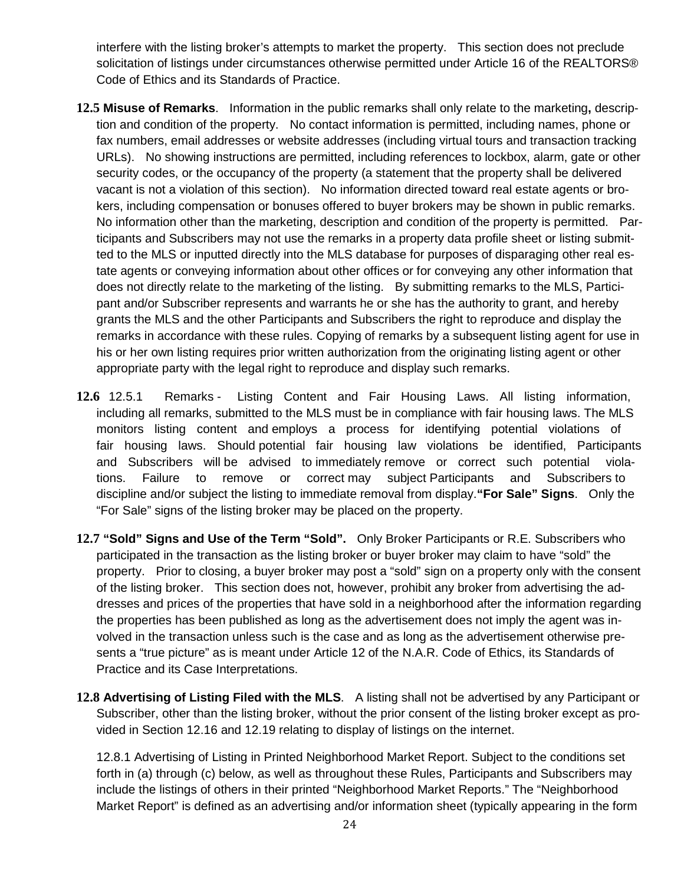interfere with the listing broker's attempts to market the property. This section does not preclude solicitation of listings under circumstances otherwise permitted under Article 16 of the REALTORS® Code of Ethics and its Standards of Practice.

**12.5 Misuse of Remarks**. Information in the public remarks shall only relate to the marketing**,** description and condition of the property. No contact information is permitted, including names, phone or fax numbers, email addresses or website addresses (including virtual tours and transaction tracking URLs). No showing instructions are permitted, including references to lockbox, alarm, gate or other security codes, or the occupancy of the property (a statement that the property shall be delivered vacant is not a violation of this section). No information directed toward real estate agents or brokers, including compensation or bonuses offered to buyer brokers may be shown in public remarks. No information other than the marketing, description and condition of the property is permitted. Participants and Subscribers may not use the remarks in a property data profile sheet or listing submitted to the MLS or inputted directly into the MLS database for purposes of disparaging other real estate agents or conveying information about other offices or for conveying any other information that does not directly relate to the marketing of the listing. By submitting remarks to the MLS, Participant and/or Subscriber represents and warrants he or she has the authority to grant, and hereby grants the MLS and the other Participants and Subscribers the right to reproduce and display the remarks in accordance with these rules. Copying of remarks by a subsequent listing agent for use in his or her own listing requires prior written authorization from the originating listing agent or other appropriate party with the legal right to reproduce and display such remarks.

**12.6** 12.5.1 Remarks - Listing Content and Fair Housing Laws. All listing information, including all remarks, submitted to the MLS must be in compliance with fair housing laws. The MLS monitors listing content and employs a process for identifying potential violations of fair housing laws. Should potential fair housing law violations be identified, Participants and Subscribers will be advised to immediately remove or correct such potential violations. Failure to remove or correct may subject Participants and Subscribers to discipline and/or subject the listing to immediate removal from display.**"For Sale" Signs**. Only the "For Sale" signs of the listing broker may be placed on the property.

**12.7 "Sold" Signs and Use of the Term "Sold".** Only Broker Participants or R.E. Subscribers who participated in the transaction as the listing broker or buyer broker may claim to have "sold" the property. Prior to closing, a buyer broker may post a "sold" sign on a property only with the consent of the listing broker. This section does not, however, prohibit any broker from advertising the addresses and prices of the properties that have sold in a neighborhood after the information regarding the properties has been published as long as the advertisement does not imply the agent was involved in the transaction unless such is the case and as long as the advertisement otherwise presents a "true picture" as is meant under Article 12 of the N.A.R. Code of Ethics, its Standards of Practice and its Case Interpretations.

**12.8 Advertising of Listing Filed with the MLS**. A listing shall not be advertised by any Participant or Subscriber, other than the listing broker, without the prior consent of the listing broker except as provided in Section 12.16 and 12.19 relating to display of listings on the internet.

12.8.1 Advertising of Listing in Printed Neighborhood Market Report. Subject to the conditions set forth in (a) through (c) below, as well as throughout these Rules, Participants and Subscribers may include the listings of others in their printed "Neighborhood Market Reports." The "Neighborhood Market Report" is defined as an advertising and/or information sheet (typically appearing in the form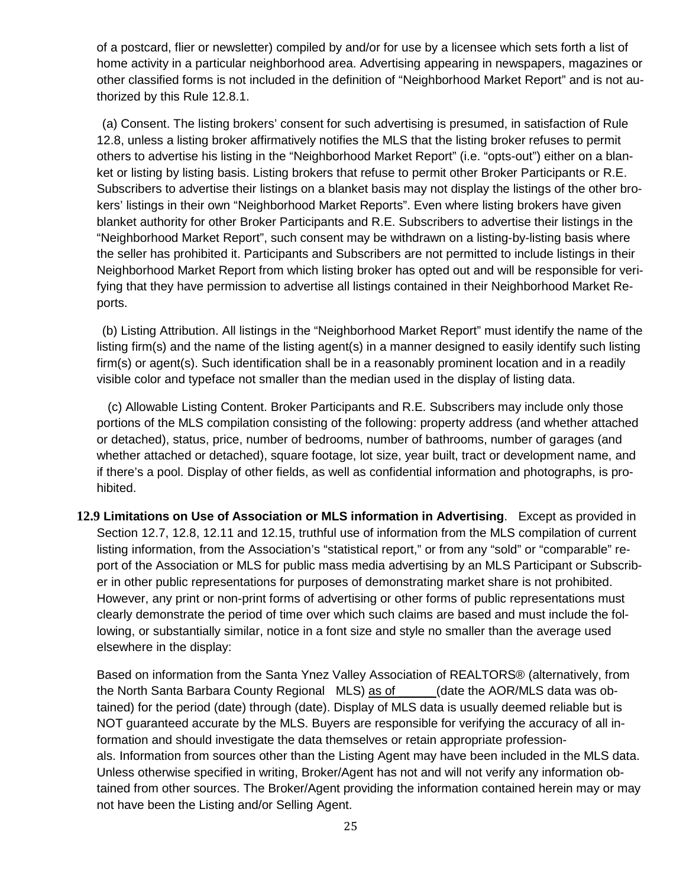of a postcard, flier or newsletter) compiled by and/or for use by a licensee which sets forth a list of home activity in a particular neighborhood area. Advertising appearing in newspapers, magazines or other classified forms is not included in the definition of "Neighborhood Market Report" and is not authorized by this Rule 12.8.1.

(a) Consent. The listing brokers' consent for such advertising is presumed, in satisfaction of Rule 12.8, unless a listing broker affirmatively notifies the MLS that the listing broker refuses to permit others to advertise his listing in the "Neighborhood Market Report" (i.e. "opts-out") either on a blanket or listing by listing basis. Listing brokers that refuse to permit other Broker Participants or R.E. Subscribers to advertise their listings on a blanket basis may not display the listings of the other brokers' listings in their own "Neighborhood Market Reports". Even where listing brokers have given blanket authority for other Broker Participants and R.E. Subscribers to advertise their listings in the "Neighborhood Market Report", such consent may be withdrawn on a listing-by-listing basis where the seller has prohibited it. Participants and Subscribers are not permitted to include listings in their Neighborhood Market Report from which listing broker has opted out and will be responsible for verifying that they have permission to advertise all listings contained in their Neighborhood Market Reports.

(b) Listing Attribution. All listings in the "Neighborhood Market Report" must identify the name of the listing firm(s) and the name of the listing agent(s) in a manner designed to easily identify such listing firm(s) or agent(s). Such identification shall be in a reasonably prominent location and in a readily visible color and typeface not smaller than the median used in the display of listing data.

(c) Allowable Listing Content. Broker Participants and R.E. Subscribers may include only those portions of the MLS compilation consisting of the following: property address (and whether attached or detached), status, price, number of bedrooms, number of bathrooms, number of garages (and whether attached or detached), square footage, lot size, year built, tract or development name, and if there's a pool. Display of other fields, as well as confidential information and photographs, is prohibited.

**12.9 Limitations on Use of Association or MLS information in Advertising**. Except as provided in Section 12.7, 12.8, 12.11 and 12.15, truthful use of information from the MLS compilation of current listing information, from the Association's "statistical report," or from any "sold" or "comparable" report of the Association or MLS for public mass media advertising by an MLS Participant or Subscriber in other public representations for purposes of demonstrating market share is not prohibited. However, any print or non-print forms of advertising or other forms of public representations must clearly demonstrate the period of time over which such claims are based and must include the following, or substantially similar, notice in a font size and style no smaller than the average used elsewhere in the display:

Based on information from the Santa Ynez Valley Association of REALTORS® (alternatively, from the North Santa Barbara County Regional MLS) as of ______ (date the AOR/MLS data was obtained) for the period (date) through (date). Display of MLS data is usually deemed reliable but is NOT guaranteed accurate by the MLS. Buyers are responsible for verifying the accuracy of all information and should investigate the data themselves or retain appropriate professionals. Information from sources other than the Listing Agent may have been included in the MLS data. Unless otherwise specified in writing, Broker/Agent has not and will not verify any information obtained from other sources. The Broker/Agent providing the information contained herein may or may not have been the Listing and/or Selling Agent.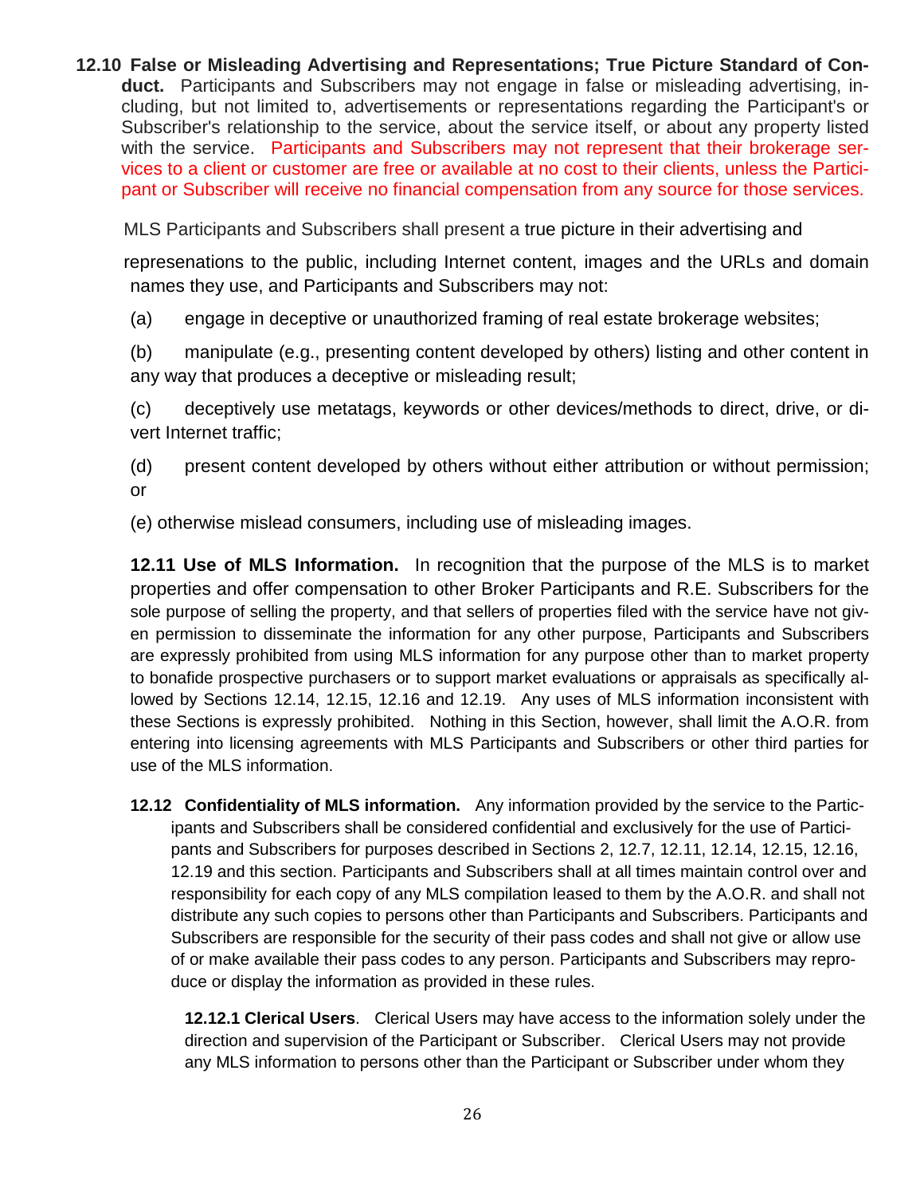**12.10 False or Misleading Advertising and Representations; True Picture Standard of Conduct.** Participants and Subscribers may not engage in false or misleading advertising, including, but not limited to, advertisements or representations regarding the Participant's or Subscriber's relationship to the service, about the service itself, or about any property listed with the service. Participants and Subscribers may not represent that their brokerage services to a client or customer are free or available at no cost to their clients, unless the Participant or Subscriber will receive no financial compensation from any source for those services.

MLS Participants and Subscribers shall present a true picture in their advertising and represenations to the public, including Internet content, images and the URLs and domain names they use, and Participants and Subscribers may not:

(a) engage in deceptive or unauthorized framing of real estate brokerage websites;

(b) manipulate (e.g., presenting content developed by others) listing and other content in any way that produces a deceptive or misleading result;

(c) deceptively use metatags, keywords or other devices/methods to direct, drive, or divert Internet traffic;

(d) present content developed by others without either attribution or without permission; or

(e) otherwise mislead consumers, including use of misleading images.

**12.11 Use of MLS Information.** In recognition that the purpose of the MLS is to market properties and offer compensation to other Broker Participants and R.E. Subscribers for the sole purpose of selling the property, and that sellers of properties filed with the service have not given permission to disseminate the information for any other purpose, Participants and Subscribers are expressly prohibited from using MLS information for any purpose other than to market property to bonafide prospective purchasers or to support market evaluations or appraisals as specifically allowed by Sections 12.14, 12.15, 12.16 and 12.19. Any uses of MLS information inconsistent with these Sections is expressly prohibited. Nothing in this Section, however, shall limit the A.O.R. from entering into licensing agreements with MLS Participants and Subscribers or other third parties for use of the MLS information.

**12.12 Confidentiality of MLS information.** Any information provided by the service to the Participants and Subscribers shall be considered confidential and exclusively for the use of Participants and Subscribers for purposes described in Sections 2, 12.7, 12.11, 12.14, 12.15, 12.16, 12.19 and this section. Participants and Subscribers shall at all times maintain control over and responsibility for each copy of any MLS compilation leased to them by the A.O.R. and shall not distribute any such copies to persons other than Participants and Subscribers. Participants and Subscribers are responsible for the security of their pass codes and shall not give or allow use of or make available their pass codes to any person. Participants and Subscribers may reproduce or display the information as provided in these rules.

**12.12.1 Clerical Users**. Clerical Users may have access to the information solely under the direction and supervision of the Participant or Subscriber. Clerical Users may not provide any MLS information to persons other than the Participant or Subscriber under whom they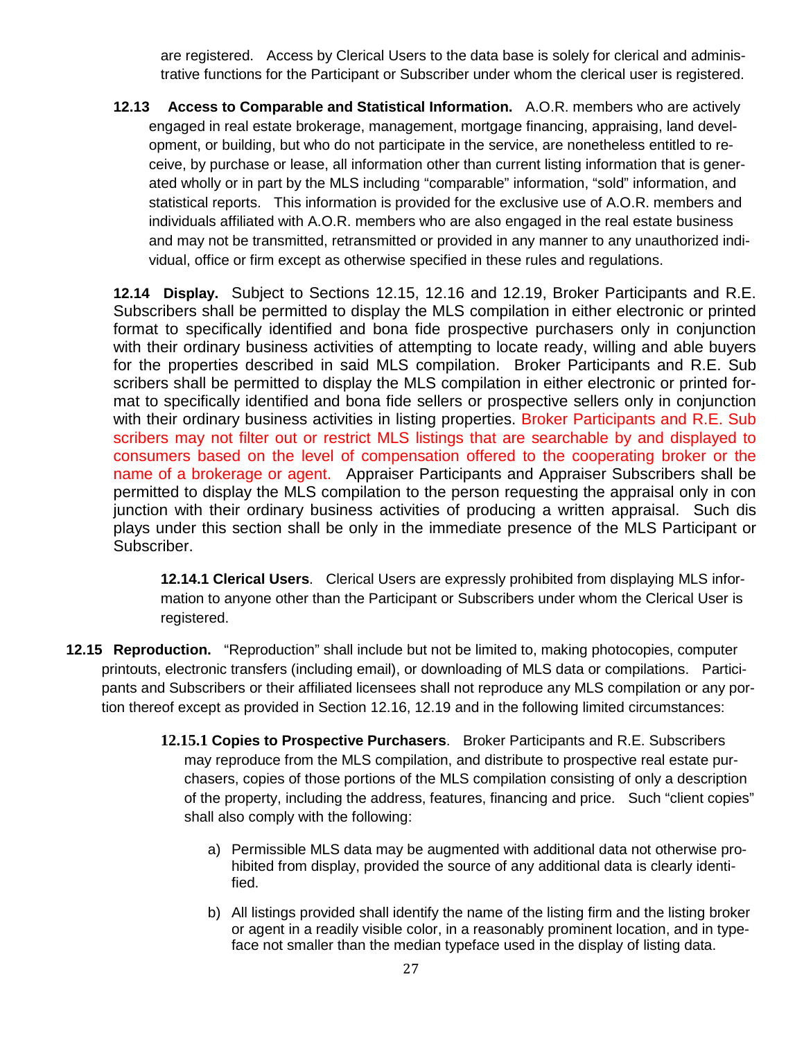are registered. Access by Clerical Users to the data base is solely for clerical and administrative functions for the Participant or Subscriber under whom the clerical user is registered.

**12.13 Access to Comparable and Statistical Information.** A.O.R. members who are actively engaged in real estate brokerage, management, mortgage financing, appraising, land development, or building, but who do not participate in the service, are nonetheless entitled to receive, by purchase or lease, all information other than current listing information that is generated wholly or in part by the MLS including "comparable" information, "sold" information, and statistical reports. This information is provided for the exclusive use of A.O.R. members and individuals affiliated with A.O.R. members who are also engaged in the real estate business and may not be transmitted, retransmitted or provided in any manner to any unauthorized individual, office or firm except as otherwise specified in these rules and regulations.

**12.14 Display.** Subject to Sections 12.15, 12.16 and 12.19, Broker Participants and R.E. Subscribers shall be permitted to display the MLS compilation in either electronic or printed format to specifically identified and bona fide prospective purchasers only in conjunction with their ordinary business activities of attempting to locate ready, willing and able buyers for the properties described in said MLS compilation. Broker Participants and R.E. Sub scribers shall be permitted to display the MLS compilation in either electronic or printed format to specifically identified and bona fide sellers or prospective sellers only in conjunction with their ordinary business activities in listing properties. Broker Participants and R.E. Sub scribers may not filter out or restrict MLS listings that are searchable by and displayed to consumers based on the level of compensation offered to the cooperating broker or the name of a brokerage or agent. Appraiser Participants and Appraiser Subscribers shall be permitted to display the MLS compilation to the person requesting the appraisal only in con junction with their ordinary business activities of producing a written appraisal. Such dis plays under this section shall be only in the immediate presence of the MLS Participant or Subscriber.

**12.14.1 Clerical Users**. Clerical Users are expressly prohibited from displaying MLS information to anyone other than the Participant or Subscribers under whom the Clerical User is registered.

**12.15 Reproduction.** "Reproduction" shall include but not be limited to, making photocopies, computer printouts, electronic transfers (including email), or downloading of MLS data or compilations. Participants and Subscribers or their affiliated licensees shall not reproduce any MLS compilation or any portion thereof except as provided in Section 12.16, 12.19 and in the following limited circumstances:

**12.15.1 Copies to Prospective Purchasers**. Broker Participants and R.E. Subscribers may reproduce from the MLS compilation, and distribute to prospective real estate purchasers, copies of those portions of the MLS compilation consisting of only a description of the property, including the address, features, financing and price. Such "client copies" shall also comply with the following:

a) Permissible MLS data may be augmented with additional data not otherwise prohibited from display, provided the source of any additional data is clearly identified.

b) All listings provided shall identify the name of the listing firm and the listing broker or agent in a readily visible color, in a reasonably prominent location, and in typeface not smaller than the median typeface used in the display of listing data.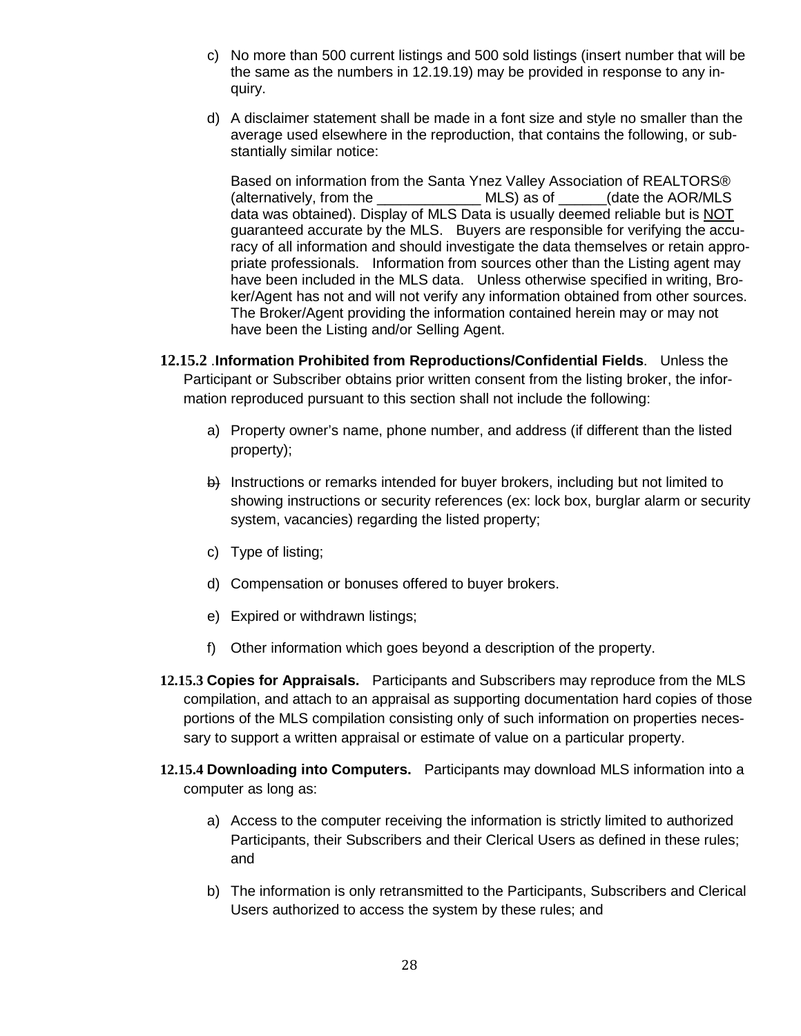c) No more than 500 current listings and 500 sold listings (insert number that will be the same as the numbers in 12.19.19) may be provided in response to any inquiry.

d) A disclaimer statement shall be made in a font size and style no smaller than the average used elsewhere in the reproduction, that contains the following, or substantially similar notice:

   Based on information from the Santa Ynez Valley Association of REALTORS® (alternatively, from the _____________ MLS) as of ______(date the AOR/MLS data was obtained). Display of MLS Data is usually deemed reliable but is NOT guaranteed accurate by the MLS. Buyers are responsible for verifying the accuracy of all information and should investigate the data themselves or retain appropriate professionals. Information from sources other than the Listing agent may have been included in the MLS data. Unless otherwise specified in writing, Broker/Agent has not and will not verify any information obtained from other sources. The Broker/Agent providing the information contained herein may or may not have been the Listing and/or Selling Agent.

**12.15.2 .Information Prohibited from Reproductions/Confidential Fields**. Unless the Participant or Subscriber obtains prior written consent from the listing broker, the information reproduced pursuant to this section shall not include the following:

a) Property owner's name, phone number, and address (if different than the listed property);

b) Instructions or remarks intended for buyer brokers, including but not limited to showing instructions or security references (ex: lock box, burglar alarm or security system, vacancies) regarding the listed property;

c) Type of listing;

d) Compensation or bonuses offered to buyer brokers.

e) Expired or withdrawn listings;

f) Other information which goes beyond a description of the property.

**12.15.3 Copies for Appraisals.** Participants and Subscribers may reproduce from the MLS compilation, and attach to an appraisal as supporting documentation hard copies of those portions of the MLS compilation consisting only of such information on properties necessary to support a written appraisal or estimate of value on a particular property.

**12.15.4 Downloading into Computers.** Participants may download MLS information into a computer as long as:

a) Access to the computer receiving the information is strictly limited to authorized Participants, their Subscribers and their Clerical Users as defined in these rules; and

b) The information is only retransmitted to the Participants, Subscribers and Clerical Users authorized to access the system by these rules; and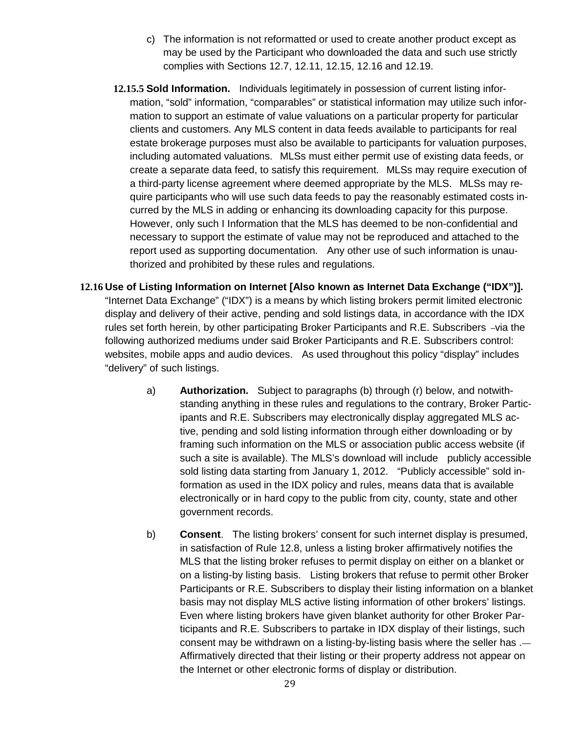c) The information is not reformatted or used to create another product except as may be used by the Participant who downloaded the data and such use strictly complies with Sections 12.7, 12.11, 12.15, 12.16 and 12.19.

**12.15.5 Sold Information.** Individuals legitimately in possession of current listing information, "sold" information, "comparables" or statistical information may utilize such information to support an estimate of value valuations on a particular property for particular clients and customers. Any MLS content in data feeds available to participants for real estate brokerage purposes must also be available to participants for valuation purposes, including automated valuations. MLSs must either permit use of existing data feeds, or create a separate data feed, to satisfy this requirement. MLSs may require execution of a third-party license agreement where deemed appropriate by the MLS. MLSs may require participants who will use such data feeds to pay the reasonably estimated costs incurred by the MLS in adding or enhancing its downloading capacity for this purpose. However, only such I Information that the MLS has deemed to be non-confidential and necessary to support the estimate of value may not be reproduced and attached to the report used as supporting documentation. Any other use of such information is unauthorized and prohibited by these rules and regulations.

**12.16 Use of Listing Information on Internet [Also known as Internet Data Exchange ("IDX")].** "Internet Data Exchange" ("IDX") is a means by which listing brokers permit limited electronic display and delivery of their active, pending and sold listings data, in accordance with the IDX rules set forth herein, by other participating Broker Participants and R.E. Subscribers via the following authorized mediums under said Broker Participants and R.E. Subscribers control: websites, mobile apps and audio devices. As used throughout this policy "display" includes "delivery" of such listings.

a) **Authorization.** Subject to paragraphs (b) through (r) below, and notwithstanding anything in these rules and regulations to the contrary, Broker Participants and R.E. Subscribers may electronically display aggregated MLS active, pending and sold listing information through either downloading or by framing such information on the MLS or association public access website (if such a site is available). The MLS's download will include publicly accessible sold listing data starting from January 1, 2012. "Publicly accessible" sold information as used in the IDX policy and rules, means data that is available electronically or in hard copy to the public from city, county, state and other government records.

b) **Consent**. The listing brokers' consent for such internet display is presumed, in satisfaction of Rule 12.8, unless a listing broker affirmatively notifies the MLS that the listing broker refuses to permit display on either on a blanket or on a listing-by listing basis. Listing brokers that refuse to permit other Broker Participants or R.E. Subscribers to display their listing information on a blanket basis may not display MLS active listing information of other brokers' listings. Even where listing brokers have given blanket authority for other Broker Participants and R.E. Subscribers to partake in IDX display of their listings, such consent may be withdrawn on a listing-by-listing basis where the seller has . Affirmatively directed that their listing or their property address not appear on the Internet or other electronic forms of display or distribution.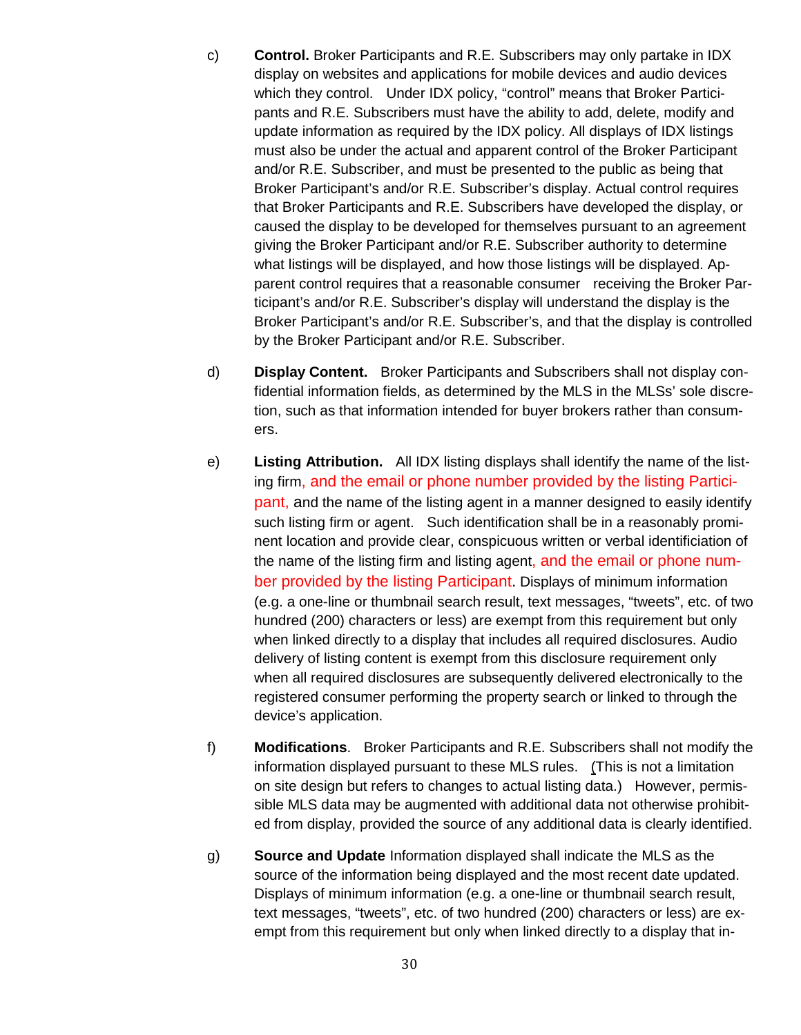c) **Control.** Broker Participants and R.E. Subscribers may only partake in IDX display on websites and applications for mobile devices and audio devices which they control. Under IDX policy, "control" means that Broker Participants and R.E. Subscribers must have the ability to add, delete, modify and update information as required by the IDX policy. All displays of IDX listings must also be under the actual and apparent control of the Broker Participant and/or R.E. Subscriber, and must be presented to the public as being that Broker Participant's and/or R.E. Subscriber's display. Actual control requires that Broker Participants and R.E. Subscribers have developed the display, or caused the display to be developed for themselves pursuant to an agreement giving the Broker Participant and/or R.E. Subscriber authority to determine what listings will be displayed, and how those listings will be displayed. Apparent control requires that a reasonable consumer receiving the Broker Participant's and/or R.E. Subscriber's display will understand the display is the Broker Participant's and/or R.E. Subscriber's, and that the display is controlled by the Broker Participant and/or R.E. Subscriber.

d) **Display Content.** Broker Participants and Subscribers shall not display confidential information fields, as determined by the MLS in the MLSs' sole discretion, such as that information intended for buyer brokers rather than consumers.

e) **Listing Attribution.** All IDX listing displays shall identify the name of the listing firm, and the email or phone number provided by the listing Participant, and the name of the listing agent in a manner designed to easily identify such listing firm or agent. Such identification shall be in a reasonably prominent location and provide clear, conspicuous written or verbal identificiation of the name of the listing firm and listing agent, and the email or phone number provided by the listing Participant. Displays of minimum information (e.g. a one-line or thumbnail search result, text messages, "tweets", etc. of two hundred (200) characters or less) are exempt from this requirement but only when linked directly to a display that includes all required disclosures. Audio delivery of listing content is exempt from this disclosure requirement only when all required disclosures are subsequently delivered electronically to the registered consumer performing the property search or linked to through the device's application.

f) **Modifications**. Broker Participants and R.E. Subscribers shall not modify the information displayed pursuant to these MLS rules. (This is not a limitation on site design but refers to changes to actual listing data.) However, permissible MLS data may be augmented with additional data not otherwise prohibited from display, provided the source of any additional data is clearly identified.

g) **Source and Update** Information displayed shall indicate the MLS as the source of the information being displayed and the most recent date updated. Displays of minimum information (e.g. a one-line or thumbnail search result, text messages, "tweets", etc. of two hundred (200) characters or less) are exempt from this requirement but only when linked directly to a display that in-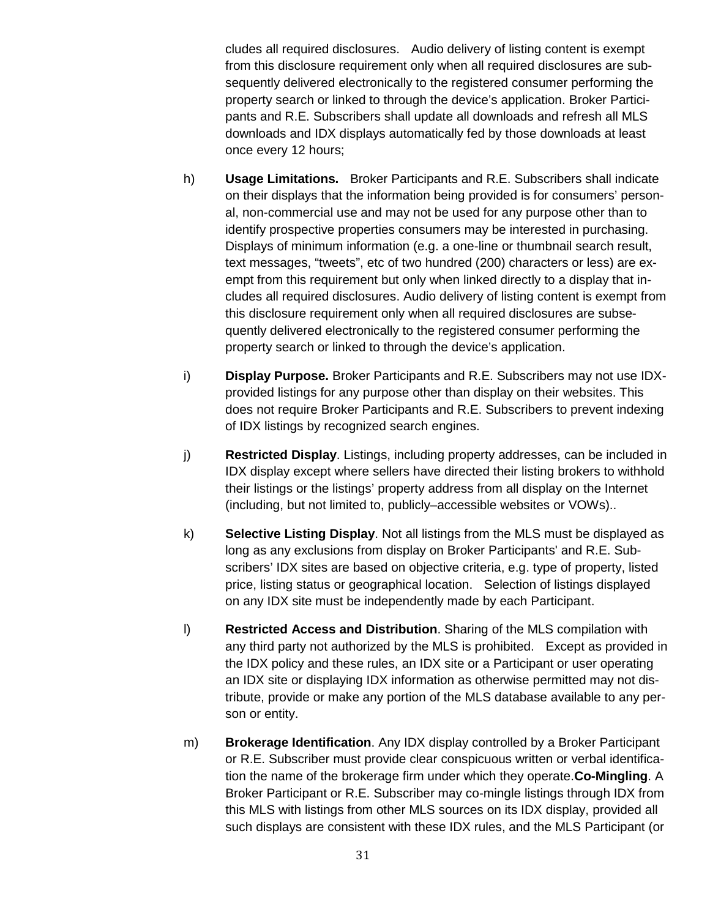cludes all required disclosures. Audio delivery of listing content is exempt from this disclosure requirement only when all required disclosures are subsequently delivered electronically to the registered consumer performing the property search or linked to through the device's application. Broker Participants and R.E. Subscribers shall update all downloads and refresh all MLS downloads and IDX displays automatically fed by those downloads at least once every 12 hours;

h) **Usage Limitations.** Broker Participants and R.E. Subscribers shall indicate on their displays that the information being provided is for consumers' personal, non-commercial use and may not be used for any purpose other than to identify prospective properties consumers may be interested in purchasing. Displays of minimum information (e.g. a one-line or thumbnail search result, text messages, "tweets", etc of two hundred (200) characters or less) are exempt from this requirement but only when linked directly to a display that includes all required disclosures. Audio delivery of listing content is exempt from this disclosure requirement only when all required disclosures are subsequently delivered electronically to the registered consumer performing the property search or linked to through the device's application.

i) **Display Purpose.** Broker Participants and R.E. Subscribers may not use IDX-provided listings for any purpose other than display on their websites. This does not require Broker Participants and R.E. Subscribers to prevent indexing of IDX listings by recognized search engines.

j) **Restricted Display**. Listings, including property addresses, can be included in IDX display except where sellers have directed their listing brokers to withhold their listings or the listings' property address from all display on the Internet (including, but not limited to, publicly–accessible websites or VOWs)..

k) **Selective Listing Display**. Not all listings from the MLS must be displayed as long as any exclusions from display on Broker Participants' and R.E. Subscribers' IDX sites are based on objective criteria, e.g. type of property, listed price, listing status or geographical location. Selection of listings displayed on any IDX site must be independently made by each Participant.

l) **Restricted Access and Distribution**. Sharing of the MLS compilation with any third party not authorized by the MLS is prohibited. Except as provided in the IDX policy and these rules, an IDX site or a Participant or user operating an IDX site or displaying IDX information as otherwise permitted may not distribute, provide or make any portion of the MLS database available to any person or entity.

m) **Brokerage Identification**. Any IDX display controlled by a Broker Participant or R.E. Subscriber must provide clear conspicuous written or verbal identification the name of the brokerage firm under which they operate.**Co-Mingling**. A Broker Participant or R.E. Subscriber may co-mingle listings through IDX from this MLS with listings from other MLS sources on its IDX display, provided all such displays are consistent with these IDX rules, and the MLS Participant (or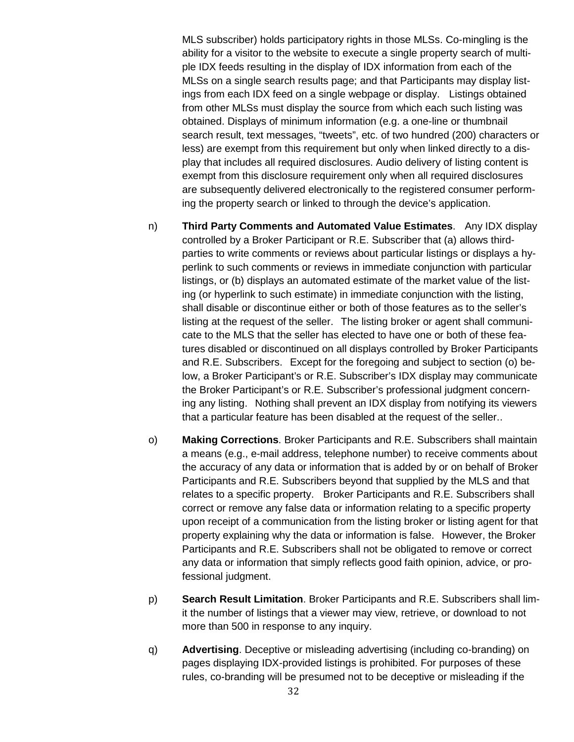MLS subscriber) holds participatory rights in those MLSs. Co-mingling is the ability for a visitor to the website to execute a single property search of multiple IDX feeds resulting in the display of IDX information from each of the MLSs on a single search results page; and that Participants may display listings from each IDX feed on a single webpage or display. Listings obtained from other MLSs must display the source from which each such listing was obtained. Displays of minimum information (e.g. a one-line or thumbnail search result, text messages, "tweets", etc. of two hundred (200) characters or less) are exempt from this requirement but only when linked directly to a display that includes all required disclosures. Audio delivery of listing content is exempt from this disclosure requirement only when all required disclosures are subsequently delivered electronically to the registered consumer performing the property search or linked to through the device's application.

n) **Third Party Comments and Automated Value Estimates**. Any IDX display controlled by a Broker Participant or R.E. Subscriber that (a) allows third-parties to write comments or reviews about particular listings or displays a hyperlink to such comments or reviews in immediate conjunction with particular listings, or (b) displays an automated estimate of the market value of the listing (or hyperlink to such estimate) in immediate conjunction with the listing, shall disable or discontinue either or both of those features as to the seller's listing at the request of the seller. The listing broker or agent shall communicate to the MLS that the seller has elected to have one or both of these features disabled or discontinued on all displays controlled by Broker Participants and R.E. Subscribers. Except for the foregoing and subject to section (o) below, a Broker Participant's or R.E. Subscriber's IDX display may communicate the Broker Participant's or R.E. Subscriber's professional judgment concerning any listing. Nothing shall prevent an IDX display from notifying its viewers that a particular feature has been disabled at the request of the seller..

o) **Making Corrections**. Broker Participants and R.E. Subscribers shall maintain a means (e.g., e-mail address, telephone number) to receive comments about the accuracy of any data or information that is added by or on behalf of Broker Participants and R.E. Subscribers beyond that supplied by the MLS and that relates to a specific property. Broker Participants and R.E. Subscribers shall correct or remove any false data or information relating to a specific property upon receipt of a communication from the listing broker or listing agent for that property explaining why the data or information is false. However, the Broker Participants and R.E. Subscribers shall not be obligated to remove or correct any data or information that simply reflects good faith opinion, advice, or professional judgment.

p) **Search Result Limitation**. Broker Participants and R.E. Subscribers shall limit the number of listings that a viewer may view, retrieve, or download to not more than 500 in response to any inquiry.

q) **Advertising**. Deceptive or misleading advertising (including co-branding) on pages displaying IDX-provided listings is prohibited. For purposes of these rules, co-branding will be presumed not to be deceptive or misleading if the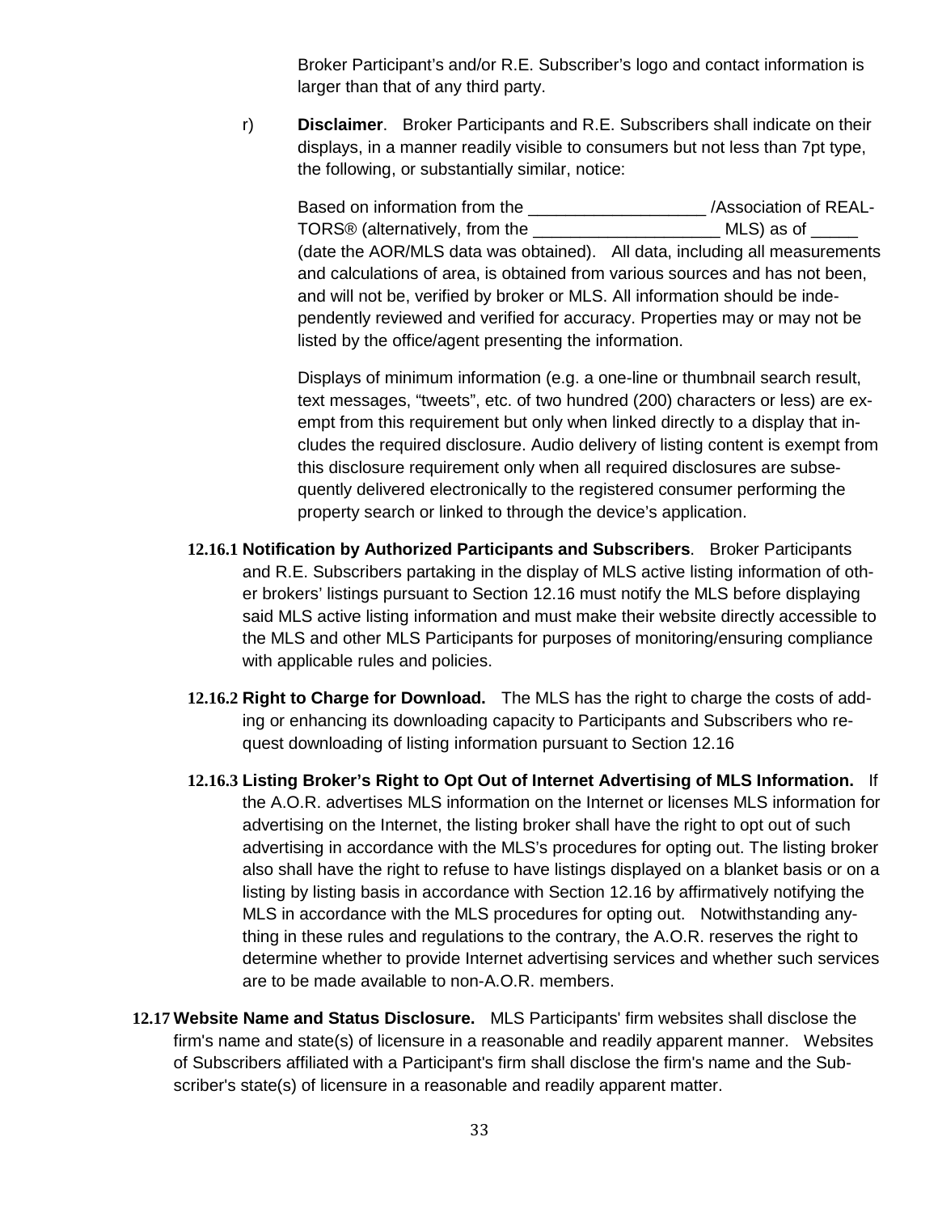Broker Participant's and/or R.E. Subscriber's logo and contact information is larger than that of any third party.

r) **Disclaimer**. Broker Participants and R.E. Subscribers shall indicate on their displays, in a manner readily visible to consumers but not less than 7pt type, the following, or substantially similar, notice:

Based on information from the ___________________ /Association of REALTORS® (alternatively, from the ____________________ MLS) as of _____ (date the AOR/MLS data was obtained). All data, including all measurements and calculations of area, is obtained from various sources and has not been, and will not be, verified by broker or MLS. All information should be independently reviewed and verified for accuracy. Properties may or may not be listed by the office/agent presenting the information.

Displays of minimum information (e.g. a one-line or thumbnail search result, text messages, "tweets", etc. of two hundred (200) characters or less) are exempt from this requirement but only when linked directly to a display that includes the required disclosure. Audio delivery of listing content is exempt from this disclosure requirement only when all required disclosures are subsequently delivered electronically to the registered consumer performing the property search or linked to through the device's application.

**12.16.1 Notification by Authorized Participants and Subscribers**. Broker Participants and R.E. Subscribers partaking in the display of MLS active listing information of other brokers' listings pursuant to Section 12.16 must notify the MLS before displaying said MLS active listing information and must make their website directly accessible to the MLS and other MLS Participants for purposes of monitoring/ensuring compliance with applicable rules and policies.

**12.16.2 Right to Charge for Download.** The MLS has the right to charge the costs of adding or enhancing its downloading capacity to Participants and Subscribers who request downloading of listing information pursuant to Section 12.16

**12.16.3 Listing Broker's Right to Opt Out of Internet Advertising of MLS Information.** If the A.O.R. advertises MLS information on the Internet or licenses MLS information for advertising on the Internet, the listing broker shall have the right to opt out of such advertising in accordance with the MLS's procedures for opting out. The listing broker also shall have the right to refuse to have listings displayed on a blanket basis or on a listing by listing basis in accordance with Section 12.16 by affirmatively notifying the MLS in accordance with the MLS procedures for opting out. Notwithstanding anything in these rules and regulations to the contrary, the A.O.R. reserves the right to determine whether to provide Internet advertising services and whether such services are to be made available to non-A.O.R. members.

**12.17 Website Name and Status Disclosure.** MLS Participants' firm websites shall disclose the firm's name and state(s) of licensure in a reasonable and readily apparent manner. Websites of Subscribers affiliated with a Participant's firm shall disclose the firm's name and the Subscriber's state(s) of licensure in a reasonable and readily apparent matter.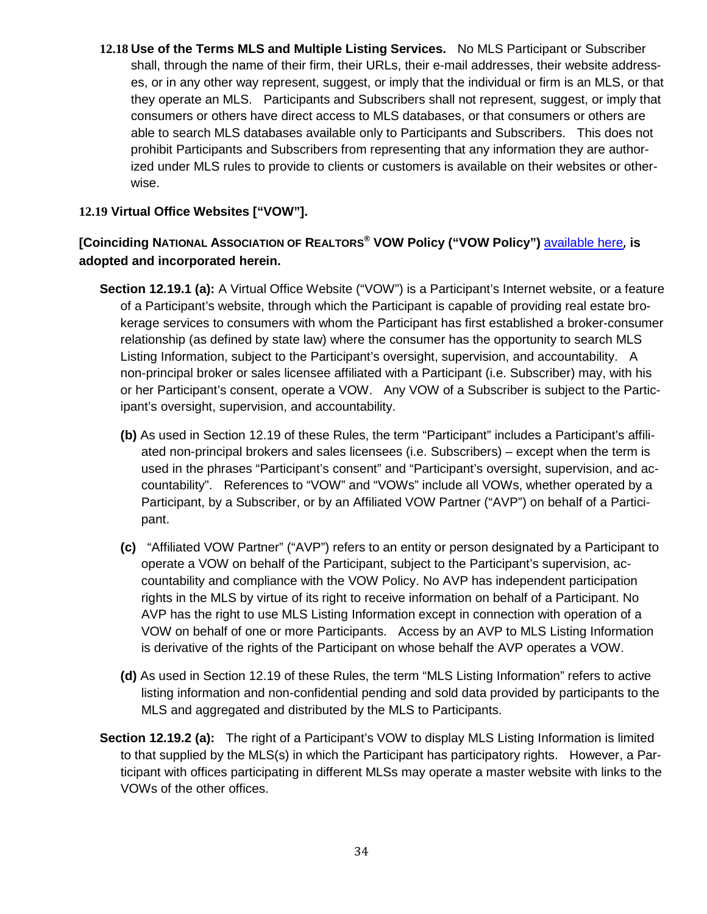**12.18 Use of the Terms MLS and Multiple Listing Services.** No MLS Participant or Subscriber shall, through the name of their firm, their URLs, their e-mail addresses, their website addresses, or in any other way represent, suggest, or imply that the individual or firm is an MLS, or that they operate an MLS. Participants and Subscribers shall not represent, suggest, or imply that consumers or others have direct access to MLS databases, or that consumers or others are able to search MLS databases available only to Participants and Subscribers. This does not prohibit Participants and Subscribers from representing that any information they are authorized under MLS rules to provide to clients or customers is available on their websites or otherwise.

**12.19 Virtual Office Websites ["VOW"].**

**[Coinciding NATIONAL ASSOCIATION OF REALTORS® VOW Policy ("VOW Policy")** available here***,*** **is adopted and incorporated herein.**

**Section 12.19.1 (a):** A Virtual Office Website ("VOW") is a Participant's Internet website, or a feature of a Participant's website, through which the Participant is capable of providing real estate brokerage services to consumers with whom the Participant has first established a broker-consumer relationship (as defined by state law) where the consumer has the opportunity to search MLS Listing Information, subject to the Participant's oversight, supervision, and accountability. A non-principal broker or sales licensee affiliated with a Participant (i.e. Subscriber) may, with his or her Participant's consent, operate a VOW. Any VOW of a Subscriber is subject to the Participant's oversight, supervision, and accountability.

**(b)** As used in Section 12.19 of these Rules, the term "Participant" includes a Participant's affiliated non-principal brokers and sales licensees (i.e. Subscribers) – except when the term is used in the phrases "Participant's consent" and "Participant's oversight, supervision, and accountability". References to "VOW" and "VOWs" include all VOWs, whether operated by a Participant, by a Subscriber, or by an Affiliated VOW Partner ("AVP") on behalf of a Participant.

**(c)** "Affiliated VOW Partner" ("AVP") refers to an entity or person designated by a Participant to operate a VOW on behalf of the Participant, subject to the Participant's supervision, accountability and compliance with the VOW Policy. No AVP has independent participation rights in the MLS by virtue of its right to receive information on behalf of a Participant. No AVP has the right to use MLS Listing Information except in connection with operation of a VOW on behalf of one or more Participants. Access by an AVP to MLS Listing Information is derivative of the rights of the Participant on whose behalf the AVP operates a VOW.

**(d)** As used in Section 12.19 of these Rules, the term "MLS Listing Information" refers to active listing information and non-confidential pending and sold data provided by participants to the MLS and aggregated and distributed by the MLS to Participants.

**Section 12.19.2 (a):** The right of a Participant's VOW to display MLS Listing Information is limited to that supplied by the MLS(s) in which the Participant has participatory rights. However, a Participant with offices participating in different MLSs may operate a master website with links to the VOWs of the other offices.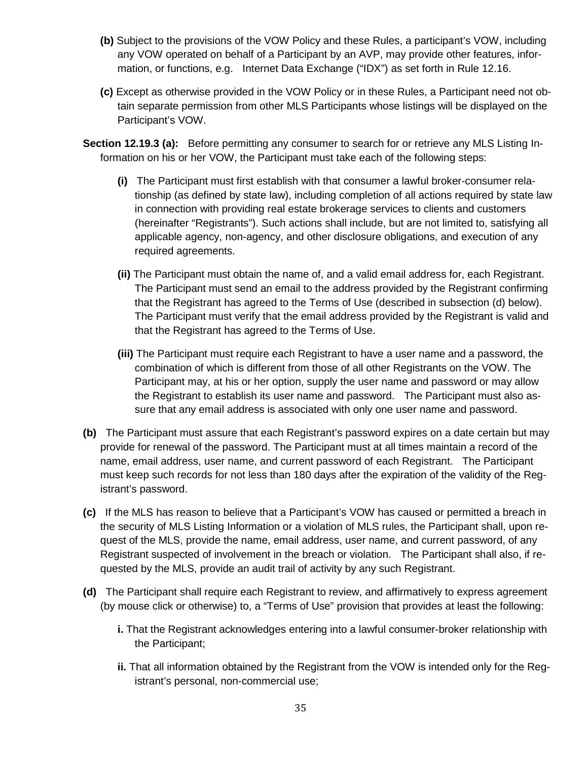**(b)** Subject to the provisions of the VOW Policy and these Rules, a participant's VOW, including any VOW operated on behalf of a Participant by an AVP, may provide other features, information, or functions, e.g. Internet Data Exchange ("IDX") as set forth in Rule 12.16.

**(c)** Except as otherwise provided in the VOW Policy or in these Rules, a Participant need not obtain separate permission from other MLS Participants whose listings will be displayed on the Participant's VOW.

**Section 12.19.3 (a):** Before permitting any consumer to search for or retrieve any MLS Listing Information on his or her VOW, the Participant must take each of the following steps:

**(i)** The Participant must first establish with that consumer a lawful broker-consumer relationship (as defined by state law), including completion of all actions required by state law in connection with providing real estate brokerage services to clients and customers (hereinafter "Registrants"). Such actions shall include, but are not limited to, satisfying all applicable agency, non-agency, and other disclosure obligations, and execution of any required agreements.

**(ii)** The Participant must obtain the name of, and a valid email address for, each Registrant. The Participant must send an email to the address provided by the Registrant confirming that the Registrant has agreed to the Terms of Use (described in subsection (d) below). The Participant must verify that the email address provided by the Registrant is valid and that the Registrant has agreed to the Terms of Use.

**(iii)** The Participant must require each Registrant to have a user name and a password, the combination of which is different from those of all other Registrants on the VOW. The Participant may, at his or her option, supply the user name and password or may allow the Registrant to establish its user name and password. The Participant must also assure that any email address is associated with only one user name and password.

**(b)** The Participant must assure that each Registrant's password expires on a date certain but may provide for renewal of the password. The Participant must at all times maintain a record of the name, email address, user name, and current password of each Registrant. The Participant must keep such records for not less than 180 days after the expiration of the validity of the Registrant's password.

**(c)** If the MLS has reason to believe that a Participant's VOW has caused or permitted a breach in the security of MLS Listing Information or a violation of MLS rules, the Participant shall, upon request of the MLS, provide the name, email address, user name, and current password, of any Registrant suspected of involvement in the breach or violation. The Participant shall also, if requested by the MLS, provide an audit trail of activity by any such Registrant.

**(d)** The Participant shall require each Registrant to review, and affirmatively to express agreement (by mouse click or otherwise) to, a "Terms of Use" provision that provides at least the following:

**i.** That the Registrant acknowledges entering into a lawful consumer-broker relationship with the Participant;

**ii.** That all information obtained by the Registrant from the VOW is intended only for the Registrant's personal, non-commercial use;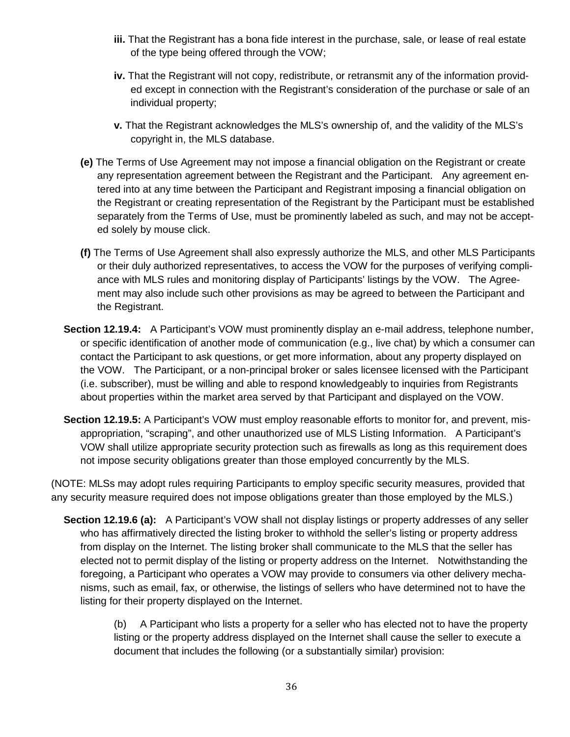**iii.** That the Registrant has a bona fide interest in the purchase, sale, or lease of real estate of the type being offered through the VOW;

**iv.** That the Registrant will not copy, redistribute, or retransmit any of the information provided except in connection with the Registrant's consideration of the purchase or sale of an individual property;

**v.** That the Registrant acknowledges the MLS's ownership of, and the validity of the MLS's copyright in, the MLS database.

**(e)** The Terms of Use Agreement may not impose a financial obligation on the Registrant or create any representation agreement between the Registrant and the Participant. Any agreement entered into at any time between the Participant and Registrant imposing a financial obligation on the Registrant or creating representation of the Registrant by the Participant must be established separately from the Terms of Use, must be prominently labeled as such, and may not be accepted solely by mouse click.

**(f)** The Terms of Use Agreement shall also expressly authorize the MLS, and other MLS Participants or their duly authorized representatives, to access the VOW for the purposes of verifying compliance with MLS rules and monitoring display of Participants' listings by the VOW. The Agreement may also include such other provisions as may be agreed to between the Participant and the Registrant.

**Section 12.19.4:** A Participant's VOW must prominently display an e-mail address, telephone number, or specific identification of another mode of communication (e.g., live chat) by which a consumer can contact the Participant to ask questions, or get more information, about any property displayed on the VOW. The Participant, or a non-principal broker or sales licensee licensed with the Participant (i.e. subscriber), must be willing and able to respond knowledgeably to inquiries from Registrants about properties within the market area served by that Participant and displayed on the VOW.

**Section 12.19.5:** A Participant's VOW must employ reasonable efforts to monitor for, and prevent, misappropriation, "scraping", and other unauthorized use of MLS Listing Information. A Participant's VOW shall utilize appropriate security protection such as firewalls as long as this requirement does not impose security obligations greater than those employed concurrently by the MLS.

(NOTE: MLSs may adopt rules requiring Participants to employ specific security measures, provided that any security measure required does not impose obligations greater than those employed by the MLS.)

**Section 12.19.6 (a):** A Participant's VOW shall not display listings or property addresses of any seller who has affirmatively directed the listing broker to withhold the seller's listing or property address from display on the Internet. The listing broker shall communicate to the MLS that the seller has elected not to permit display of the listing or property address on the Internet. Notwithstanding the foregoing, a Participant who operates a VOW may provide to consumers via other delivery mechanisms, such as email, fax, or otherwise, the listings of sellers who have determined not to have the listing for their property displayed on the Internet.

(b) A Participant who lists a property for a seller who has elected not to have the property listing or the property address displayed on the Internet shall cause the seller to execute a document that includes the following (or a substantially similar) provision: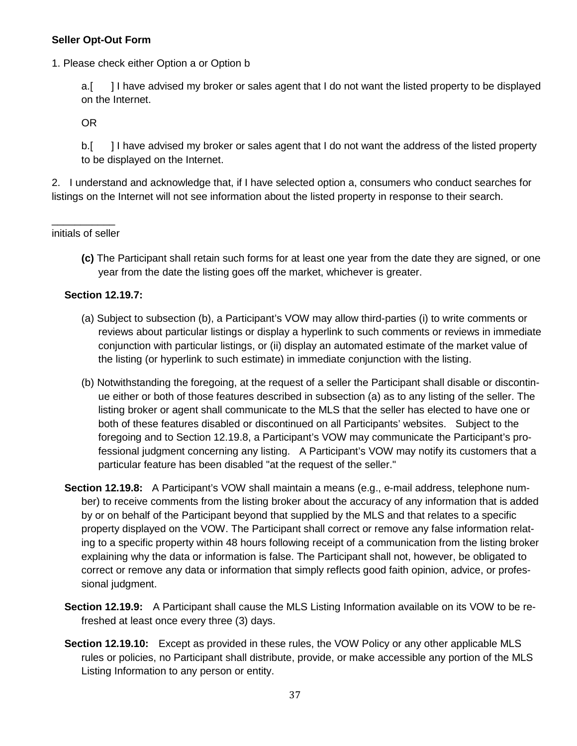**Seller Opt-Out Form**

1. Please check either Option a or Option b

   a.[ ] I have advised my broker or sales agent that I do not want the listed property to be displayed on the Internet.

   OR

   b.[ ] I have advised my broker or sales agent that I do not want the address of the listed property to be displayed on the Internet.

2. I understand and acknowledge that, if I have selected option a, consumers who conduct searches for listings on the Internet will not see information about the listed property in response to their search.

___________
initials of seller

**(c)** The Participant shall retain such forms for at least one year from the date they are signed, or one year from the date the listing goes off the market, whichever is greater.

**Section 12.19.7:**

(a) Subject to subsection (b), a Participant's VOW may allow third-parties (i) to write comments or reviews about particular listings or display a hyperlink to such comments or reviews in immediate conjunction with particular listings, or (ii) display an automated estimate of the market value of the listing (or hyperlink to such estimate) in immediate conjunction with the listing.

(b) Notwithstanding the foregoing, at the request of a seller the Participant shall disable or discontinue either or both of those features described in subsection (a) as to any listing of the seller. The listing broker or agent shall communicate to the MLS that the seller has elected to have one or both of these features disabled or discontinued on all Participants' websites. Subject to the foregoing and to Section 12.19.8, a Participant's VOW may communicate the Participant's professional judgment concerning any listing. A Participant's VOW may notify its customers that a particular feature has been disabled "at the request of the seller."

**Section 12.19.8:** A Participant's VOW shall maintain a means (e.g., e-mail address, telephone number) to receive comments from the listing broker about the accuracy of any information that is added by or on behalf of the Participant beyond that supplied by the MLS and that relates to a specific property displayed on the VOW. The Participant shall correct or remove any false information relating to a specific property within 48 hours following receipt of a communication from the listing broker explaining why the data or information is false. The Participant shall not, however, be obligated to correct or remove any data or information that simply reflects good faith opinion, advice, or professional judgment.

**Section 12.19.9:** A Participant shall cause the MLS Listing Information available on its VOW to be refreshed at least once every three (3) days.

**Section 12.19.10:** Except as provided in these rules, the VOW Policy or any other applicable MLS rules or policies, no Participant shall distribute, provide, or make accessible any portion of the MLS Listing Information to any person or entity.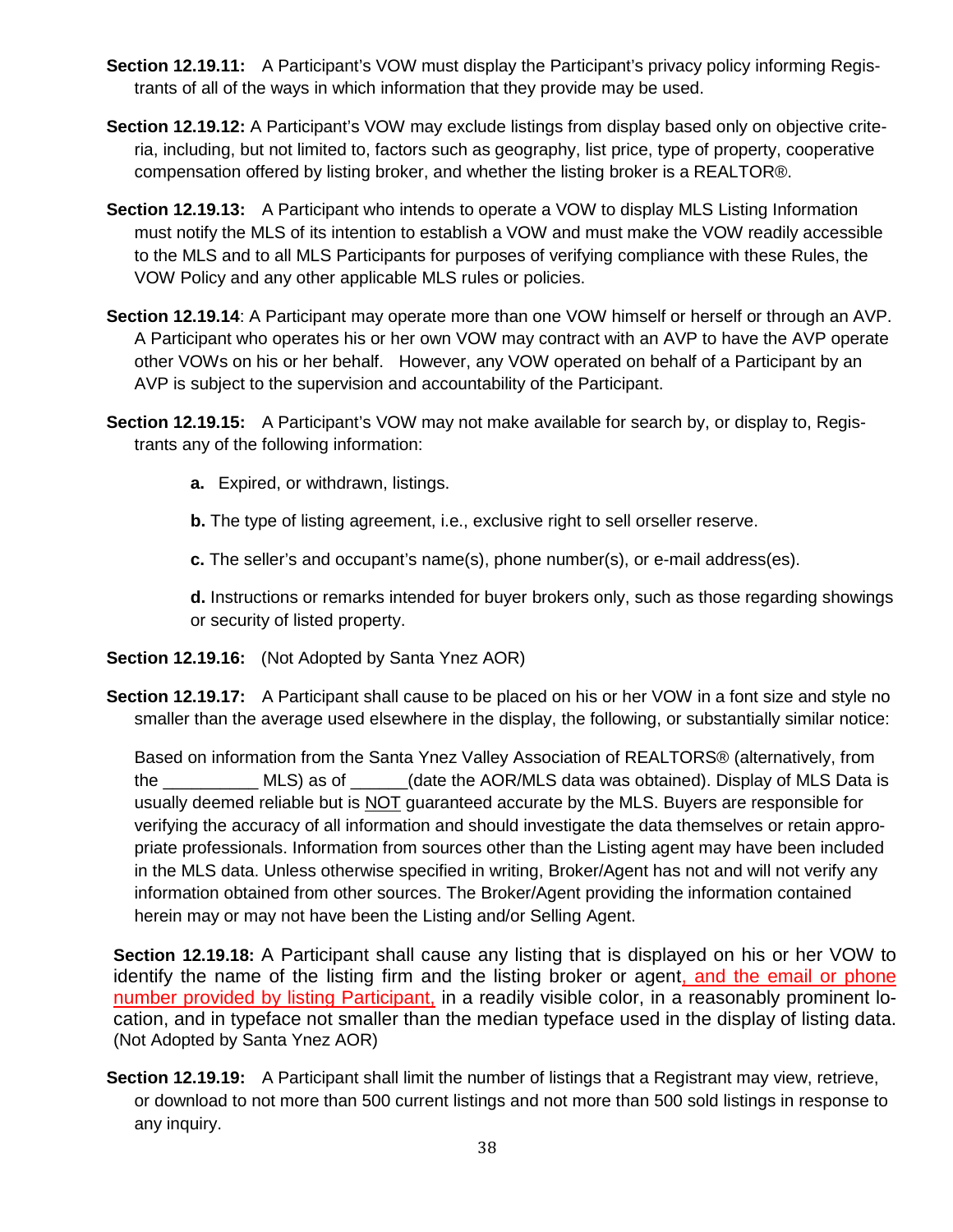**Section 12.19.11:** A Participant's VOW must display the Participant's privacy policy informing Registrants of all of the ways in which information that they provide may be used.

**Section 12.19.12:** A Participant's VOW may exclude listings from display based only on objective criteria, including, but not limited to, factors such as geography, list price, type of property, cooperative compensation offered by listing broker, and whether the listing broker is a REALTOR®.

**Section 12.19.13:** A Participant who intends to operate a VOW to display MLS Listing Information must notify the MLS of its intention to establish a VOW and must make the VOW readily accessible to the MLS and to all MLS Participants for purposes of verifying compliance with these Rules, the VOW Policy and any other applicable MLS rules or policies.

**Section 12.19.14**: A Participant may operate more than one VOW himself or herself or through an AVP. A Participant who operates his or her own VOW may contract with an AVP to have the AVP operate other VOWs on his or her behalf. However, any VOW operated on behalf of a Participant by an AVP is subject to the supervision and accountability of the Participant.

**Section 12.19.15:** A Participant's VOW may not make available for search by, or display to, Registrants any of the following information:

**a.** Expired, or withdrawn, listings.

**b.** The type of listing agreement, i.e., exclusive right to sell orseller reserve.

**c.** The seller's and occupant's name(s), phone number(s), or e-mail address(es).

**d.** Instructions or remarks intended for buyer brokers only, such as those regarding showings or security of listed property.

**Section 12.19.16:** (Not Adopted by Santa Ynez AOR)

**Section 12.19.17:** A Participant shall cause to be placed on his or her VOW in a font size and style no smaller than the average used elsewhere in the display, the following, or substantially similar notice:

Based on information from the Santa Ynez Valley Association of REALTORS® (alternatively, from the __________ MLS) as of ______(date the AOR/MLS data was obtained). Display of MLS Data is usually deemed reliable but is NOT guaranteed accurate by the MLS. Buyers are responsible for verifying the accuracy of all information and should investigate the data themselves or retain appropriate professionals. Information from sources other than the Listing agent may have been included in the MLS data. Unless otherwise specified in writing, Broker/Agent has not and will not verify any information obtained from other sources. The Broker/Agent providing the information contained herein may or may not have been the Listing and/or Selling Agent.

**Section 12.19.18:** A Participant shall cause any listing that is displayed on his or her VOW to identify the name of the listing firm and the listing broker or agent, and the email or phone number provided by listing Participant, in a readily visible color, in a reasonably prominent location, and in typeface not smaller than the median typeface used in the display of listing data. (Not Adopted by Santa Ynez AOR)

**Section 12.19.19:** A Participant shall limit the number of listings that a Registrant may view, retrieve, or download to not more than 500 current listings and not more than 500 sold listings in response to any inquiry.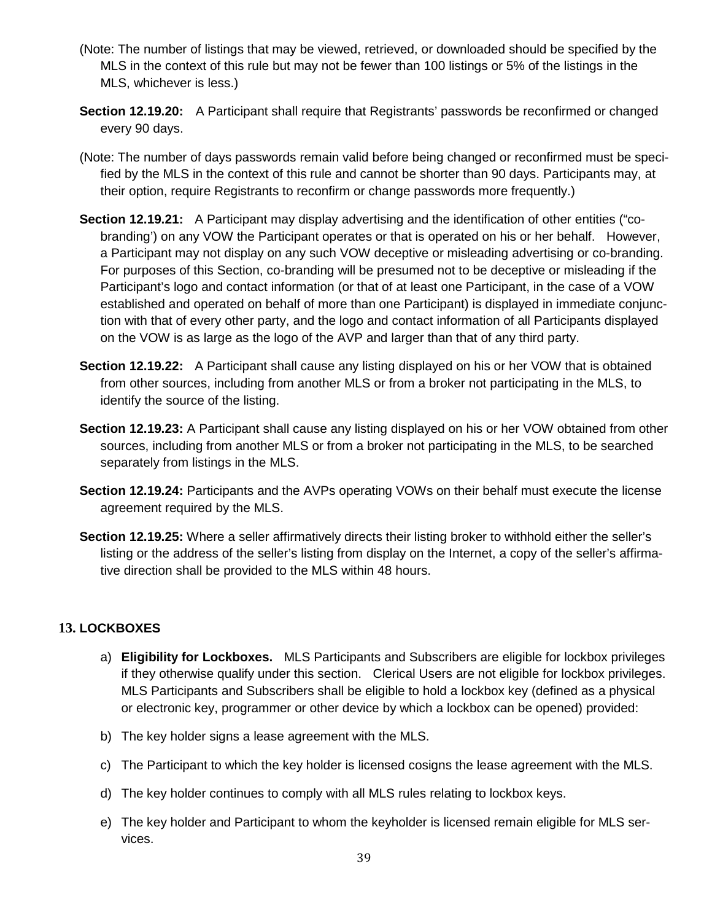(Note: The number of listings that may be viewed, retrieved, or downloaded should be specified by the MLS in the context of this rule but may not be fewer than 100 listings or 5% of the listings in the MLS, whichever is less.)

**Section 12.19.20:** A Participant shall require that Registrants' passwords be reconfirmed or changed every 90 days.

(Note: The number of days passwords remain valid before being changed or reconfirmed must be specified by the MLS in the context of this rule and cannot be shorter than 90 days. Participants may, at their option, require Registrants to reconfirm or change passwords more frequently.)

**Section 12.19.21:** A Participant may display advertising and the identification of other entities ("co-branding') on any VOW the Participant operates or that is operated on his or her behalf. However, a Participant may not display on any such VOW deceptive or misleading advertising or co-branding. For purposes of this Section, co-branding will be presumed not to be deceptive or misleading if the Participant's logo and contact information (or that of at least one Participant, in the case of a VOW established and operated on behalf of more than one Participant) is displayed in immediate conjunction with that of every other party, and the logo and contact information of all Participants displayed on the VOW is as large as the logo of the AVP and larger than that of any third party.

**Section 12.19.22:** A Participant shall cause any listing displayed on his or her VOW that is obtained from other sources, including from another MLS or from a broker not participating in the MLS, to identify the source of the listing.

**Section 12.19.23:** A Participant shall cause any listing displayed on his or her VOW obtained from other sources, including from another MLS or from a broker not participating in the MLS, to be searched separately from listings in the MLS.

**Section 12.19.24:** Participants and the AVPs operating VOWs on their behalf must execute the license agreement required by the MLS.

**Section 12.19.25:** Where a seller affirmatively directs their listing broker to withhold either the seller's listing or the address of the seller's listing from display on the Internet, a copy of the seller's affirmative direction shall be provided to the MLS within 48 hours.

## 13. LOCKBOXES

a) **Eligibility for Lockboxes.** MLS Participants and Subscribers are eligible for lockbox privileges if they otherwise qualify under this section. Clerical Users are not eligible for lockbox privileges. MLS Participants and Subscribers shall be eligible to hold a lockbox key (defined as a physical or electronic key, programmer or other device by which a lockbox can be opened) provided:

b) The key holder signs a lease agreement with the MLS.

c) The Participant to which the key holder is licensed cosigns the lease agreement with the MLS.

d) The key holder continues to comply with all MLS rules relating to lockbox keys.

e) The key holder and Participant to whom the keyholder is licensed remain eligible for MLS services.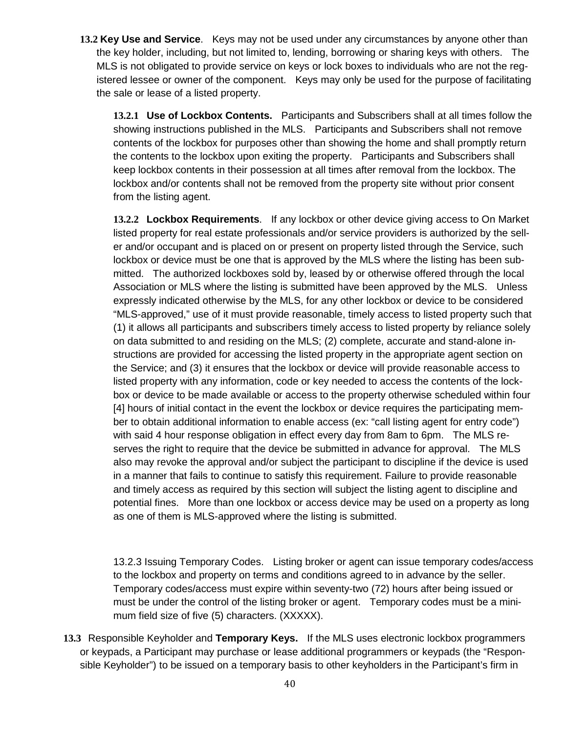**13.2 Key Use and Service**. Keys may not be used under any circumstances by anyone other than the key holder, including, but not limited to, lending, borrowing or sharing keys with others. The MLS is not obligated to provide service on keys or lock boxes to individuals who are not the registered lessee or owner of the component. Keys may only be used for the purpose of facilitating the sale or lease of a listed property.

**13.2.1 Use of Lockbox Contents.** Participants and Subscribers shall at all times follow the showing instructions published in the MLS. Participants and Subscribers shall not remove contents of the lockbox for purposes other than showing the home and shall promptly return the contents to the lockbox upon exiting the property. Participants and Subscribers shall keep lockbox contents in their possession at all times after removal from the lockbox. The lockbox and/or contents shall not be removed from the property site without prior consent from the listing agent.

**13.2.2 Lockbox Requirements**. If any lockbox or other device giving access to On Market listed property for real estate professionals and/or service providers is authorized by the seller and/or occupant and is placed on or present on property listed through the Service, such lockbox or device must be one that is approved by the MLS where the listing has been submitted. The authorized lockboxes sold by, leased by or otherwise offered through the local Association or MLS where the listing is submitted have been approved by the MLS. Unless expressly indicated otherwise by the MLS, for any other lockbox or device to be considered "MLS-approved," use of it must provide reasonable, timely access to listed property such that (1) it allows all participants and subscribers timely access to listed property by reliance solely on data submitted to and residing on the MLS; (2) complete, accurate and stand-alone instructions are provided for accessing the listed property in the appropriate agent section on the Service; and (3) it ensures that the lockbox or device will provide reasonable access to listed property with any information, code or key needed to access the contents of the lockbox or device to be made available or access to the property otherwise scheduled within four [4] hours of initial contact in the event the lockbox or device requires the participating member to obtain additional information to enable access (ex: "call listing agent for entry code") with said 4 hour response obligation in effect every day from 8am to 6pm. The MLS reserves the right to require that the device be submitted in advance for approval. The MLS also may revoke the approval and/or subject the participant to discipline if the device is used in a manner that fails to continue to satisfy this requirement. Failure to provide reasonable and timely access as required by this section will subject the listing agent to discipline and potential fines. More than one lockbox or access device may be used on a property as long as one of them is MLS-approved where the listing is submitted.

13.2.3 Issuing Temporary Codes. Listing broker or agent can issue temporary codes/access to the lockbox and property on terms and conditions agreed to in advance by the seller. Temporary codes/access must expire within seventy-two (72) hours after being issued or must be under the control of the listing broker or agent. Temporary codes must be a minimum field size of five (5) characters. (XXXXX).

**13.3** Responsible Keyholder and **Temporary Keys.** If the MLS uses electronic lockbox programmers or keypads, a Participant may purchase or lease additional programmers or keypads (the "Responsible Keyholder") to be issued on a temporary basis to other keyholders in the Participant's firm in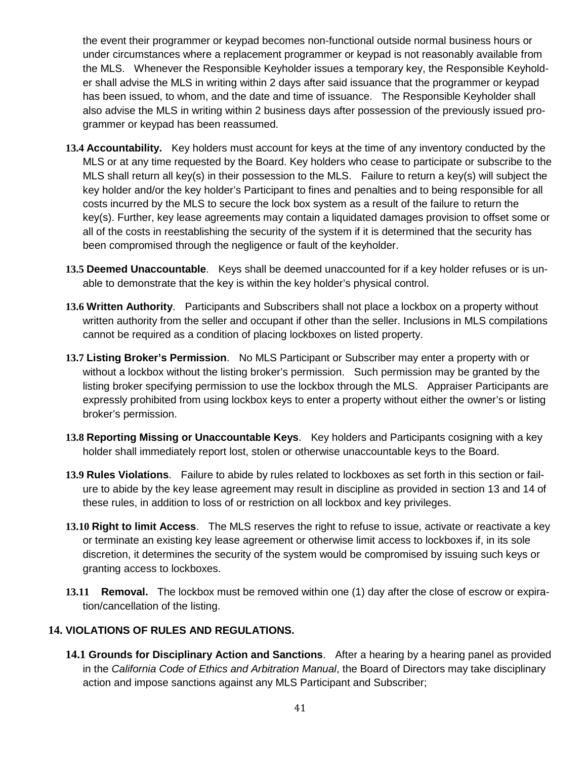the event their programmer or keypad becomes non-functional outside normal business hours or under circumstances where a replacement programmer or keypad is not reasonably available from the MLS. Whenever the Responsible Keyholder issues a temporary key, the Responsible Keyholder shall advise the MLS in writing within 2 days after said issuance that the programmer or keypad has been issued, to whom, and the date and time of issuance. The Responsible Keyholder shall also advise the MLS in writing within 2 business days after possession of the previously issued programmer or keypad has been reassumed.

**13.4 Accountability.** Key holders must account for keys at the time of any inventory conducted by the MLS or at any time requested by the Board. Key holders who cease to participate or subscribe to the MLS shall return all key(s) in their possession to the MLS. Failure to return a key(s) will subject the key holder and/or the key holder's Participant to fines and penalties and to being responsible for all costs incurred by the MLS to secure the lock box system as a result of the failure to return the key(s). Further, key lease agreements may contain a liquidated damages provision to offset some or all of the costs in reestablishing the security of the system if it is determined that the security has been compromised through the negligence or fault of the keyholder.

**13.5 Deemed Unaccountable**. Keys shall be deemed unaccounted for if a key holder refuses or is unable to demonstrate that the key is within the key holder's physical control.

**13.6 Written Authority**. Participants and Subscribers shall not place a lockbox on a property without written authority from the seller and occupant if other than the seller. Inclusions in MLS compilations cannot be required as a condition of placing lockboxes on listed property.

**13.7 Listing Broker's Permission**. No MLS Participant or Subscriber may enter a property with or without a lockbox without the listing broker's permission. Such permission may be granted by the listing broker specifying permission to use the lockbox through the MLS. Appraiser Participants are expressly prohibited from using lockbox keys to enter a property without either the owner's or listing broker's permission.

**13.8 Reporting Missing or Unaccountable Keys**. Key holders and Participants cosigning with a key holder shall immediately report lost, stolen or otherwise unaccountable keys to the Board.

**13.9 Rules Violations**. Failure to abide by rules related to lockboxes as set forth in this section or failure to abide by the key lease agreement may result in discipline as provided in section 13 and 14 of these rules, in addition to loss of or restriction on all lockbox and key privileges.

**13.10 Right to limit Access**. The MLS reserves the right to refuse to issue, activate or reactivate a key or terminate an existing key lease agreement or otherwise limit access to lockboxes if, in its sole discretion, it determines the security of the system would be compromised by issuing such keys or granting access to lockboxes.

**13.11 Removal.** The lockbox must be removed within one (1) day after the close of escrow or expiration/cancellation of the listing.

## 14. VIOLATIONS OF RULES AND REGULATIONS.

**14.1 Grounds for Disciplinary Action and Sanctions**. After a hearing by a hearing panel as provided in the *California Code of Ethics and Arbitration Manual*, the Board of Directors may take disciplinary action and impose sanctions against any MLS Participant and Subscriber;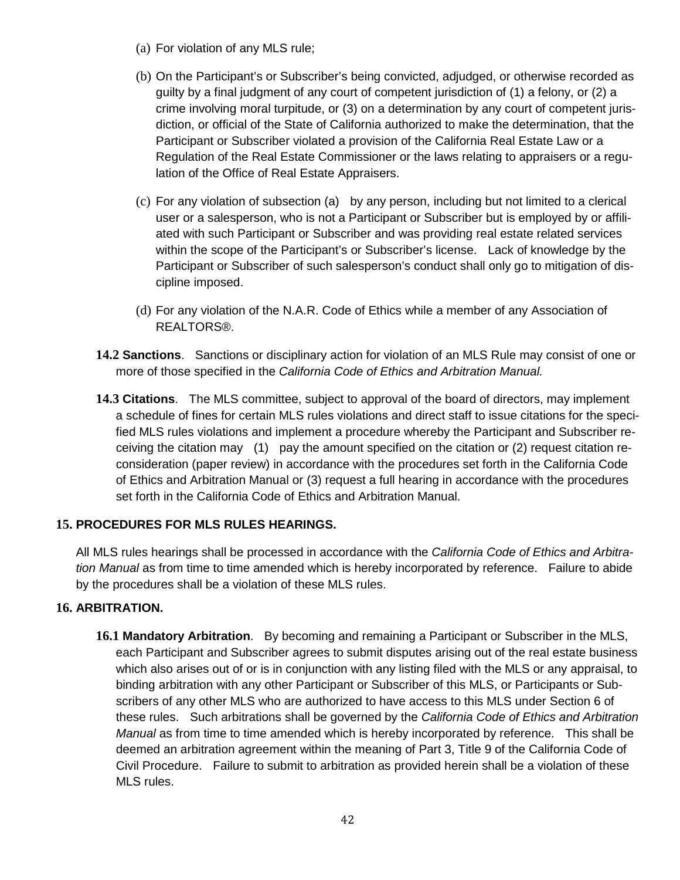(a) For violation of any MLS rule;

(b) On the Participant's or Subscriber's being convicted, adjudged, or otherwise recorded as guilty by a final judgment of any court of competent jurisdiction of (1) a felony, or (2) a crime involving moral turpitude, or (3) on a determination by any court of competent jurisdiction, or official of the State of California authorized to make the determination, that the Participant or Subscriber violated a provision of the California Real Estate Law or a Regulation of the Real Estate Commissioner or the laws relating to appraisers or a regulation of the Office of Real Estate Appraisers.

(c) For any violation of subsection (a) by any person, including but not limited to a clerical user or a salesperson, who is not a Participant or Subscriber but is employed by or affiliated with such Participant or Subscriber and was providing real estate related services within the scope of the Participant's or Subscriber's license. Lack of knowledge by the Participant or Subscriber of such salesperson's conduct shall only go to mitigation of discipline imposed.

(d) For any violation of the N.A.R. Code of Ethics while a member of any Association of REALTORS®.

**14.2 Sanctions**. Sanctions or disciplinary action for violation of an MLS Rule may consist of one or more of those specified in the *California Code of Ethics and Arbitration Manual.*

**14.3 Citations**. The MLS committee, subject to approval of the board of directors, may implement a schedule of fines for certain MLS rules violations and direct staff to issue citations for the specified MLS rules violations and implement a procedure whereby the Participant and Subscriber receiving the citation may (1) pay the amount specified on the citation or (2) request citation reconsideration (paper review) in accordance with the procedures set forth in the California Code of Ethics and Arbitration Manual or (3) request a full hearing in accordance with the procedures set forth in the California Code of Ethics and Arbitration Manual.

## 15. PROCEDURES FOR MLS RULES HEARINGS.

All MLS rules hearings shall be processed in accordance with the *California Code of Ethics and Arbitration Manual* as from time to time amended which is hereby incorporated by reference. Failure to abide by the procedures shall be a violation of these MLS rules.

## 16. ARBITRATION.

**16.1 Mandatory Arbitration**. By becoming and remaining a Participant or Subscriber in the MLS, each Participant and Subscriber agrees to submit disputes arising out of the real estate business which also arises out of or is in conjunction with any listing filed with the MLS or any appraisal, to binding arbitration with any other Participant or Subscriber of this MLS, or Participants or Subscribers of any other MLS who are authorized to have access to this MLS under Section 6 of these rules. Such arbitrations shall be governed by the *California Code of Ethics and Arbitration Manual* as from time to time amended which is hereby incorporated by reference. This shall be deemed an arbitration agreement within the meaning of Part 3, Title 9 of the California Code of Civil Procedure. Failure to submit to arbitration as provided herein shall be a violation of these MLS rules.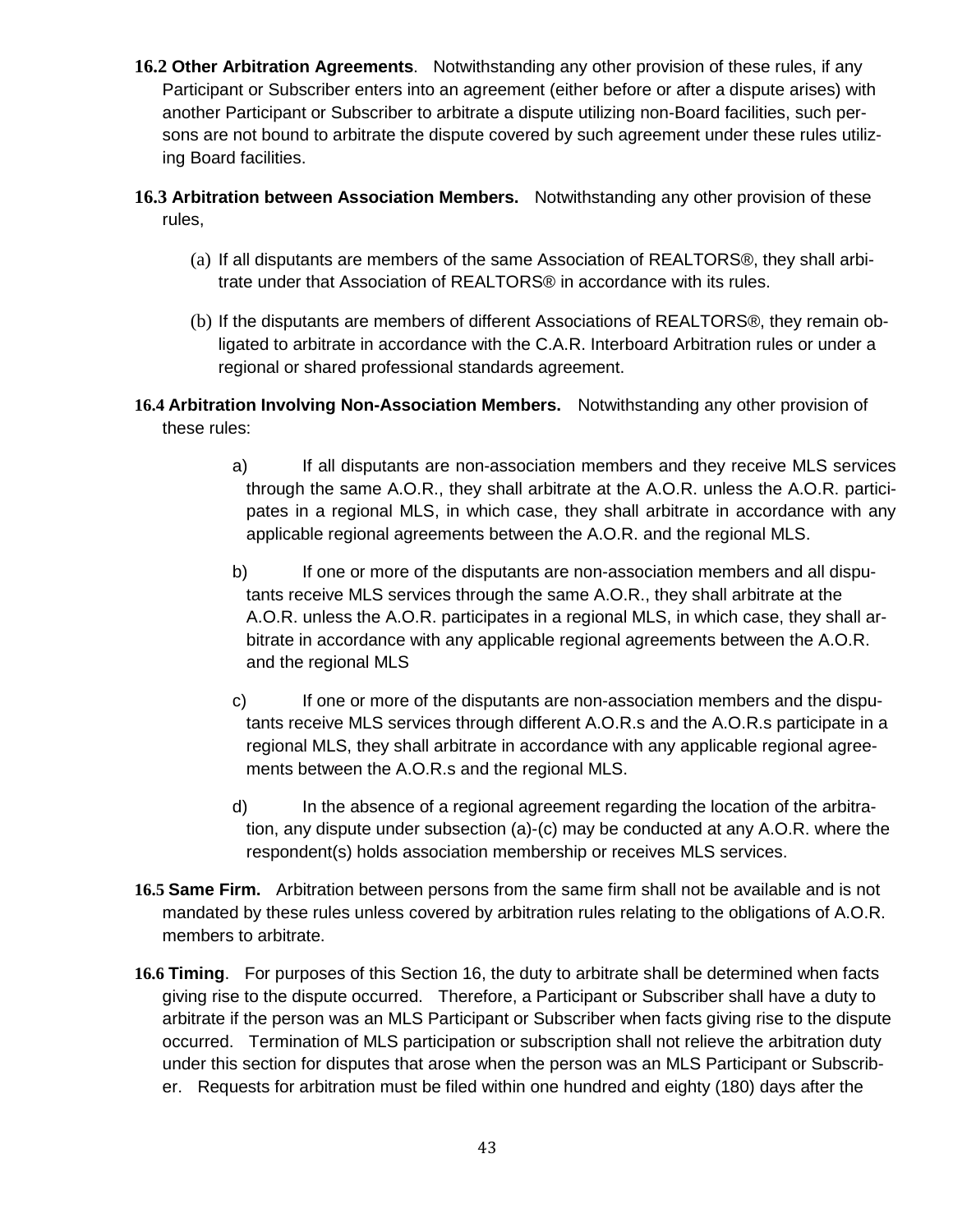**16.2 Other Arbitration Agreements**. Notwithstanding any other provision of these rules, if any Participant or Subscriber enters into an agreement (either before or after a dispute arises) with another Participant or Subscriber to arbitrate a dispute utilizing non-Board facilities, such persons are not bound to arbitrate the dispute covered by such agreement under these rules utilizing Board facilities.

**16.3 Arbitration between Association Members.** Notwithstanding any other provision of these rules,

(a) If all disputants are members of the same Association of REALTORS®, they shall arbitrate under that Association of REALTORS® in accordance with its rules.

(b) If the disputants are members of different Associations of REALTORS®, they remain obligated to arbitrate in accordance with the C.A.R. Interboard Arbitration rules or under a regional or shared professional standards agreement.

**16.4 Arbitration Involving Non-Association Members.** Notwithstanding any other provision of these rules:

a) If all disputants are non-association members and they receive MLS services through the same A.O.R., they shall arbitrate at the A.O.R. unless the A.O.R. participates in a regional MLS, in which case, they shall arbitrate in accordance with any applicable regional agreements between the A.O.R. and the regional MLS.

b) If one or more of the disputants are non-association members and all disputants receive MLS services through the same A.O.R., they shall arbitrate at the A.O.R. unless the A.O.R. participates in a regional MLS, in which case, they shall arbitrate in accordance with any applicable regional agreements between the A.O.R. and the regional MLS

c) If one or more of the disputants are non-association members and the disputants receive MLS services through different A.O.R.s and the A.O.R.s participate in a regional MLS, they shall arbitrate in accordance with any applicable regional agreements between the A.O.R.s and the regional MLS.

d) In the absence of a regional agreement regarding the location of the arbitration, any dispute under subsection (a)-(c) may be conducted at any A.O.R. where the respondent(s) holds association membership or receives MLS services.

**16.5 Same Firm.** Arbitration between persons from the same firm shall not be available and is not mandated by these rules unless covered by arbitration rules relating to the obligations of A.O.R. members to arbitrate.

**16.6 Timing**. For purposes of this Section 16, the duty to arbitrate shall be determined when facts giving rise to the dispute occurred. Therefore, a Participant or Subscriber shall have a duty to arbitrate if the person was an MLS Participant or Subscriber when facts giving rise to the dispute occurred. Termination of MLS participation or subscription shall not relieve the arbitration duty under this section for disputes that arose when the person was an MLS Participant or Subscriber. Requests for arbitration must be filed within one hundred and eighty (180) days after the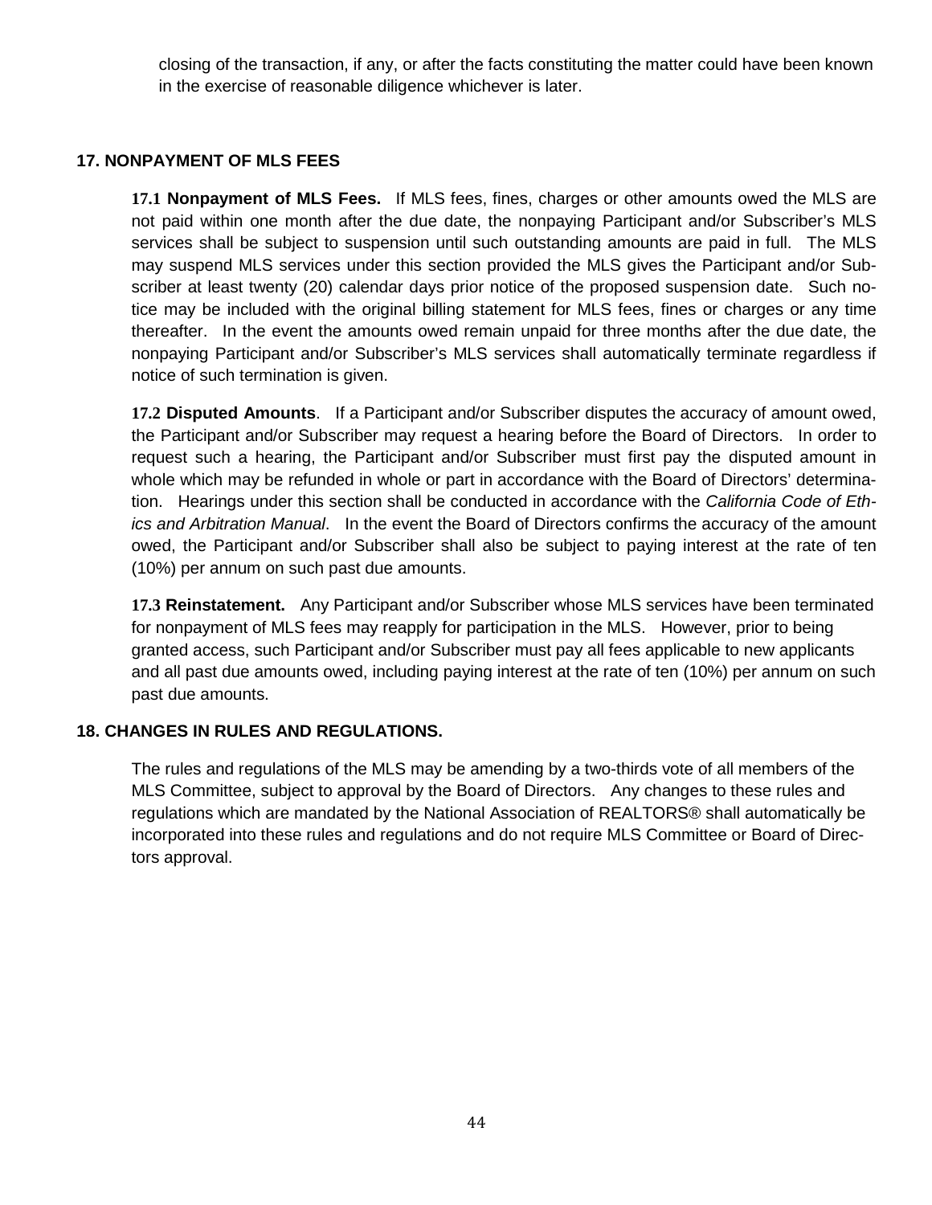closing of the transaction, if any, or after the facts constituting the matter could have been known in the exercise of reasonable diligence whichever is later.

## 17. NONPAYMENT OF MLS FEES

**17.1 Nonpayment of MLS Fees.** If MLS fees, fines, charges or other amounts owed the MLS are not paid within one month after the due date, the nonpaying Participant and/or Subscriber's MLS services shall be subject to suspension until such outstanding amounts are paid in full. The MLS may suspend MLS services under this section provided the MLS gives the Participant and/or Subscriber at least twenty (20) calendar days prior notice of the proposed suspension date. Such notice may be included with the original billing statement for MLS fees, fines or charges or any time thereafter. In the event the amounts owed remain unpaid for three months after the due date, the nonpaying Participant and/or Subscriber's MLS services shall automatically terminate regardless if notice of such termination is given.

**17.2 Disputed Amounts**. If a Participant and/or Subscriber disputes the accuracy of amount owed, the Participant and/or Subscriber may request a hearing before the Board of Directors. In order to request such a hearing, the Participant and/or Subscriber must first pay the disputed amount in whole which may be refunded in whole or part in accordance with the Board of Directors' determination. Hearings under this section shall be conducted in accordance with the *California Code of Ethics and Arbitration Manual*. In the event the Board of Directors confirms the accuracy of the amount owed, the Participant and/or Subscriber shall also be subject to paying interest at the rate of ten (10%) per annum on such past due amounts.

**17.3 Reinstatement.** Any Participant and/or Subscriber whose MLS services have been terminated for nonpayment of MLS fees may reapply for participation in the MLS. However, prior to being granted access, such Participant and/or Subscriber must pay all fees applicable to new applicants and all past due amounts owed, including paying interest at the rate of ten (10%) per annum on such past due amounts.

## 18. CHANGES IN RULES AND REGULATIONS.

The rules and regulations of the MLS may be amending by a two-thirds vote of all members of the MLS Committee, subject to approval by the Board of Directors. Any changes to these rules and regulations which are mandated by the National Association of REALTORS® shall automatically be incorporated into these rules and regulations and do not require MLS Committee or Board of Directors approval.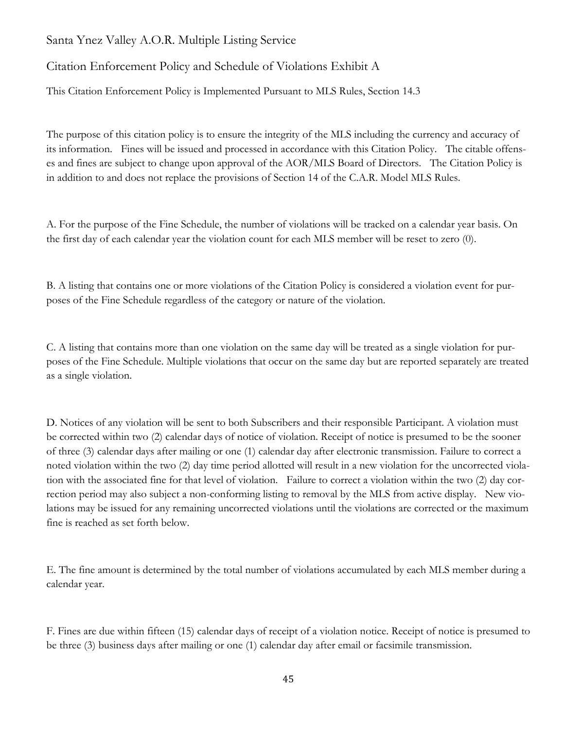# Santa Ynez Valley A.O.R. Multiple Listing Service

## Citation Enforcement Policy and Schedule of Violations Exhibit A

This Citation Enforcement Policy is Implemented Pursuant to MLS Rules, Section 14.3

The purpose of this citation policy is to ensure the integrity of the MLS including the currency and accuracy of its information. Fines will be issued and processed in accordance with this Citation Policy. The citable offenses and fines are subject to change upon approval of the AOR/MLS Board of Directors. The Citation Policy is in addition to and does not replace the provisions of Section 14 of the C.A.R. Model MLS Rules.

A. For the purpose of the Fine Schedule, the number of violations will be tracked on a calendar year basis. On the first day of each calendar year the violation count for each MLS member will be reset to zero (0).

B. A listing that contains one or more violations of the Citation Policy is considered a violation event for purposes of the Fine Schedule regardless of the category or nature of the violation.

C. A listing that contains more than one violation on the same day will be treated as a single violation for purposes of the Fine Schedule. Multiple violations that occur on the same day but are reported separately are treated as a single violation.

D. Notices of any violation will be sent to both Subscribers and their responsible Participant. A violation must be corrected within two (2) calendar days of notice of violation. Receipt of notice is presumed to be the sooner of three (3) calendar days after mailing or one (1) calendar day after electronic transmission. Failure to correct a noted violation within the two (2) day time period allotted will result in a new violation for the uncorrected violation with the associated fine for that level of violation. Failure to correct a violation within the two (2) day correction period may also subject a non-conforming listing to removal by the MLS from active display. New violations may be issued for any remaining uncorrected violations until the violations are corrected or the maximum fine is reached as set forth below.

E. The fine amount is determined by the total number of violations accumulated by each MLS member during a calendar year.

F. Fines are due within fifteen (15) calendar days of receipt of a violation notice. Receipt of notice is presumed to be three (3) business days after mailing or one (1) calendar day after email or facsimile transmission.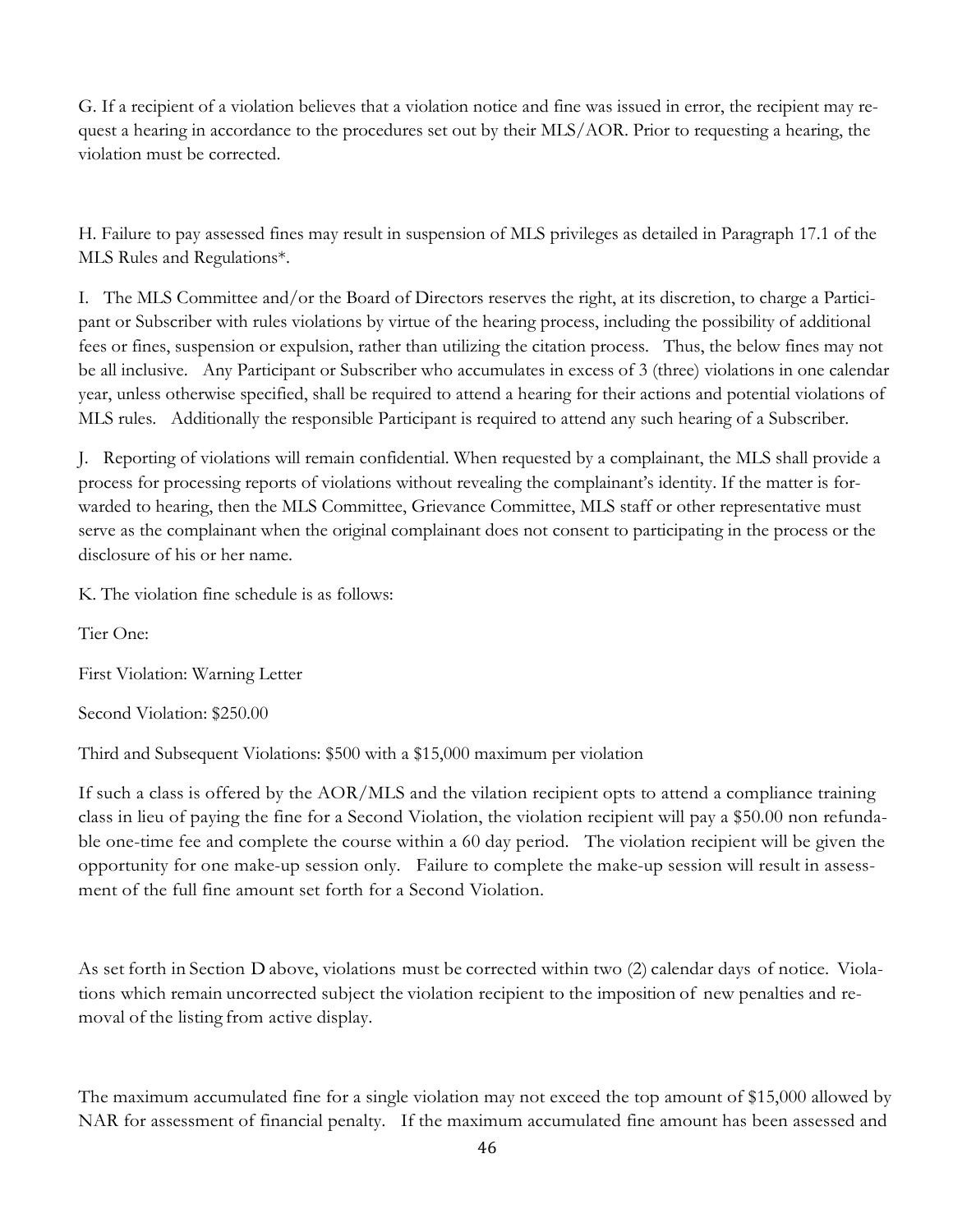G. If a recipient of a violation believes that a violation notice and fine was issued in error, the recipient may request a hearing in accordance to the procedures set out by their MLS/AOR. Prior to requesting a hearing, the violation must be corrected.

H. Failure to pay assessed fines may result in suspension of MLS privileges as detailed in Paragraph 17.1 of the MLS Rules and Regulations*.

I. The MLS Committee and/or the Board of Directors reserves the right, at its discretion, to charge a Participant or Subscriber with rules violations by virtue of the hearing process, including the possibility of additional fees or fines, suspension or expulsion, rather than utilizing the citation process. Thus, the below fines may not be all inclusive. Any Participant or Subscriber who accumulates in excess of 3 (three) violations in one calendar year, unless otherwise specified, shall be required to attend a hearing for their actions and potential violations of MLS rules. Additionally the responsible Participant is required to attend any such hearing of a Subscriber.

J. Reporting of violations will remain confidential. When requested by a complainant, the MLS shall provide a process for processing reports of violations without revealing the complainant's identity. If the matter is forwarded to hearing, then the MLS Committee, Grievance Committee, MLS staff or other representative must serve as the complainant when the original complainant does not consent to participating in the process or the disclosure of his or her name.

K. The violation fine schedule is as follows:

Tier One:

First Violation: Warning Letter

Second Violation: $250.00

Third and Subsequent Violations: $500 with a $15,000 maximum per violation

If such a class is offered by the AOR/MLS and the vilation recipient opts to attend a compliance training class in lieu of paying the fine for a Second Violation, the violation recipient will pay a $50.00 non refundable one-time fee and complete the course within a 60 day period. The violation recipient will be given the opportunity for one make-up session only. Failure to complete the make-up session will result in assessment of the full fine amount set forth for a Second Violation.

As set forth in Section D above, violations must be corrected within two (2) calendar days of notice. Violations which remain uncorrected subject the violation recipient to the imposition of new penalties and removal of the listing from active display.

The maximum accumulated fine for a single violation may not exceed the top amount of $15,000 allowed by NAR for assessment of financial penalty. If the maximum accumulated fine amount has been assessed and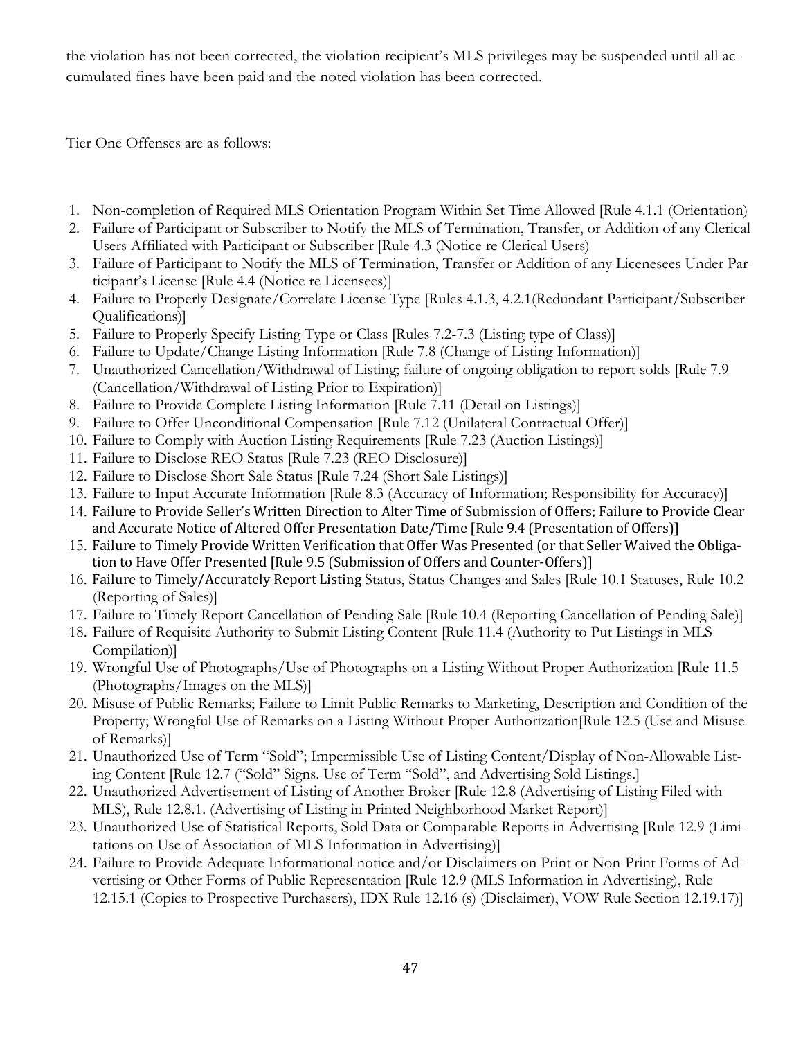the violation has not been corrected, the violation recipient's MLS privileges may be suspended until all accumulated fines have been paid and the noted violation has been corrected.

Tier One Offenses are as follows:

1. Non-completion of Required MLS Orientation Program Within Set Time Allowed [Rule 4.1.1 (Orientation)
2. Failure of Participant or Subscriber to Notify the MLS of Termination, Transfer, or Addition of any Clerical Users Affiliated with Participant or Subscriber [Rule 4.3 (Notice re Clerical Users)
3. Failure of Participant to Notify the MLS of Termination, Transfer or Addition of any Licenesees Under Participant's License [Rule 4.4 (Notice re Licensees)]
4. Failure to Properly Designate/Correlate License Type [Rules 4.1.3, 4.2.1(Redundant Participant/Subscriber Qualifications)]
5. Failure to Properly Specify Listing Type or Class [Rules 7.2-7.3 (Listing type of Class)]
6. Failure to Update/Change Listing Information [Rule 7.8 (Change of Listing Information)]
7. Unauthorized Cancellation/Withdrawal of Listing; failure of ongoing obligation to report solds [Rule 7.9 (Cancellation/Withdrawal of Listing Prior to Expiration)]
8. Failure to Provide Complete Listing Information [Rule 7.11 (Detail on Listings)]
9. Failure to Offer Unconditional Compensation [Rule 7.12 (Unilateral Contractual Offer)]
10. Failure to Comply with Auction Listing Requirements [Rule 7.23 (Auction Listings)]
11. Failure to Disclose REO Status [Rule 7.23 (REO Disclosure)]
12. Failure to Disclose Short Sale Status [Rule 7.24 (Short Sale Listings)]
13. Failure to Input Accurate Information [Rule 8.3 (Accuracy of Information; Responsibility for Accuracy)]
14. Failure to Provide Seller's Written Direction to Alter Time of Submission of Offers; Failure to Provide Clear and Accurate Notice of Altered Offer Presentation Date/Time [Rule 9.4 (Presentation of Offers)]
15. Failure to Timely Provide Written Verification that Offer Was Presented (or that Seller Waived the Obligation to Have Offer Presented [Rule 9.5 (Submission of Offers and Counter-Offers)]
16. Failure to Timely/Accurately Report Listing Status, Status Changes and Sales [Rule 10.1 Statuses, Rule 10.2 (Reporting of Sales)]
17. Failure to Timely Report Cancellation of Pending Sale [Rule 10.4 (Reporting Cancellation of Pending Sale)]
18. Failure of Requisite Authority to Submit Listing Content [Rule 11.4 (Authority to Put Listings in MLS Compilation)]
19. Wrongful Use of Photographs/Use of Photographs on a Listing Without Proper Authorization [Rule 11.5 (Photographs/Images on the MLS)]
20. Misuse of Public Remarks; Failure to Limit Public Remarks to Marketing, Description and Condition of the Property; Wrongful Use of Remarks on a Listing Without Proper Authorization[Rule 12.5 (Use and Misuse of Remarks)]
21. Unauthorized Use of Term "Sold"; Impermissible Use of Listing Content/Display of Non-Allowable Listing Content [Rule 12.7 ("Sold" Signs. Use of Term "Sold", and Advertising Sold Listings.]
22. Unauthorized Advertisement of Listing of Another Broker [Rule 12.8 (Advertising of Listing Filed with MLS), Rule 12.8.1. (Advertising of Listing in Printed Neighborhood Market Report)]
23. Unauthorized Use of Statistical Reports, Sold Data or Comparable Reports in Advertising [Rule 12.9 (Limitations on Use of Association of MLS Information in Advertising)]
24. Failure to Provide Adequate Informational notice and/or Disclaimers on Print or Non-Print Forms of Advertising or Other Forms of Public Representation [Rule 12.9 (MLS Information in Advertising), Rule 12.15.1 (Copies to Prospective Purchasers), IDX Rule 12.16 (s) (Disclaimer), VOW Rule Section 12.19.17)]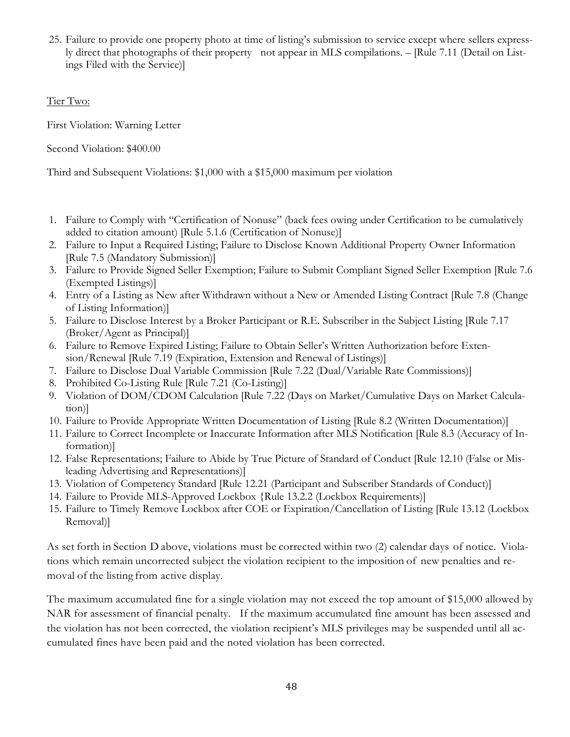25. Failure to provide one property photo at time of listing's submission to service except where sellers expressly direct that photographs of their property not appear in MLS compilations. – [Rule 7.11 (Detail on Listings Filed with the Service)]

Tier Two:

First Violation: Warning Letter

Second Violation: $400.00

Third and Subsequent Violations: $1,000 with a $15,000 maximum per violation

1. Failure to Comply with "Certification of Nonuse" (back fees owing under Certification to be cumulatively added to citation amount) [Rule 5.1.6 (Certification of Nonuse)]
2. Failure to Input a Required Listing; Failure to Disclose Known Additional Property Owner Information [Rule 7.5 (Mandatory Submission)]
3. Failure to Provide Signed Seller Exemption; Failure to Submit Compliant Signed Seller Exemption [Rule 7.6 (Exempted Listings)]
4. Entry of a Listing as New after Withdrawn without a New or Amended Listing Contract [Rule 7.8 (Change of Listing Information)]
5. Failure to Disclose Interest by a Broker Participant or R.E. Subscriber in the Subject Listing [Rule 7.17 (Broker/Agent as Principal)]
6. Failure to Remove Expired Listing; Failure to Obtain Seller's Written Authorization before Extension/Renewal [Rule 7.19 (Expiration, Extension and Renewal of Listings)]
7. Failure to Disclose Dual Variable Commission [Rule 7.22 (Dual/Variable Rate Commissions)]
8. Prohibited Co-Listing Rule [Rule 7.21 (Co-Listing)]
9. Violation of DOM/CDOM Calculation [Rule 7.22 (Days on Market/Cumulative Days on Market Calculation)]
10. Failure to Provide Appropriate Written Documentation of Listing [Rule 8.2 (Written Documentation)]
11. Failure to Correct Incomplete or Inaccurate Information after MLS Notification [Rule 8.3 (Accuracy of Information)]
12. False Representations; Failure to Abide by True Picture of Standard of Conduct [Rule 12.10 (False or Misleading Advertising and Representations)]
13. Violation of Competency Standard [Rule 12.21 (Participant and Subscriber Standards of Conduct)]
14. Failure to Provide MLS-Approved Lockbox {Rule 13.2.2 (Lockbox Requirements)]
15. Failure to Timely Remove Lockbox after COE or Expiration/Cancellation of Listing [Rule 13.12 (Lockbox Removal)]

As set forth in Section D above, violations must be corrected within two (2) calendar days of notice. Violations which remain uncorrected subject the violation recipient to the imposition of new penalties and removal of the listing from active display.

The maximum accumulated fine for a single violation may not exceed the top amount of $15,000 allowed by NAR for assessment of financial penalty. If the maximum accumulated fine amount has been assessed and the violation has not been corrected, the violation recipient's MLS privileges may be suspended until all accumulated fines have been paid and the noted violation has been corrected.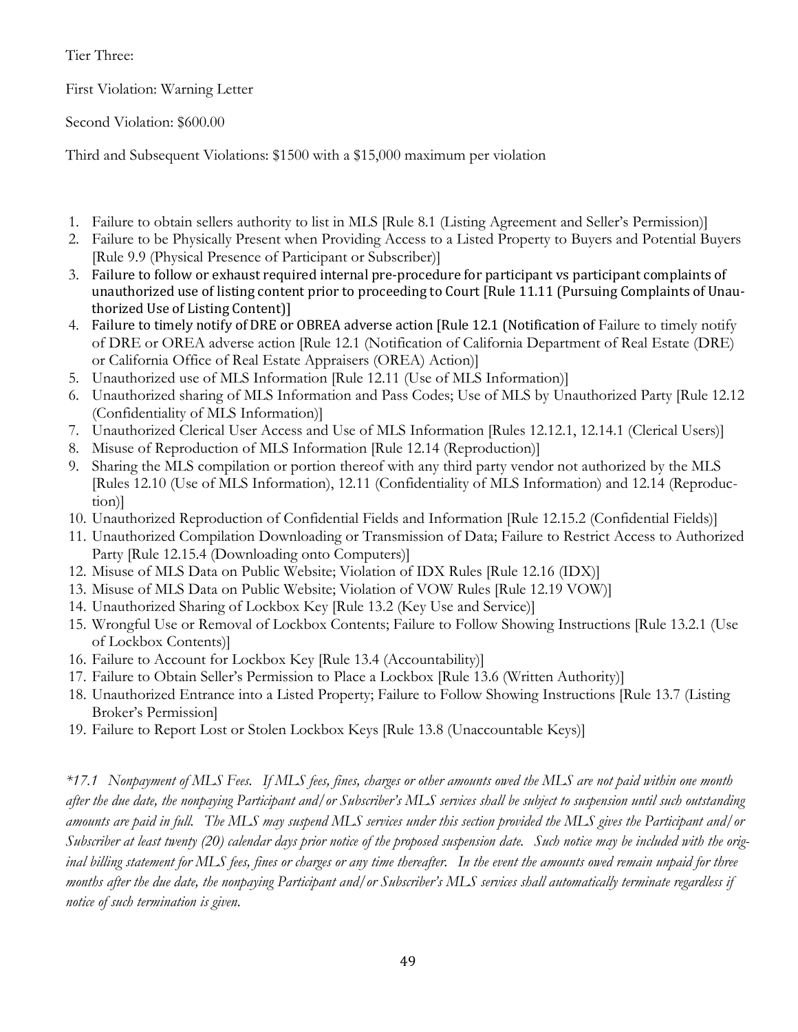Tier Three:

First Violation: Warning Letter

Second Violation: $600.00

Third and Subsequent Violations: $1500 with a $15,000 maximum per violation

1. Failure to obtain sellers authority to list in MLS [Rule 8.1 (Listing Agreement and Seller's Permission)]
2. Failure to be Physically Present when Providing Access to a Listed Property to Buyers and Potential Buyers [Rule 9.9 (Physical Presence of Participant or Subscriber)]
3. Failure to follow or exhaust required internal pre-procedure for participant vs participant complaints of unauthorized use of listing content prior to proceeding to Court [Rule 11.11 (Pursuing Complaints of Unauthorized Use of Listing Content)]
4. Failure to timely notify of DRE or OBREA adverse action [Rule 12.1 (Notification of Failure to timely notify of DRE or OREA adverse action [Rule 12.1 (Notification of California Department of Real Estate (DRE) or California Office of Real Estate Appraisers (OREA) Action)]
5. Unauthorized use of MLS Information [Rule 12.11 (Use of MLS Information)]
6. Unauthorized sharing of MLS Information and Pass Codes; Use of MLS by Unauthorized Party [Rule 12.12 (Confidentiality of MLS Information)]
7. Unauthorized Clerical User Access and Use of MLS Information [Rules 12.12.1, 12.14.1 (Clerical Users)]
8. Misuse of Reproduction of MLS Information [Rule 12.14 (Reproduction)]
9. Sharing the MLS compilation or portion thereof with any third party vendor not authorized by the MLS [Rules 12.10 (Use of MLS Information), 12.11 (Confidentiality of MLS Information) and 12.14 (Reproduction)]
10. Unauthorized Reproduction of Confidential Fields and Information [Rule 12.15.2 (Confidential Fields)]
11. Unauthorized Compilation Downloading or Transmission of Data; Failure to Restrict Access to Authorized Party [Rule 12.15.4 (Downloading onto Computers)]
12. Misuse of MLS Data on Public Website; Violation of IDX Rules [Rule 12.16 (IDX)]
13. Misuse of MLS Data on Public Website; Violation of VOW Rules [Rule 12.19 VOW)]
14. Unauthorized Sharing of Lockbox Key [Rule 13.2 (Key Use and Service)]
15. Wrongful Use or Removal of Lockbox Contents; Failure to Follow Showing Instructions [Rule 13.2.1 (Use of Lockbox Contents)]
16. Failure to Account for Lockbox Key [Rule 13.4 (Accountability)]
17. Failure to Obtain Seller's Permission to Place a Lockbox [Rule 13.6 (Written Authority)]
18. Unauthorized Entrance into a Listed Property; Failure to Follow Showing Instructions [Rule 13.7 (Listing Broker's Permission]
19. Failure to Report Lost or Stolen Lockbox Keys [Rule 13.8 (Unaccountable Keys)]

**17.1 Nonpayment of MLS Fees.* *If MLS fees, fines, charges or other amounts owed the MLS are not paid within one month after the due date, the nonpaying Participant and/or Subscriber's MLS services shall be subject to suspension until such outstanding amounts are paid in full. The MLS may suspend MLS services under this section provided the MLS gives the Participant and/or Subscriber at least twenty (20) calendar days prior notice of the proposed suspension date. Such notice may be included with the original billing statement for MLS fees, fines or charges or any time thereafter. In the event the amounts owed remain unpaid for three months after the due date, the nonpaying Participant and/or Subscriber's MLS services shall automatically terminate regardless if notice of such termination is given.*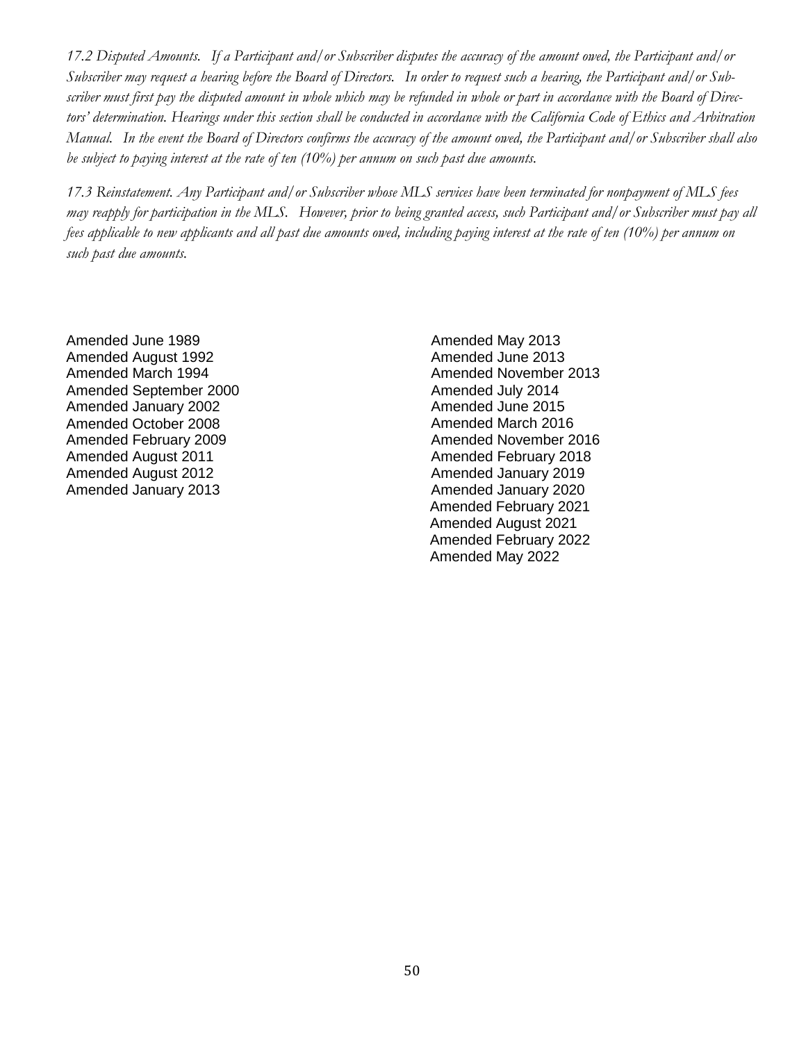*17.2 Disputed Amounts. If a Participant and/or Subscriber disputes the accuracy of the amount owed, the Participant and/or Subscriber may request a hearing before the Board of Directors. In order to request such a hearing, the Participant and/or Subscriber must first pay the disputed amount in whole which may be refunded in whole or part in accordance with the Board of Directors' determination. Hearings under this section shall be conducted in accordance with the California Code of Ethics and Arbitration Manual. In the event the Board of Directors confirms the accuracy of the amount owed, the Participant and/or Subscriber shall also be subject to paying interest at the rate of ten (10%) per annum on such past due amounts.*

*17.3 Reinstatement. Any Participant and/or Subscriber whose MLS services have been terminated for nonpayment of MLS fees may reapply for participation in the MLS. However, prior to being granted access, such Participant and/or Subscriber must pay all fees applicable to new applicants and all past due amounts owed, including paying interest at the rate of ten (10%) per annum on such past due amounts.*

Amended June 1989
Amended August 1992
Amended March 1994
Amended September 2000
Amended January 2002
Amended October 2008
Amended February 2009
Amended August 2011
Amended August 2012
Amended January 2013
Amended May 2013
Amended June 2013
Amended November 2013
Amended July 2014
Amended June 2015
Amended March 2016
Amended November 2016
Amended February 2018
Amended January 2019
Amended January 2020
Amended February 2021
Amended August 2021
Amended February 2022
Amended May 2022